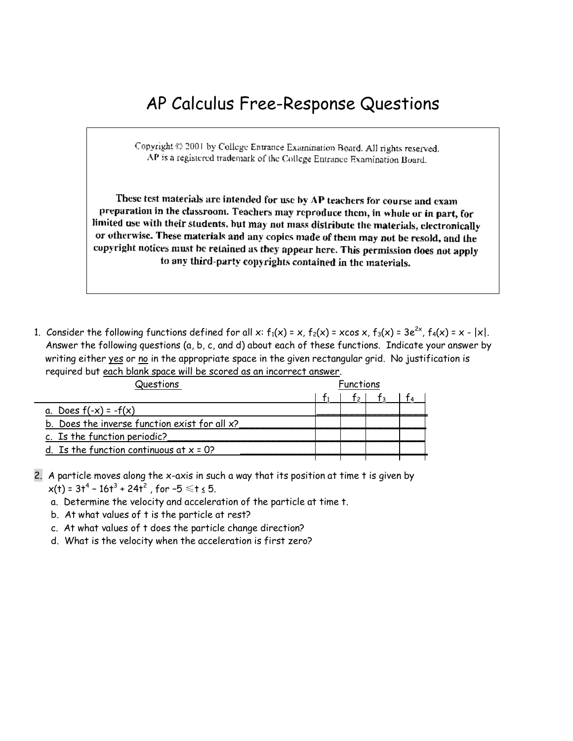# AP Calculus Free-Response Questions

Copyright © 2001 by College Entrance Examination Board. All rights reserved.
AP is a registered trademark of the College Entrance Examination Board.

These test materials are intended for use by AP teachers for course and exam preparation in the classroom. Teachers may reproduce them, in whole or in part, for limited use with their students, but may not mass distribute the materials, electronically or otherwise. These materials and any copies made of them may not be resold, and the copyright notices must be retained as they appear here. This permission does not apply to any third-party copyrights contained in the materials.

1. Consider the following functions defined for all x: $f_1(x) = x$, $f_2(x) = x\cos x$, $f_3(x) = 3e^{2x}$, $f_4(x) = x - |x|$. Answer the following questions (a, b, c, and d) about each of these functions. Indicate your answer by writing either yes or no in the appropriate space in the given rectangular grid. No justification is required but each blank space will be scored as an incorrect answer.

| Questions | $f_1$ | $f_2$ | $f_3$ | $f_4$ |
|---|---|---|---|---|
| a. Does $f(-x) = -f(x)$ | | | | |
| b. Does the inverse function exist for all x? | | | | |
| c. Is the function periodic? | | | | |
| d. Is the function continuous at x = 0? | | | | |

2. A particle moves along the x-axis in such a way that its position at time t is given by $x(t) = 3t^4 - 16t^3 + 24t^2$, for $-5 \leq t \leq 5$.
   a. Determine the velocity and acceleration of the particle at time t.
   b. At what values of t is the particle at rest?
   c. At what values of t does the particle change direction?
   d. What is the velocity when the acceleration is first zero?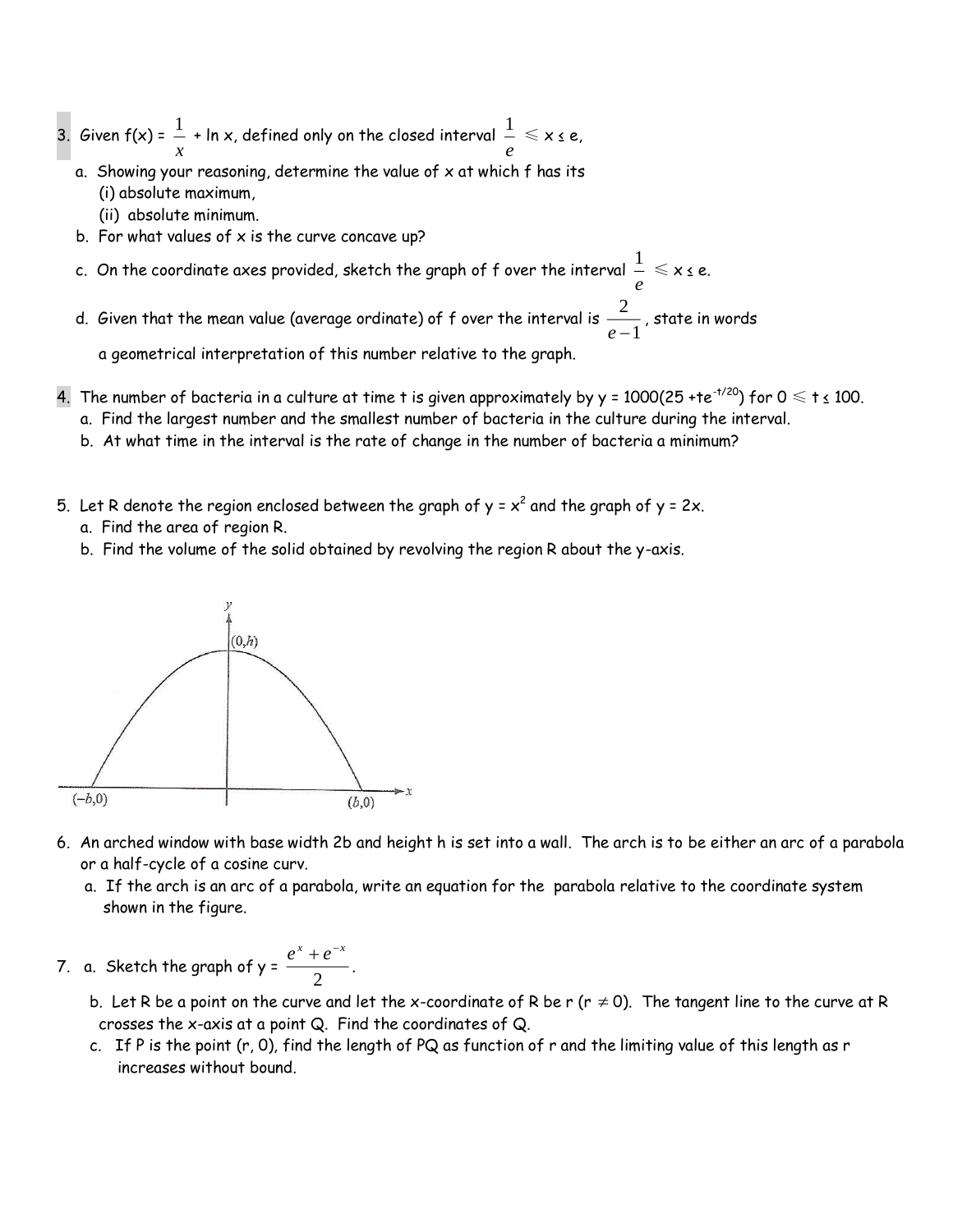3. Given f(x) = $\frac{1}{x}$ + ln x, defined only on the closed interval $\frac{1}{e} \le x \le e$,
   a. Showing your reasoning, determine the value of x at which f has its
      (i) absolute maximum,
      (ii) absolute minimum.
   b. For what values of x is the curve concave up?
   c. On the coordinate axes provided, sketch the graph of f over the interval $\frac{1}{e} \le x \le e$.
   d. Given that the mean value (average ordinate) of f over the interval is $\frac{2}{e-1}$, state in words a geometrical interpretation of this number relative to the graph.

4. The number of bacteria in a culture at time t is given approximately by y = $1000(25 + te^{-t/20})$ for $0 \le t \le 100$.
   a. Find the largest number and the smallest number of bacteria in the culture during the interval.
   b. At what time in the interval is the rate of change in the number of bacteria a minimum?

5. Let R denote the region enclosed between the graph of $y = x^2$ and the graph of y = 2x.
   a. Find the area of region R.
   b. Find the volume of the solid obtained by revolving the region R about the y-axis.

6. An arched window with base width 2b and height h is set into a wall. The arch is to be either an arc of a parabola or a half-cycle of a cosine curv.
   a. If the arch is an arc of a parabola, write an equation for the parabola relative to the coordinate system shown in the figure.

7. a. Sketch the graph of y = $\frac{e^x + e^{-x}}{2}$.
   b. Let R be a point on the curve and let the x-coordinate of R be r ($r \neq 0$). The tangent line to the curve at R crosses the x-axis at a point Q. Find the coordinates of Q.
   c. If P is the point (r, 0), find the length of PQ as function of r and the limiting value of this length as r increases without bound.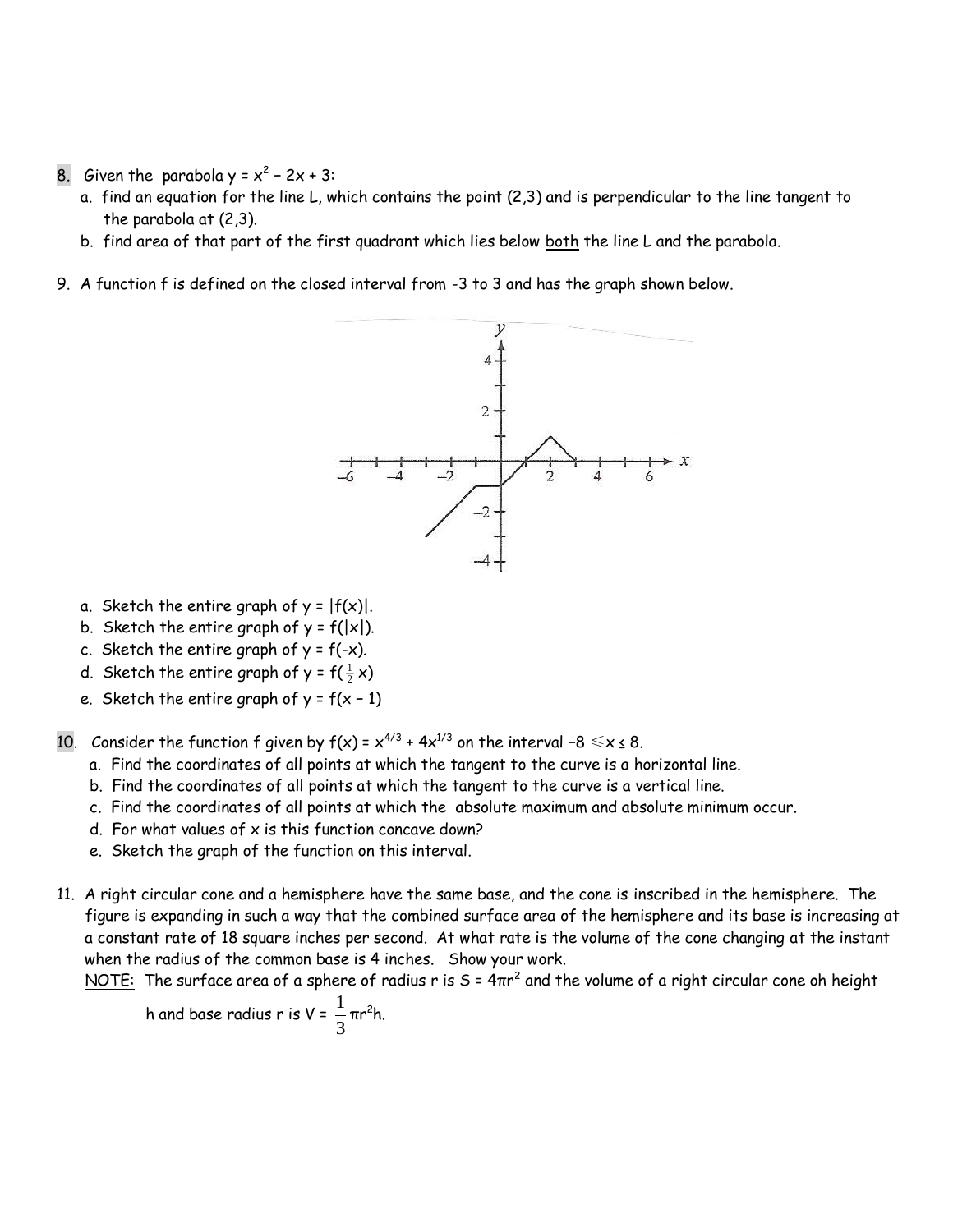8. Given the parabola $y = x^2 - 2x + 3$:
   a. find an equation for the line L, which contains the point (2,3) and is perpendicular to the line tangent to the parabola at (2,3).
   b. find area of that part of the first quadrant which lies below both the line L and the parabola.

9. A function f is defined on the closed interval from -3 to 3 and has the graph shown below.

   a. Sketch the entire graph of $y = |f(x)|$.
   b. Sketch the entire graph of $y = f(|x|)$.
   c. Sketch the entire graph of $y = f(-x)$.
   d. Sketch the entire graph of $y = f(\frac{1}{2}x)$
   e. Sketch the entire graph of $y = f(x - 1)$

10. Consider the function f given by $f(x) = x^{4/3} + 4x^{1/3}$ on the interval $-8 \leq x \leq 8$.
    a. Find the coordinates of all points at which the tangent to the curve is a horizontal line.
    b. Find the coordinates of all points at which the tangent to the curve is a vertical line.
    c. Find the coordinates of all points at which the absolute maximum and absolute minimum occur.
    d. For what values of x is this function concave down?
    e. Sketch the graph of the function on this interval.

11. A right circular cone and a hemisphere have the same base, and the cone is inscribed in the hemisphere. The figure is expanding in such a way that the combined surface area of the hemisphere and its base is increasing at a constant rate of 18 square inches per second. At what rate is the volume of the cone changing at the instant when the radius of the common base is 4 inches. Show your work.
    NOTE: The surface area of a sphere of radius r is $S = 4\pi r^2$ and the volume of a right circular cone oh height h and base radius r is $V = \frac{1}{3}\pi r^2 h$.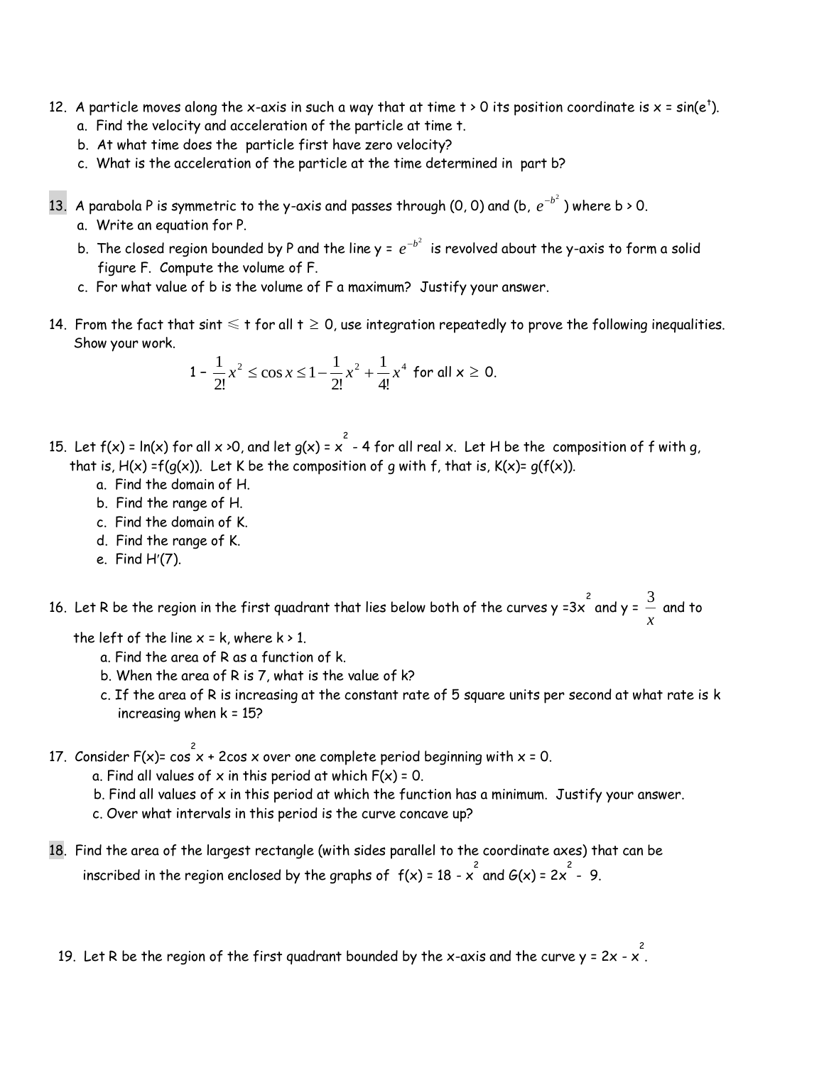12. A particle moves along the x-axis in such a way that at time t > 0 its position coordinate is $x = \sin(e^t)$.
    a. Find the velocity and acceleration of the particle at time t.
    b. At what time does the particle first have zero velocity?
    c. What is the acceleration of the particle at the time determined in part b?

13. A parabola P is symmetric to the y-axis and passes through (0, 0) and $(b, e^{-b^2})$ where b > 0.
    a. Write an equation for P.
    b. The closed region bounded by P and the line $y = e^{-b^2}$ is revolved about the y-axis to form a solid figure F. Compute the volume of F.
    c. For what value of b is the volume of F a maximum? Justify your answer.

14. From the fact that $\sin t \leqslant t$ for all $t \geq 0$, use integration repeatedly to prove the following inequalities. Show your work.

$$1 - \frac{1}{2!}x^2 \leq \cos x \leq 1 - \frac{1}{2!}x^2 + \frac{1}{4!}x^4 \text{ for all } x \geq 0.$$

15. Let f(x) = ln(x) for all x >0, and let $g(x) = x^2 - 4$ for all real x. Let H be the composition of f with g, that is, H(x) =f(g(x)). Let K be the composition of g with f, that is, K(x)= g(f(x)).
    a. Find the domain of H.
    b. Find the range of H.
    c. Find the domain of K.
    d. Find the range of K.
    e. Find H'(7).

16. Let R be the region in the first quadrant that lies below both of the curves $y = 3x^2$ and $y = \frac{3}{x}$ and to the left of the line x = k, where k > 1.
    a. Find the area of R as a function of k.
    b. When the area of R is 7, what is the value of k?
    c. If the area of R is increasing at the constant rate of 5 square units per second at what rate is k increasing when k = 15?

17. Consider $F(x) = \cos^2 x + 2\cos x$ over one complete period beginning with x = 0.
    a. Find all values of x in this period at which F(x) = 0.
    b. Find all values of x in this period at which the function has a minimum. Justify your answer.
    c. Over what intervals in this period is the curve concave up?

18. Find the area of the largest rectangle (with sides parallel to the coordinate axes) that can be inscribed in the region enclosed by the graphs of $f(x) = 18 - x^2$ and $G(x) = 2x^2 - 9$.

19. Let R be the region of the first quadrant bounded by the x-axis and the curve $y = 2x - x^2$.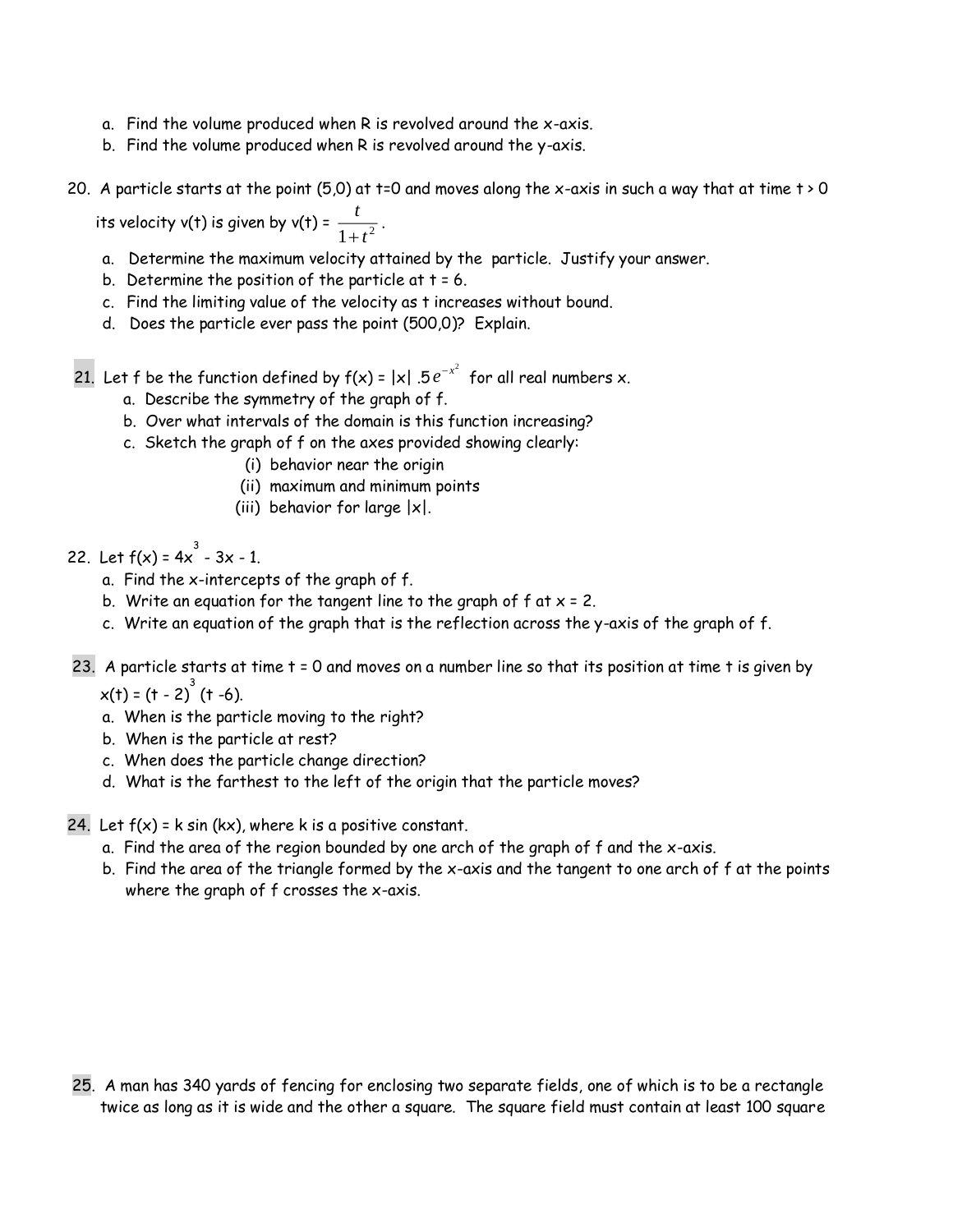a. Find the volume produced when R is revolved around the x-axis.
b. Find the volume produced when R is revolved around the y-axis.

20. A particle starts at the point (5,0) at t=0 and moves along the x-axis in such a way that at time t > 0 its velocity v(t) is given by v(t) = $\frac{t}{1+t^2}$.
   a. Determine the maximum velocity attained by the particle. Justify your answer.
   b. Determine the position of the particle at t = 6.
   c. Find the limiting value of the velocity as t increases without bound.
   d. Does the particle ever pass the point (500,0)? Explain.

21. Let f be the function defined by f(x) = $|x| .5e^{-x^2}$ for all real numbers x.
   a. Describe the symmetry of the graph of f.
   b. Over what intervals of the domain is this function increasing?
   c. Sketch the graph of f on the axes provided showing clearly:
      (i) behavior near the origin
      (ii) maximum and minimum points
      (iii) behavior for large |x|.

22. Let f(x) = $4x^3 - 3x - 1$.
   a. Find the x-intercepts of the graph of f.
   b. Write an equation for the tangent line to the graph of f at x = 2.
   c. Write an equation of the graph that is the reflection across the y-axis of the graph of f.

23. A particle starts at time t = 0 and moves on a number line so that its position at time t is given by x(t) = $(t - 2)^3 (t - 6)$.
   a. When is the particle moving to the right?
   b. When is the particle at rest?
   c. When does the particle change direction?
   d. What is the farthest to the left of the origin that the particle moves?

24. Let f(x) = k sin (kx), where k is a positive constant.
   a. Find the area of the region bounded by one arch of the graph of f and the x-axis.
   b. Find the area of the triangle formed by the x-axis and the tangent to one arch of f at the points where the graph of f crosses the x-axis.

25. A man has 340 yards of fencing for enclosing two separate fields, one of which is to be a rectangle twice as long as it is wide and the other a square. The square field must contain at least 100 square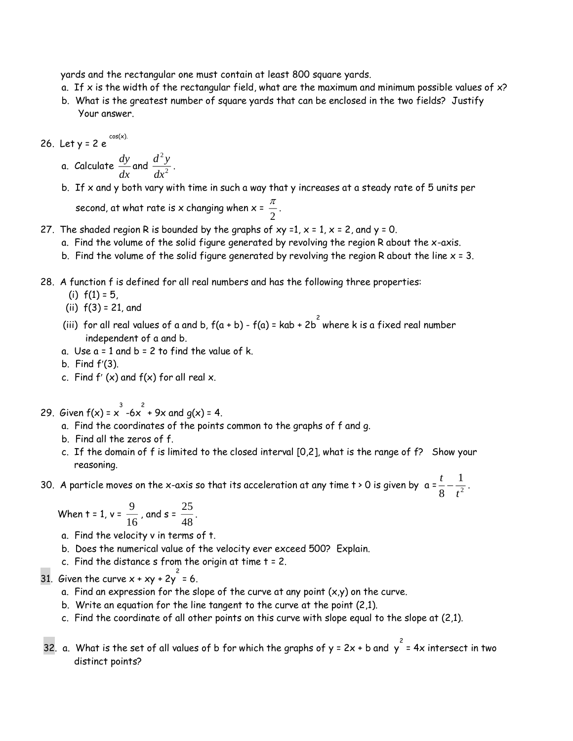yards and the rectangular one must contain at least 800 square yards.

a. If x is the width of the rectangular field, what are the maximum and minimum possible values of x?
b. What is the greatest number of square yards that can be enclosed in the two fields? Justify Your answer.

26. Let $y = 2e^{\cos(x)}$.
    a. Calculate $\frac{dy}{dx}$ and $\frac{d^2y}{dx^2}$.
    b. If x and y both vary with time in such a way that y increases at a steady rate of 5 units per second, at what rate is x changing when $x = \frac{\pi}{2}$.

27. The shaded region R is bounded by the graphs of $xy = 1$, $x = 1$, $x = 2$, and $y = 0$.
    a. Find the volume of the solid figure generated by revolving the region R about the x-axis.
    b. Find the volume of the solid figure generated by revolving the region R about the line $x = 3$.

28. A function f is defined for all real numbers and has the following three properties:
    (i) $f(1) = 5$,
    (ii) $f(3) = 21$, and
    (iii) for all real values of a and b, $f(a + b) - f(a) = kab + 2b^2$ where k is a fixed real number independent of a and b.
    a. Use $a = 1$ and $b = 2$ to find the value of k.
    b. Find $f'(3)$.
    c. Find $f'(x)$ and $f(x)$ for all real x.

29. Given $f(x) = x^3 - 6x^2 + 9x$ and $g(x) = 4$.
    a. Find the coordinates of the points common to the graphs of f and g.
    b. Find all the zeros of f.
    c. If the domain of f is limited to the closed interval [0,2], what is the range of f? Show your reasoning.

30. A particle moves on the x-axis so that its acceleration at any time $t > 0$ is given by $a = \frac{t}{8} - \frac{1}{t^2}$.
    When $t = 1$, $v = \frac{9}{16}$, and $s = \frac{25}{48}$.
    a. Find the velocity v in terms of t.
    b. Does the numerical value of the velocity ever exceed 500? Explain.
    c. Find the distance s from the origin at time $t = 2$.

31. Given the curve $x + xy + 2y^2 = 6$.
    a. Find an expression for the slope of the curve at any point (x,y) on the curve.
    b. Write an equation for the line tangent to the curve at the point (2,1).
    c. Find the coordinate of all other points on this curve with slope equal to the slope at (2,1).

32. a. What is the set of all values of b for which the graphs of $y = 2x + b$ and $y^2 = 4x$ intersect in two distinct points?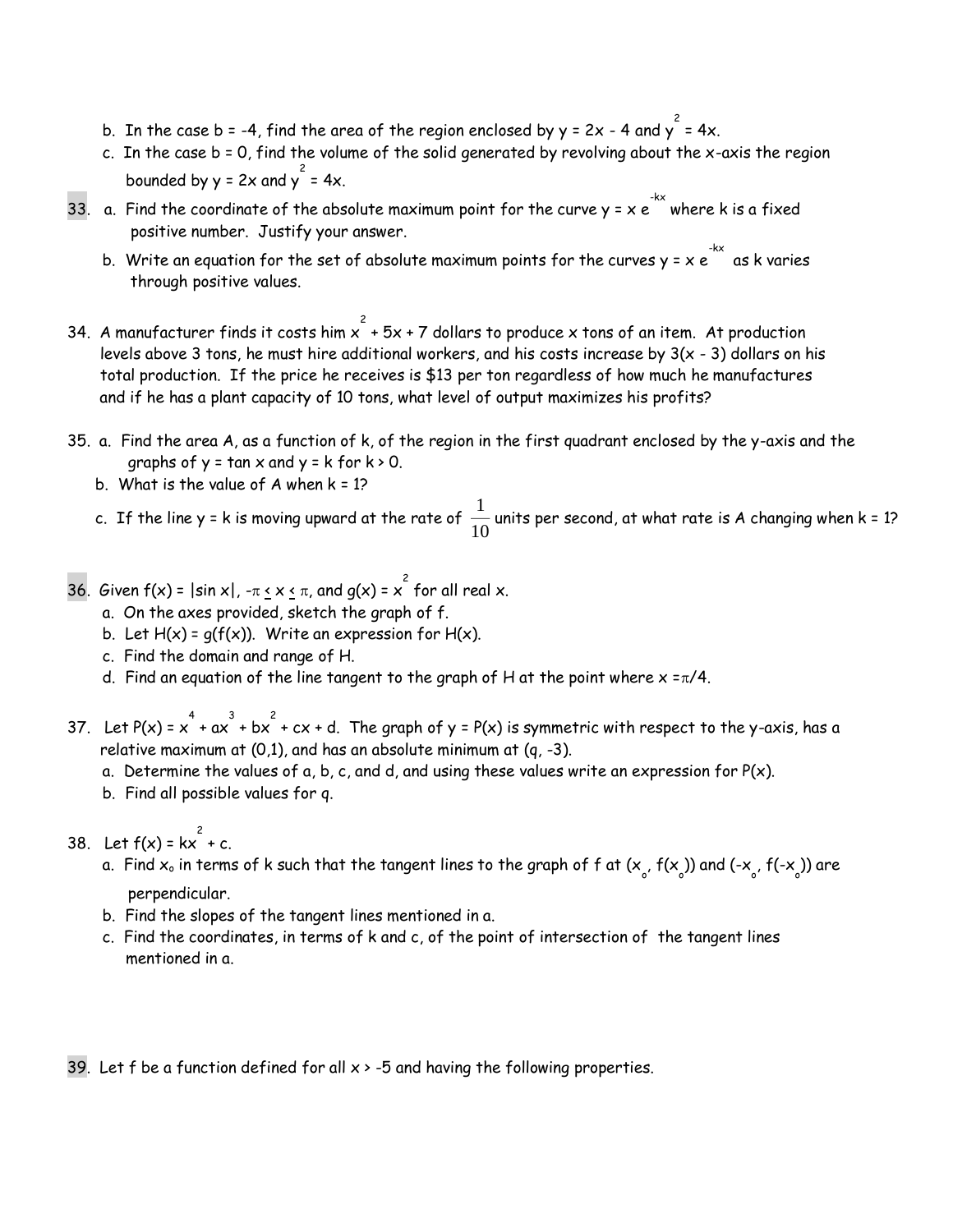b. In the case b = -4, find the area of the region enclosed by $y = 2x - 4$ and $y^2 = 4x$.

c. In the case b = 0, find the volume of the solid generated by revolving about the x-axis the region bounded by $y = 2x$ and $y^2 = 4x$.

33. a. Find the coordinate of the absolute maximum point for the curve $y = x e^{-kx}$ where k is a fixed positive number. Justify your answer.

    b. Write an equation for the set of absolute maximum points for the curves $y = x e^{-kx}$ as k varies through positive values.

34. A manufacturer finds it costs him $x^2 + 5x + 7$ dollars to produce x tons of an item. At production levels above 3 tons, he must hire additional workers, and his costs increase by $3(x - 3)$ dollars on his total production. If the price he receives is $13 per ton regardless of how much he manufactures and if he has a plant capacity of 10 tons, what level of output maximizes his profits?

35. a. Find the area A, as a function of k, of the region in the first quadrant enclosed by the y-axis and the graphs of $y = \tan x$ and $y = k$ for $k > 0$.

    b. What is the value of A when k = 1?

    c. If the line y = k is moving upward at the rate of $\frac{1}{10}$ units per second, at what rate is A changing when k = 1?

36. Given $f(x) = |\sin x|$, $-\pi \leq x \leq \pi$, and $g(x) = x^2$ for all real x.

    a. On the axes provided, sketch the graph of f.

    b. Let $H(x) = g(f(x))$. Write an expression for $H(x)$.

    c. Find the domain and range of H.

    d. Find an equation of the line tangent to the graph of H at the point where $x = \pi/4$.

37. Let $P(x) = x^4 + ax^3 + bx^2 + cx + d$. The graph of $y = P(x)$ is symmetric with respect to the y-axis, has a relative maximum at (0,1), and has an absolute minimum at (q, -3).

    a. Determine the values of a, b, c, and d, and using these values write an expression for $P(x)$.

    b. Find all possible values for q.

38. Let $f(x) = kx^2 + c$.

    a. Find $x_o$ in terms of k such that the tangent lines to the graph of f at $(x_o, f(x_o))$ and $(-x_o, f(-x_o))$ are perpendicular.

    b. Find the slopes of the tangent lines mentioned in a.

    c. Find the coordinates, in terms of k and c, of the point of intersection of the tangent lines mentioned in a.

39. Let f be a function defined for all $x > -5$ and having the following properties.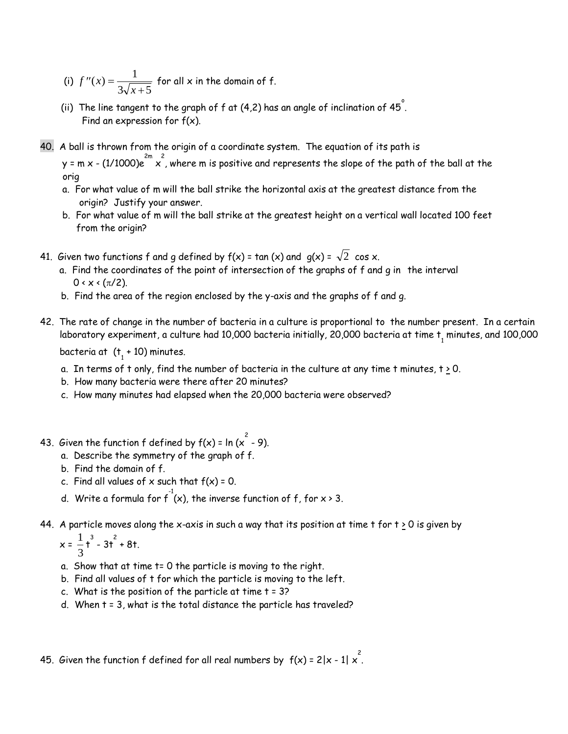(i) $f''(x) = \dfrac{1}{3\sqrt{x+5}}$ for all x in the domain of f.

(ii) The line tangent to the graph of f at (4,2) has an angle of inclination of $45^\circ$.
Find an expression for f(x).

40. A ball is thrown from the origin of a coordinate system. The equation of its path is $y = mx - (1/1000)e^{2m}x^2$, where m is positive and represents the slope of the path of the ball at the orig
   a. For what value of m will the ball strike the horizontal axis at the greatest distance from the origin? Justify your answer.
   b. For what value of m will the ball strike at the greatest height on a vertical wall located 100 feet from the origin?

41. Given two functions f and g defined by f(x) = tan (x) and $g(x) = \sqrt{2}\cos x$.
   a. Find the coordinates of the point of intersection of the graphs of f and g in the interval $0 < x < (\pi/2)$.
   b. Find the area of the region enclosed by the y-axis and the graphs of f and g.

42. The rate of change in the number of bacteria in a culture is proportional to the number present. In a certain laboratory experiment, a culture had 10,000 bacteria initially, 20,000 bacteria at time $t_1$ minutes, and 100,000 bacteria at $(t_1 + 10)$ minutes.
   a. In terms of t only, find the number of bacteria in the culture at any time t minutes, $t \geq 0$.
   b. How many bacteria were there after 20 minutes?
   c. How many minutes had elapsed when the 20,000 bacteria were observed?

43. Given the function f defined by $f(x) = \ln(x^2 - 9)$.
   a. Describe the symmetry of the graph of f.
   b. Find the domain of f.
   c. Find all values of x such that f(x) = 0.
   d. Write a formula for $f^{-1}(x)$, the inverse function of f, for $x > 3$.

44. A particle moves along the x-axis in such a way that its position at time t for $t \geq 0$ is given by $x = \frac{1}{3}t^3 - 3t^2 + 8t$.
   a. Show that at time t= 0 the particle is moving to the right.
   b. Find all values of t for which the particle is moving to the left.
   c. What is the position of the particle at time t = 3?
   d. When t = 3, what is the total distance the particle has traveled?

45. Given the function f defined for all real numbers by $f(x) = 2|x - 1|\,x^2$.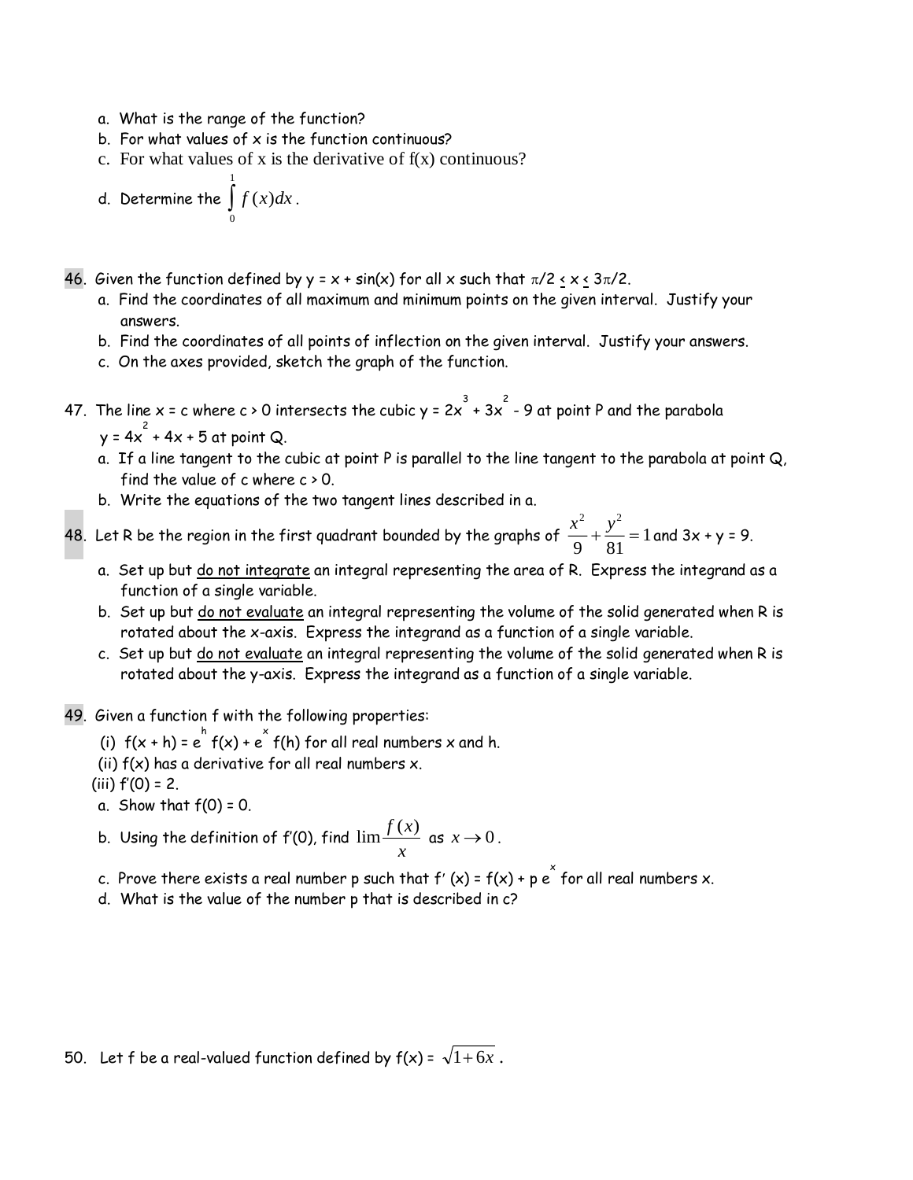a. What is the range of the function?
b. For what values of x is the function continuous?
c. For what values of x is the derivative of f(x) continuous?
d. Determine the $\int_0^1 f(x)dx$.

46. Given the function defined by y = x + sin(x) for all x such that $\pi/2 \le x \le 3\pi/2$.
   a. Find the coordinates of all maximum and minimum points on the given interval. Justify your answers.
   b. Find the coordinates of all points of inflection on the given interval. Justify your answers.
   c. On the axes provided, sketch the graph of the function.

47. The line x = c where c > 0 intersects the cubic $y = 2x^3 + 3x^2 - 9$ at point P and the parabola $y = 4x^2 + 4x + 5$ at point Q.
   a. If a line tangent to the cubic at point P is parallel to the line tangent to the parabola at point Q, find the value of c where c > 0.
   b. Write the equations of the two tangent lines described in a.

48. Let R be the region in the first quadrant bounded by the graphs of $\frac{x^2}{9} + \frac{y^2}{81} = 1$ and 3x + y = 9.
   a. Set up but do not integrate an integral representing the area of R. Express the integrand as a function of a single variable.
   b. Set up but do not evaluate an integral representing the volume of the solid generated when R is rotated about the x-axis. Express the integrand as a function of a single variable.
   c. Set up but do not evaluate an integral representing the volume of the solid generated when R is rotated about the y-axis. Express the integrand as a function of a single variable.

49. Given a function f with the following properties:
   (i) $f(x + h) = e^h f(x) + e^x f(h)$ for all real numbers x and h.
   (ii) f(x) has a derivative for all real numbers x.
   (iii) f′(0) = 2.
   a. Show that f(0) = 0.
   b. Using the definition of f′(0), find $\lim \frac{f(x)}{x}$ as $x \to 0$.
   c. Prove there exists a real number p such that $f'(x) = f(x) + p e^x$ for all real numbers x.
   d. What is the value of the number p that is described in c?

50. Let f be a real-valued function defined by f(x) = $\sqrt{1+6x}$.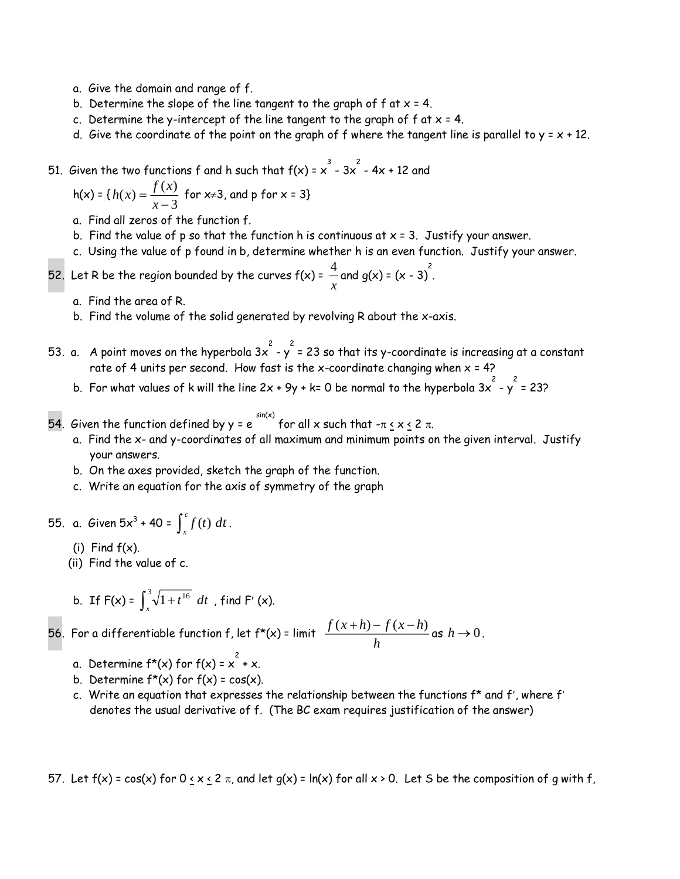a. Give the domain and range of f.
b. Determine the slope of the line tangent to the graph of f at x = 4.
c. Determine the y-intercept of the line tangent to the graph of f at x = 4.
d. Give the coordinate of the point on the graph of f where the tangent line is parallel to y = x + 12.

51. Given the two functions f and h such that $f(x) = x^3 - 3x^2 - 4x + 12$ and

$h(x) = \{ h(x) = \dfrac{f(x)}{x-3}$ for $x \neq 3$, and p for x = 3}

a. Find all zeros of the function f.
b. Find the value of p so that the function h is continuous at x = 3. Justify your answer.
c. Using the value of p found in b, determine whether h is an even function. Justify your answer.

52. Let R be the region bounded by the curves $f(x) = \dfrac{4}{x}$ and $g(x) = (x - 3)^2$.

a. Find the area of R.
b. Find the volume of the solid generated by revolving R about the x-axis.

53. a. A point moves on the hyperbola $3x^2 - y^2 = 23$ so that its y-coordinate is increasing at a constant rate of 4 units per second. How fast is the x-coordinate changing when x = 4?

b. For what values of k will the line 2x + 9y + k= 0 be normal to the hyperbola $3x^2 - y^2 = 23$?

54. Given the function defined by $y = e^{\sin(x)}$ for all x such that $-\pi \leq x \leq 2\pi$.

a. Find the x- and y-coordinates of all maximum and minimum points on the given interval. Justify your answers.
b. On the axes provided, sketch the graph of the function.
c. Write an equation for the axis of symmetry of the graph

55. a. Given $5x^3 + 40 = \int_x^c f(t)\, dt$.

(i) Find f(x).
(ii) Find the value of c.

b. If $F(x) = \int_x^3 \sqrt{1+t^{16}}\, dt$, find $F'(x)$.

56. For a differentiable function f, let f*(x) = limit $\dfrac{f(x+h) - f(x-h)}{h}$ as $h \to 0$.

a. Determine f*(x) for $f(x) = x^2 + x$.
b. Determine f*(x) for f(x) = cos(x).
c. Write an equation that expresses the relationship between the functions f* and f′, where f′ denotes the usual derivative of f. (The BC exam requires justification of the answer)

57. Let f(x) = cos(x) for $0 \leq x \leq 2\pi$, and let g(x) = ln(x) for all x > 0. Let S be the composition of g with f,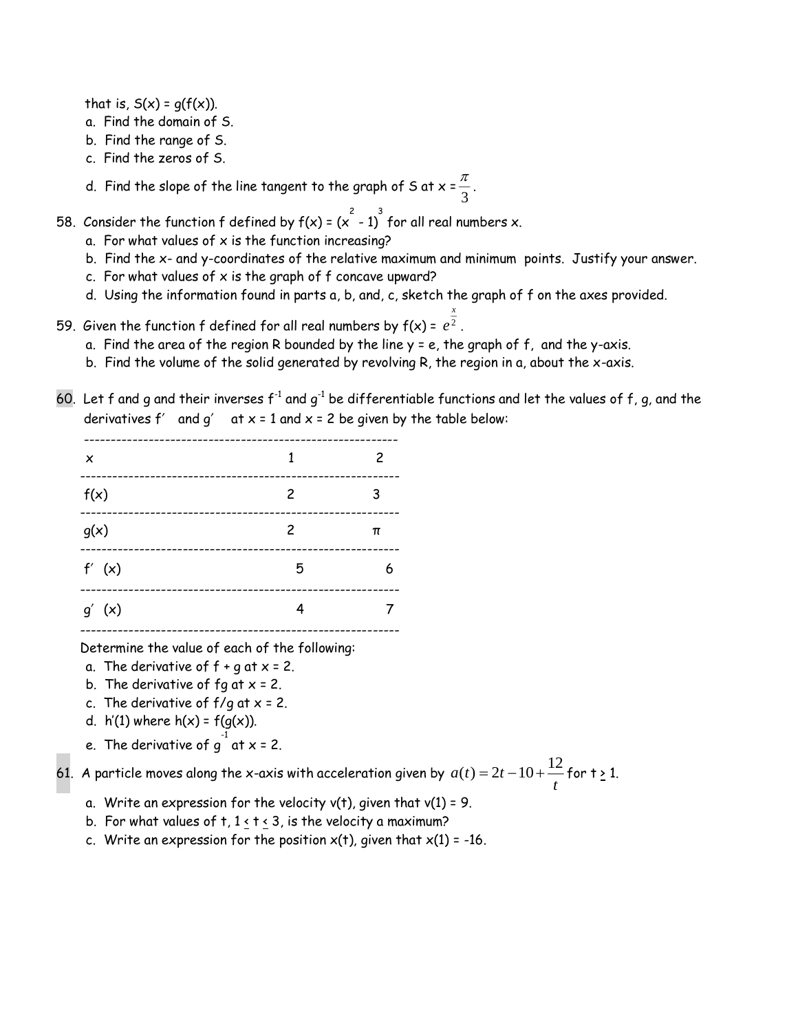that is, $S(x) = g(f(x))$.

a. Find the domain of S.
b. Find the range of S.
c. Find the zeros of S.
d. Find the slope of the line tangent to the graph of S at $x = \dfrac{\pi}{3}$.

58. Consider the function f defined by $f(x) = (x^2 - 1)^3$ for all real numbers x.
    a. For what values of x is the function increasing?
    b. Find the x- and y-coordinates of the relative maximum and minimum points. Justify your answer.
    c. For what values of x is the graph of f concave upward?
    d. Using the information found in parts a, b, and, c, sketch the graph of f on the axes provided.

59. Given the function f defined for all real numbers by $f(x) = e^{\frac{x}{2}}$.
    a. Find the area of the region R bounded by the line y = e, the graph of f, and the y-axis.
    b. Find the volume of the solid generated by revolving R, the region in a, about the x-axis.

60. Let f and g and their inverses $f^{-1}$ and $g^{-1}$ be differentiable functions and let the values of f, g, and the derivatives $f'$ and $g'$ at x = 1 and x = 2 be given by the table below:

| x | 1 | 2 |
|---|---|---|
| $f(x)$ | 2 | 3 |
| $g(x)$ | 2 | $\pi$ |
| $f'(x)$ | 5 | 6 |
| $g'(x)$ | 4 | 7 |

Determine the value of each of the following:

a. The derivative of f + g at x = 2.
b. The derivative of fg at x = 2.
c. The derivative of f/g at x = 2.
d. $h'(1)$ where $h(x) = f(g(x))$.
e. The derivative of $g^{-1}$ at x = 2.

61. A particle moves along the x-axis with acceleration given by $a(t) = 2t - 10 + \dfrac{12}{t}$ for $t \geq 1$.
    a. Write an expression for the velocity v(t), given that v(1) = 9.
    b. For what values of t, $1 \leq t \leq 3$, is the velocity a maximum?
    c. Write an expression for the position x(t), given that x(1) = -16.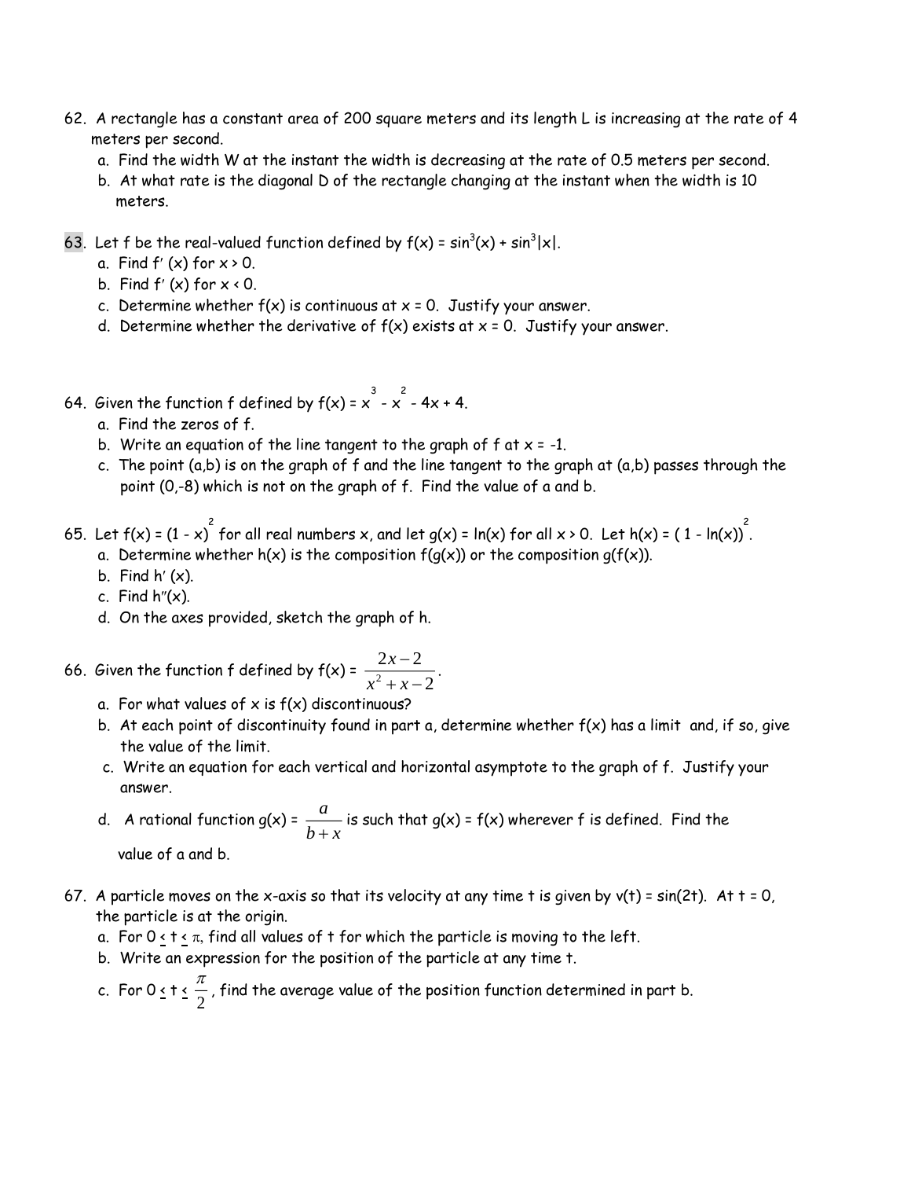62. A rectangle has a constant area of 200 square meters and its length L is increasing at the rate of 4 meters per second.
   a. Find the width W at the instant the width is decreasing at the rate of 0.5 meters per second.
   b. At what rate is the diagonal D of the rectangle changing at the instant when the width is 10 meters.

63. Let f be the real-valued function defined by $f(x) = \sin^3(x) + \sin^3|x|$.
   a. Find $f'(x)$ for $x > 0$.
   b. Find $f'(x)$ for $x < 0$.
   c. Determine whether f(x) is continuous at x = 0. Justify your answer.
   d. Determine whether the derivative of f(x) exists at x = 0. Justify your answer.

64. Given the function f defined by $f(x) = x^3 - x^2 - 4x + 4$.
   a. Find the zeros of f.
   b. Write an equation of the line tangent to the graph of f at x = -1.
   c. The point (a,b) is on the graph of f and the line tangent to the graph at (a,b) passes through the point (0,-8) which is not on the graph of f. Find the value of a and b.

65. Let $f(x) = (1 - x)^2$ for all real numbers x, and let $g(x) = \ln(x)$ for all $x > 0$. Let $h(x) = (1 - \ln(x))^2$.
   a. Determine whether h(x) is the composition f(g(x)) or the composition g(f(x)).
   b. Find $h'(x)$.
   c. Find $h''(x)$.
   d. On the axes provided, sketch the graph of h.

66. Given the function f defined by $f(x) = \dfrac{2x-2}{x^2+x-2}$.
   a. For what values of x is f(x) discontinuous?
   b. At each point of discontinuity found in part a, determine whether f(x) has a limit and, if so, give the value of the limit.
   c. Write an equation for each vertical and horizontal asymptote to the graph of f. Justify your answer.
   d. A rational function $g(x) = \dfrac{a}{b+x}$ is such that g(x) = f(x) wherever f is defined. Find the value of a and b.

67. A particle moves on the x-axis so that its velocity at any time t is given by $v(t) = \sin(2t)$. At t = 0, the particle is at the origin.
   a. For $0 \le t \le \pi$, find all values of t for which the particle is moving to the left.
   b. Write an expression for the position of the particle at any time t.
   c. For $0 \le t \le \dfrac{\pi}{2}$, find the average value of the position function determined in part b.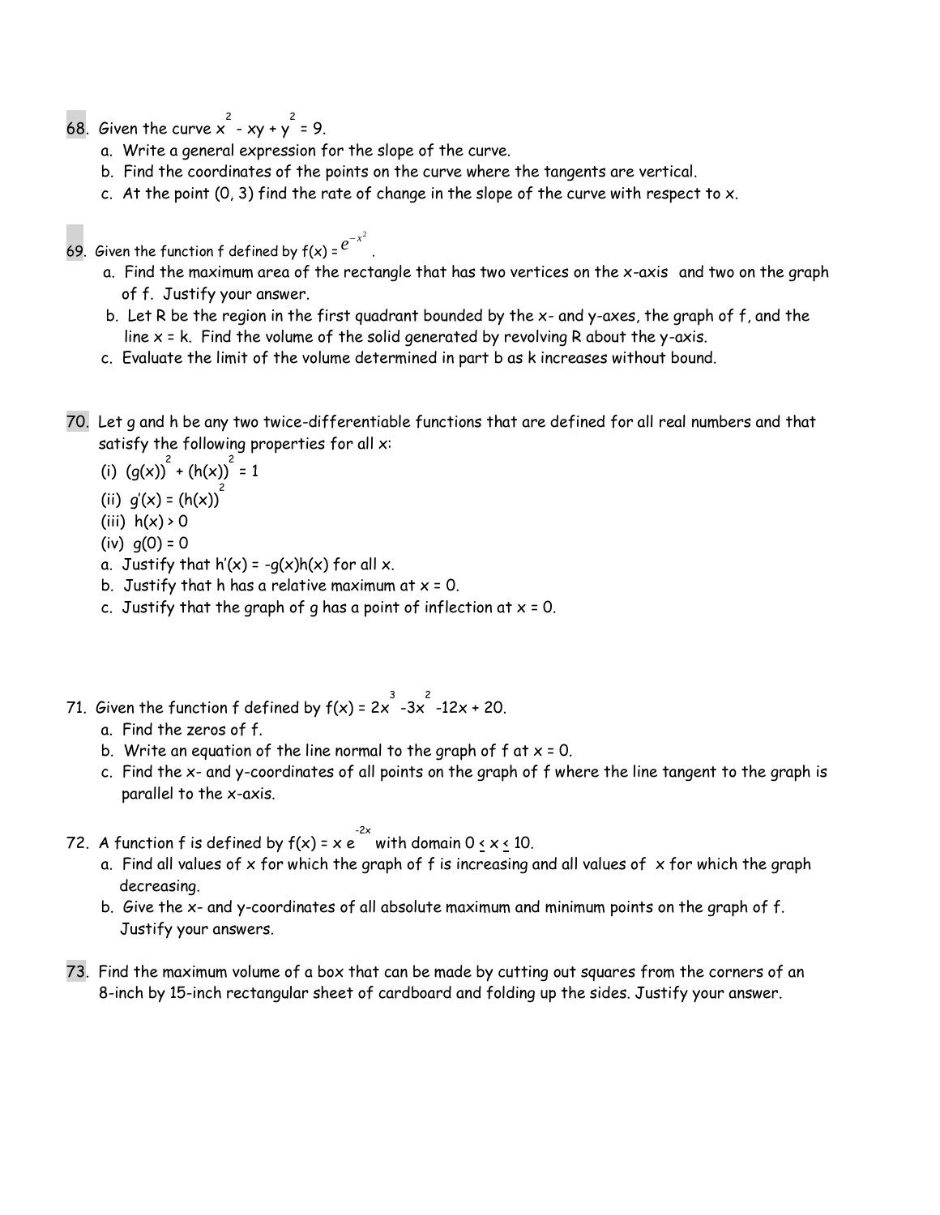68. Given the curve $x^2 - xy + y^2 = 9$.
   a. Write a general expression for the slope of the curve.
   b. Find the coordinates of the points on the curve where the tangents are vertical.
   c. At the point (0, 3) find the rate of change in the slope of the curve with respect to x.

69. Given the function f defined by $f(x) = e^{-x^2}$.
   a. Find the maximum area of the rectangle that has two vertices on the x-axis and two on the graph of f. Justify your answer.
   b. Let R be the region in the first quadrant bounded by the x- and y-axes, the graph of f, and the line x = k. Find the volume of the solid generated by revolving R about the y-axis.
   c. Evaluate the limit of the volume determined in part b as k increases without bound.

70. Let g and h be any two twice-differentiable functions that are defined for all real numbers and that satisfy the following properties for all x:
   (i) $(g(x))^2 + (h(x))^2 = 1$
   (ii) $g'(x) = (h(x))^2$
   (iii) $h(x) > 0$
   (iv) $g(0) = 0$
   a. Justify that $h'(x) = -g(x)h(x)$ for all x.
   b. Justify that h has a relative maximum at x = 0.
   c. Justify that the graph of g has a point of inflection at x = 0.

71. Given the function f defined by $f(x) = 2x^3 - 3x^2 - 12x + 20$.
   a. Find the zeros of f.
   b. Write an equation of the line normal to the graph of f at x = 0.
   c. Find the x- and y-coordinates of all points on the graph of f where the line tangent to the graph is parallel to the x-axis.

72. A function f is defined by $f(x) = x\, e^{-2x}$ with domain $0 \le x \le 10$.
   a. Find all values of x for which the graph of f is increasing and all values of x for which the graph decreasing.
   b. Give the x- and y-coordinates of all absolute maximum and minimum points on the graph of f. Justify your answers.

73. Find the maximum volume of a box that can be made by cutting out squares from the corners of an 8-inch by 15-inch rectangular sheet of cardboard and folding up the sides. Justify your answer.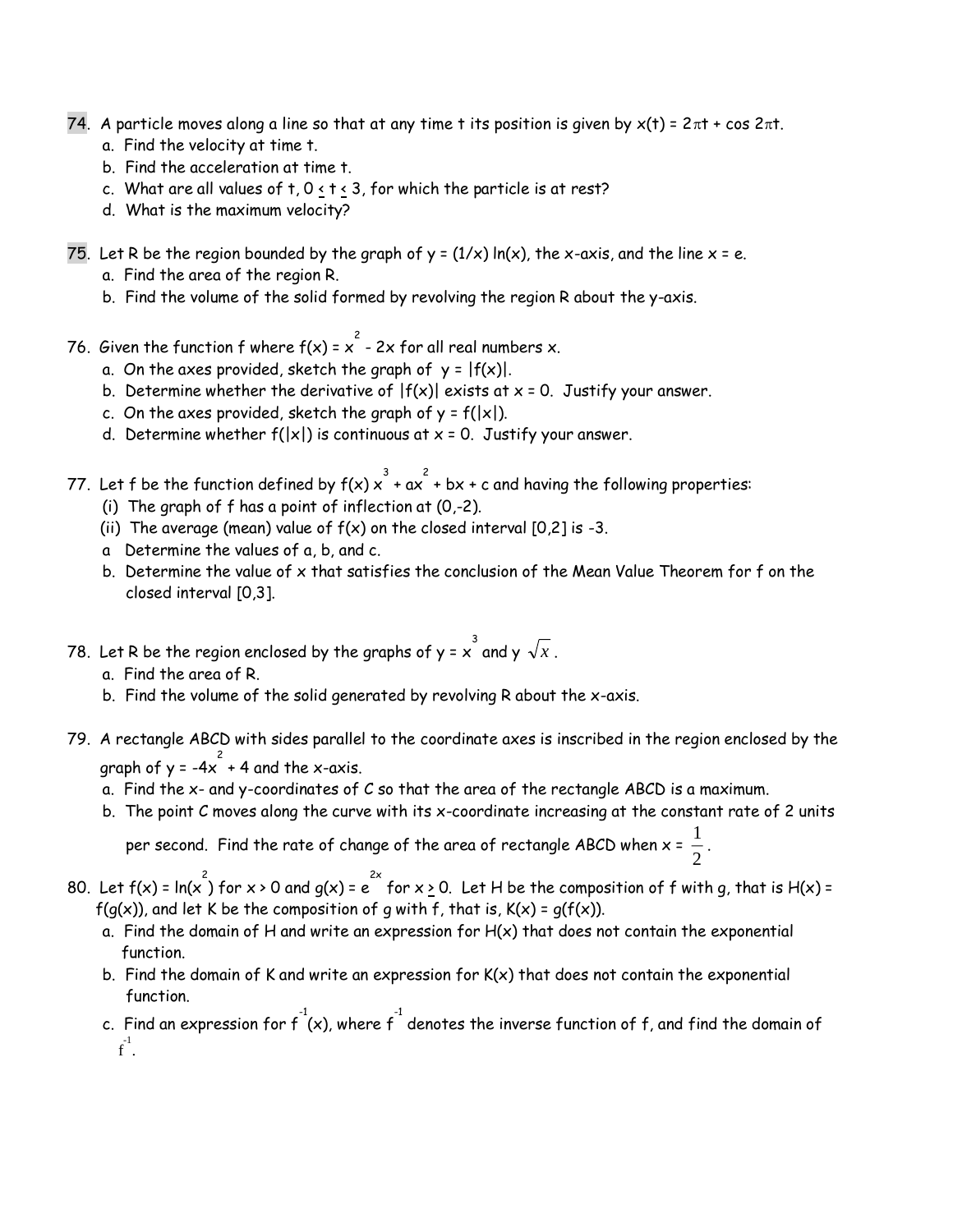74. A particle moves along a line so that at any time t its position is given by $x(t) = 2\pi t + \cos 2\pi t$.
    a. Find the velocity at time t.
    b. Find the acceleration at time t.
    c. What are all values of t, $0 \le t \le 3$, for which the particle is at rest?
    d. What is the maximum velocity?

75. Let R be the region bounded by the graph of $y = (1/x)\ln(x)$, the x-axis, and the line $x = e$.
    a. Find the area of the region R.
    b. Find the volume of the solid formed by revolving the region R about the y-axis.

76. Given the function f where $f(x) = x^2 - 2x$ for all real numbers x.
    a. On the axes provided, sketch the graph of $y = |f(x)|$.
    b. Determine whether the derivative of $|f(x)|$ exists at $x = 0$. Justify your answer.
    c. On the axes provided, sketch the graph of $y = f(|x|)$.
    d. Determine whether $f(|x|)$ is continuous at $x = 0$. Justify your answer.

77. Let f be the function defined by $f(x)\ x^3 + ax^2 + bx + c$ and having the following properties:
    (i) The graph of f has a point of inflection at (0,-2).
    (ii) The average (mean) value of f(x) on the closed interval [0,2] is -3.
    a Determine the values of a, b, and c.
    b. Determine the value of x that satisfies the conclusion of the Mean Value Theorem for f on the closed interval [0,3].

78. Let R be the region enclosed by the graphs of $y = x^3$ and $y\ \sqrt{x}$.
    a. Find the area of R.
    b. Find the volume of the solid generated by revolving R about the x-axis.

79. A rectangle ABCD with sides parallel to the coordinate axes is inscribed in the region enclosed by the graph of $y = -4x^2 + 4$ and the x-axis.
    a. Find the x- and y-coordinates of C so that the area of the rectangle ABCD is a maximum.
    b. The point C moves along the curve with its x-coordinate increasing at the constant rate of 2 units per second. Find the rate of change of the area of rectangle ABCD when $x = \dfrac{1}{2}$.

80. Let $f(x) = \ln(x^2)$ for $x > 0$ and $g(x) = e^{2x}$ for $x \ge 0$. Let H be the composition of f with g, that is $H(x) = f(g(x))$, and let K be the composition of g with f, that is, $K(x) = g(f(x))$.
    a. Find the domain of H and write an expression for H(x) that does not contain the exponential function.
    b. Find the domain of K and write an expression for K(x) that does not contain the exponential function.
    c. Find an expression for $f^{-1}(x)$, where $f^{-1}$ denotes the inverse function of f, and find the domain of $f^{-1}$.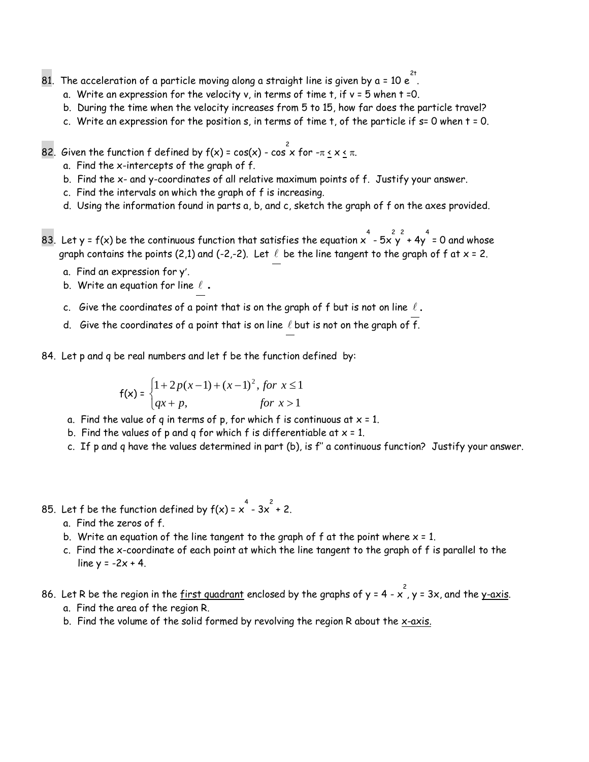81. The acceleration of a particle moving along a straight line is given by $a = 10e^{2t}$.
   a. Write an expression for the velocity v, in terms of time t, if v = 5 when t =0.
   b. During the time when the velocity increases from 5 to 15, how far does the particle travel?
   c. Write an expression for the position s, in terms of time t, of the particle if s= 0 when t = 0.

82. Given the function f defined by $f(x) = \cos(x) - \cos^2 x$ for $-\pi \leq x \leq \pi$.
   a. Find the x-intercepts of the graph of f.
   b. Find the x- and y-coordinates of all relative maximum points of f. Justify your answer.
   c. Find the intervals on which the graph of f is increasing.
   d. Using the information found in parts a, b, and c, sketch the graph of f on the axes provided.

83. Let y = f(x) be the continuous function that satisfies the equation $x^4 - 5x^2y^2 + 4y^4 = 0$ and whose graph contains the points (2,1) and (-2,-2). Let $\ell$ be the line tangent to the graph of f at x = 2.
   a. Find an expression for $y'$.
   b. Write an equation for line $\ell$.
   c. Give the coordinates of a point that is on the graph of f but is not on line $\ell$.
   d. Give the coordinates of a point that is on line $\ell$ but is not on the graph of f.

84. Let p and q be real numbers and let f be the function defined by:

$$f(x) = \begin{cases} 1 + 2p(x-1) + (x-1)^2, & for\ x \leq 1 \\ qx + p, & for\ x > 1 \end{cases}$$

   a. Find the value of q in terms of p, for which f is continuous at x = 1.
   b. Find the values of p and q for which f is differentiable at x = 1.
   c. If p and q have the values determined in part (b), is $f''$ a continuous function? Justify your answer.

85. Let f be the function defined by $f(x) = x^4 - 3x^2 + 2$.
   a. Find the zeros of f.
   b. Write an equation of the line tangent to the graph of f at the point where x = 1.
   c. Find the x-coordinate of each point at which the line tangent to the graph of f is parallel to the line $y = -2x + 4$.

86. Let R be the region in the first quadrant enclosed by the graphs of $y = 4 - x^2$, $y = 3x$, and the y-axis.
   a. Find the area of the region R.
   b. Find the volume of the solid formed by revolving the region R about the x-axis.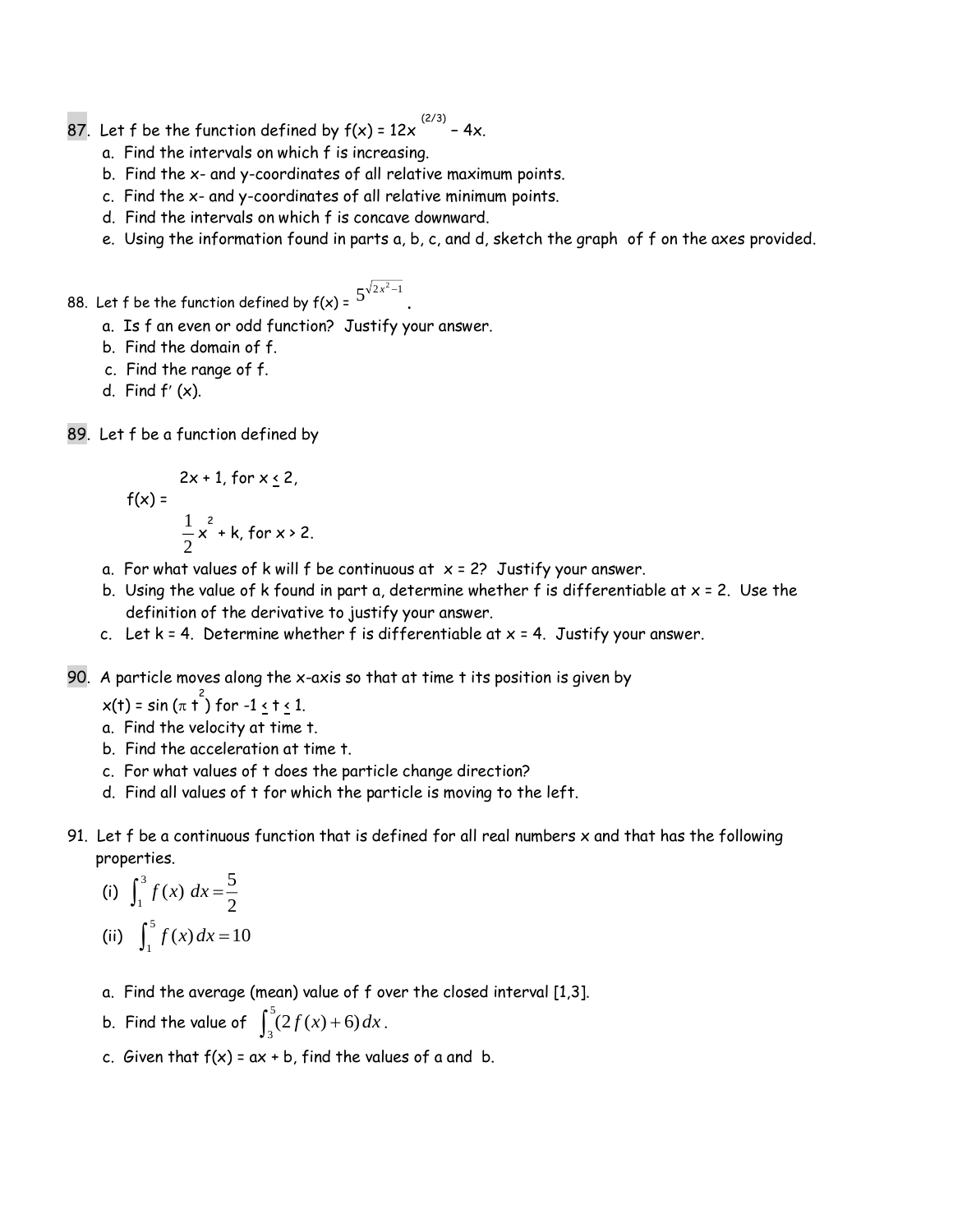87. Let f be the function defined by $f(x) = 12x^{(2/3)} - 4x$.

   a. Find the intervals on which f is increasing.
   b. Find the x- and y-coordinates of all relative maximum points.
   c. Find the x- and y-coordinates of all relative minimum points.
   d. Find the intervals on which f is concave downward.
   e. Using the information found in parts a, b, c, and d, sketch the graph of f on the axes provided.

88. Let f be the function defined by $f(x) = 5^{\sqrt{2x^2-1}}$.

   a. Is f an even or odd function? Justify your answer.
   b. Find the domain of f.
   c. Find the range of f.
   d. Find $f'(x)$.

89. Let f be a function defined by

$$f(x) = \begin{cases} 2x + 1, & \text{for } x \le 2, \\ \frac{1}{2}x^2 + k, & \text{for } x > 2. \end{cases}$$

   a. For what values of k will f be continuous at $x = 2$? Justify your answer.
   b. Using the value of k found in part a, determine whether f is differentiable at $x = 2$. Use the definition of the derivative to justify your answer.
   c. Let $k = 4$. Determine whether f is differentiable at $x = 4$. Justify your answer.

90. A particle moves along the x-axis so that at time t its position is given by $x(t) = \sin(\pi t^2)$ for $-1 \le t \le 1$.

   a. Find the velocity at time t.
   b. Find the acceleration at time t.
   c. For what values of t does the particle change direction?
   d. Find all values of t for which the particle is moving to the left.

91. Let f be a continuous function that is defined for all real numbers x and that has the following properties.

   (i) $\int_1^3 f(x)\, dx = \frac{5}{2}$

   (ii) $\int_1^5 f(x)\, dx = 10$

   a. Find the average (mean) value of f over the closed interval [1,3].
   b. Find the value of $\int_3^5 (2f(x) + 6)\, dx$.
   c. Given that $f(x) = ax + b$, find the values of a and b.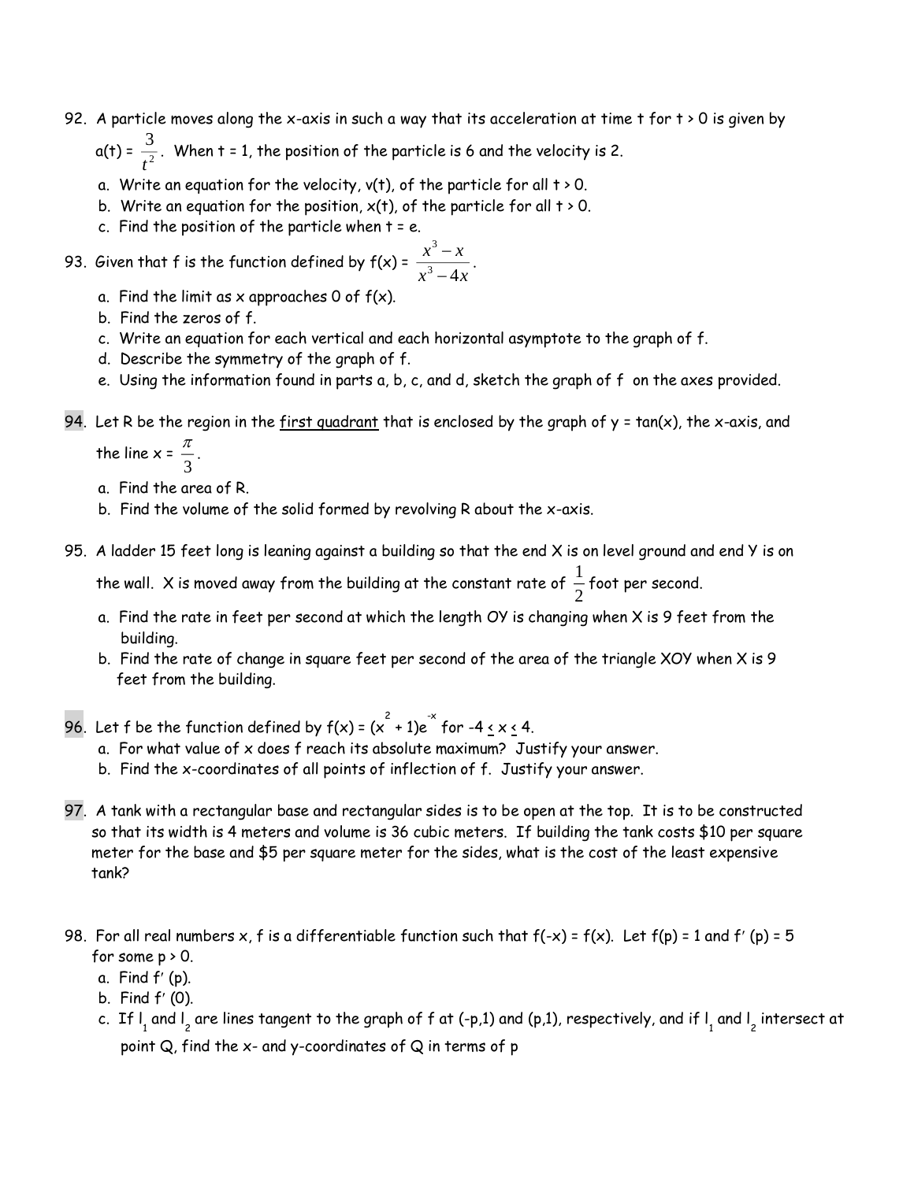92. A particle moves along the x-axis in such a way that its acceleration at time t for t > 0 is given by $a(t) = \frac{3}{t^2}$. When t = 1, the position of the particle is 6 and the velocity is 2.
   a. Write an equation for the velocity, v(t), of the particle for all t > 0.
   b. Write an equation for the position, x(t), of the particle for all t > 0.
   c. Find the position of the particle when t = e.

93. Given that f is the function defined by $f(x) = \frac{x^3 - x}{x^3 - 4x}$.
   a. Find the limit as x approaches 0 of f(x).
   b. Find the zeros of f.
   c. Write an equation for each vertical and each horizontal asymptote to the graph of f.
   d. Describe the symmetry of the graph of f.
   e. Using the information found in parts a, b, c, and d, sketch the graph of f on the axes provided.

94. Let R be the region in the <u>first quadrant</u> that is enclosed by the graph of y = tan(x), the x-axis, and the line $x = \frac{\pi}{3}$.
   a. Find the area of R.
   b. Find the volume of the solid formed by revolving R about the x-axis.

95. A ladder 15 feet long is leaning against a building so that the end X is on level ground and end Y is on the wall. X is moved away from the building at the constant rate of $\frac{1}{2}$ foot per second.
   a. Find the rate in feet per second at which the length OY is changing when X is 9 feet from the building.
   b. Find the rate of change in square feet per second of the area of the triangle XOY when X is 9 feet from the building.

96. Let f be the function defined by $f(x) = (x^2 + 1)e^{-x}$ for $-4 \le x \le 4$.
   a. For what value of x does f reach its absolute maximum? Justify your answer.
   b. Find the x-coordinates of all points of inflection of f. Justify your answer.

97. A tank with a rectangular base and rectangular sides is to be open at the top. It is to be constructed so that its width is 4 meters and volume is 36 cubic meters. If building the tank costs $10 per square meter for the base and $5 per square meter for the sides, what is the cost of the least expensive tank?

98. For all real numbers x, f is a differentiable function such that f(-x) = f(x). Let f(p) = 1 and f′(p) = 5 for some p > 0.
   a. Find f′(p).
   b. Find f′(0).
   c. If $l_1$ and $l_2$ are lines tangent to the graph of f at (-p,1) and (p,1), respectively, and if $l_1$ and $l_2$ intersect at point Q, find the x- and y-coordinates of Q in terms of p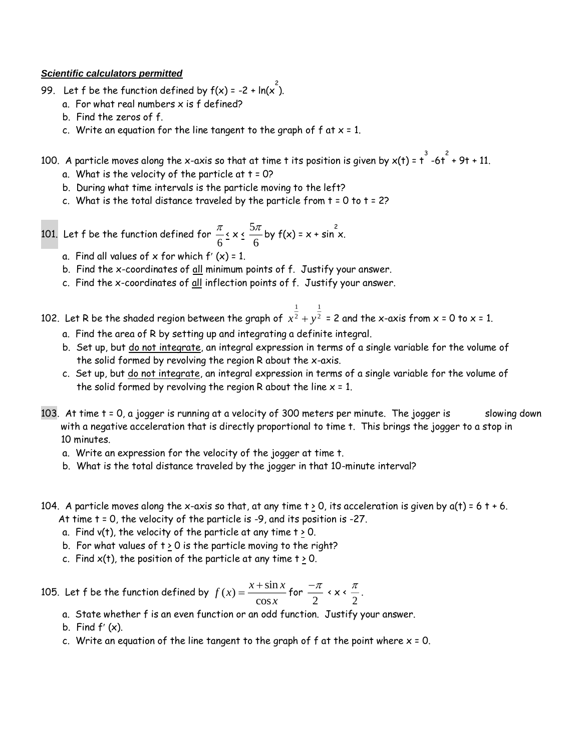***Scientific calculators permitted***

99. Let f be the function defined by $f(x) = -2 + \ln(x^2)$.
    a. For what real numbers x is f defined?
    b. Find the zeros of f.
    c. Write an equation for the line tangent to the graph of f at x = 1.

100. A particle moves along the x-axis so that at time t its position is given by $x(t) = t^3 - 6t^2 + 9t + 11$.
    a. What is the velocity of the particle at t = 0?
    b. During what time intervals is the particle moving to the left?
    c. What is the total distance traveled by the particle from t = 0 to t = 2?

101. Let f be the function defined for $\frac{\pi}{6} \le x \le \frac{5\pi}{6}$ by $f(x) = x + \sin^2 x$.
    a. Find all values of x for which $f'(x) = 1$.
    b. Find the x-coordinates of <u>all</u> minimum points of f. Justify your answer.
    c. Find the x-coordinates of <u>all</u> inflection points of f. Justify your answer.

102. Let R be the shaded region between the graph of $x^{\frac{1}{2}} + y^{\frac{1}{2}} = 2$ and the x-axis from x = 0 to x = 1.
    a. Find the area of R by setting up and integrating a definite integral.
    b. Set up, but <u>do not integrate</u>, an integral expression in terms of a single variable for the volume of the solid formed by revolving the region R about the x-axis.
    c. Set up, but <u>do not integrate</u>, an integral expression in terms of a single variable for the volume of the solid formed by revolving the region R about the line x = 1.

103. At time t = 0, a jogger is running at a velocity of 300 meters per minute. The jogger is slowing down with a negative acceleration that is directly proportional to time t. This brings the jogger to a stop in 10 minutes.
    a. Write an expression for the velocity of the jogger at time t.
    b. What is the total distance traveled by the jogger in that 10-minute interval?

104. A particle moves along the x-axis so that, at any time $t \ge 0$, its acceleration is given by $a(t) = 6t + 6$. At time t = 0, the velocity of the particle is -9, and its position is -27.
    a. Find v(t), the velocity of the particle at any time $t \ge 0$.
    b. For what values of $t \ge 0$ is the particle moving to the right?
    c. Find x(t), the position of the particle at any time $t \ge 0$.

105. Let f be the function defined by $f(x) = \dfrac{x + \sin x}{\cos x}$ for $\dfrac{-\pi}{2} < x < \dfrac{\pi}{2}$.
    a. State whether f is an even function or an odd function. Justify your answer.
    b. Find $f'(x)$.
    c. Write an equation of the line tangent to the graph of f at the point where x = 0.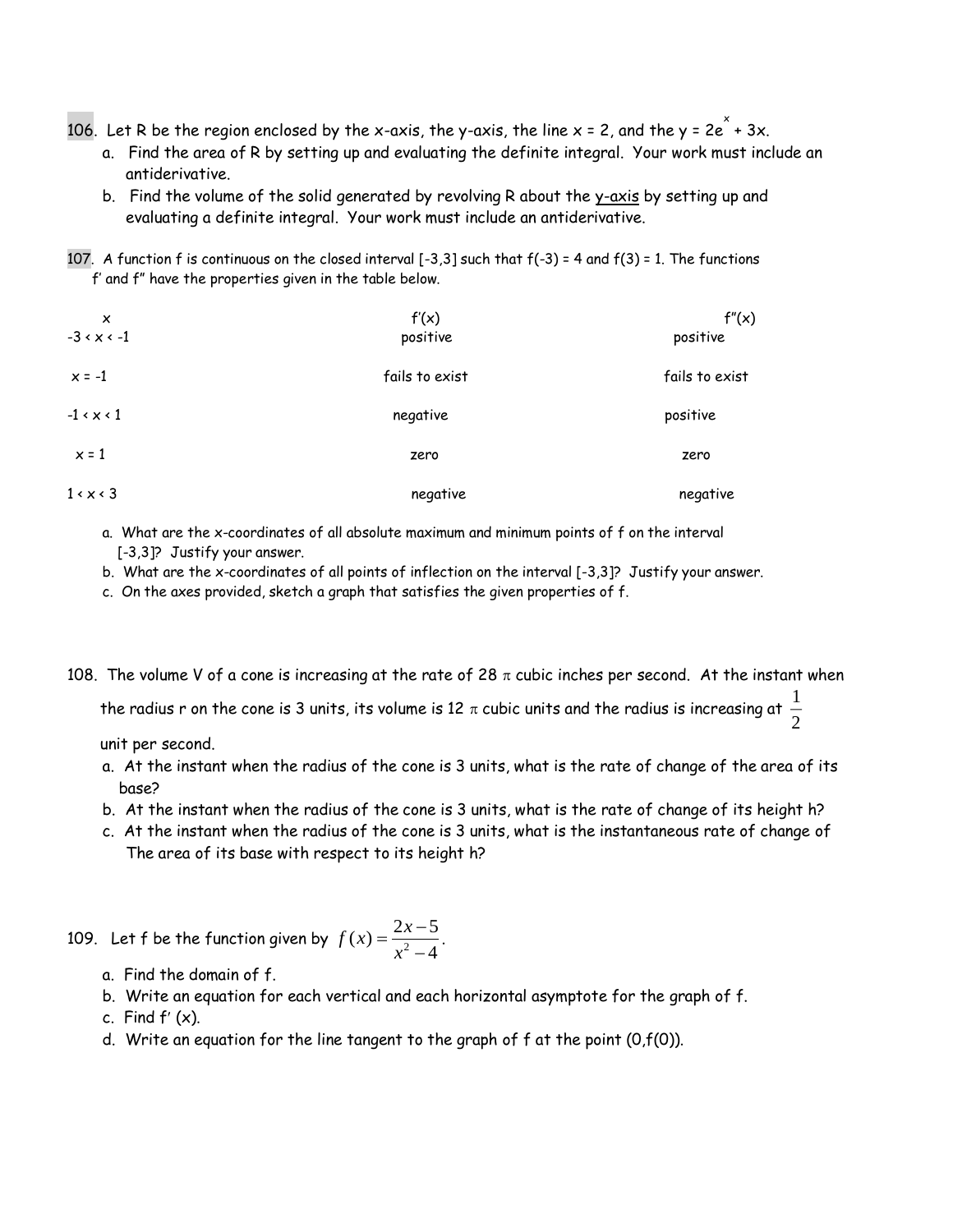106. Let R be the region enclosed by the x-axis, the y-axis, the line $x = 2$, and the $y = 2e^x + 3x$.

a. Find the area of R by setting up and evaluating the definite integral. Your work must include an antiderivative.

b. Find the volume of the solid generated by revolving R about the y-axis by setting up and evaluating a definite integral. Your work must include an antiderivative.

107. A function f is continuous on the closed interval [-3,3] such that $f(-3) = 4$ and $f(3) = 1$. The functions $f'$ and $f''$ have the properties given in the table below.

| $x$ | $f'(x)$ | $f''(x)$ |
|---|---|---|
| $-3 < x < -1$ | positive | positive |
| $x = -1$ | fails to exist | fails to exist |
| $-1 < x < 1$ | negative | positive |
| $x = 1$ | zero | zero |
| $1 < x < 3$ | negative | negative |

a. What are the x-coordinates of all absolute maximum and minimum points of f on the interval [-3,3]? Justify your answer.

b. What are the x-coordinates of all points of inflection on the interval [-3,3]? Justify your answer.

c. On the axes provided, sketch a graph that satisfies the given properties of f.

108. The volume V of a cone is increasing at the rate of $28\pi$ cubic inches per second. At the instant when the radius r on the cone is 3 units, its volume is $12\pi$ cubic units and the radius is increasing at $\frac{1}{2}$ unit per second.

a. At the instant when the radius of the cone is 3 units, what is the rate of change of the area of its base?

b. At the instant when the radius of the cone is 3 units, what is the rate of change of its height h?

c. At the instant when the radius of the cone is 3 units, what is the instantaneous rate of change of The area of its base with respect to its height h?

109. Let f be the function given by $f(x) = \dfrac{2x-5}{x^2-4}$.

a. Find the domain of f.

b. Write an equation for each vertical and each horizontal asymptote for the graph of f.

c. Find $f'(x)$.

d. Write an equation for the line tangent to the graph of f at the point $(0, f(0))$.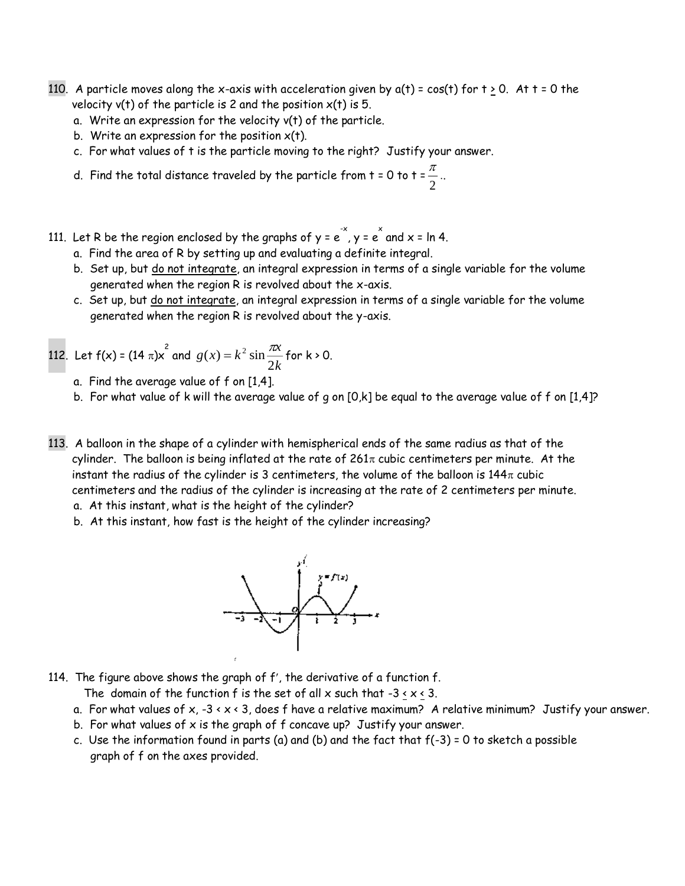110. A particle moves along the x-axis with acceleration given by $a(t) = \cos(t)$ for $t \geq 0$. At $t = 0$ the velocity $v(t)$ of the particle is 2 and the position $x(t)$ is 5.

a. Write an expression for the velocity $v(t)$ of the particle.
b. Write an expression for the position $x(t)$.
c. For what values of t is the particle moving to the right? Justify your answer.
d. Find the total distance traveled by the particle from $t = 0$ to $t = \frac{\pi}{2}$..

111. Let R be the region enclosed by the graphs of $y = e^{-x}$, $y = e^{x}$ and $x = \ln 4$.

a. Find the area of R by setting up and evaluating a definite integral.
b. Set up, but do not integrate, an integral expression in terms of a single variable for the volume generated when the region R is revolved about the x-axis.
c. Set up, but do not integrate, an integral expression in terms of a single variable for the volume generated when the region R is revolved about the y-axis.

112. Let $f(x) = (14\pi)x^2$ and $g(x) = k^2 \sin\frac{\pi x}{2k}$ for $k > 0$.

a. Find the average value of f on [1,4].
b. For what value of k will the average value of g on [0,k] be equal to the average value of f on [1,4]?

113. A balloon in the shape of a cylinder with hemispherical ends of the same radius as that of the cylinder. The balloon is being inflated at the rate of $261\pi$ cubic centimeters per minute. At the instant the radius of the cylinder is 3 centimeters, the volume of the balloon is $144\pi$ cubic centimeters and the radius of the cylinder is increasing at the rate of 2 centimeters per minute.

a. At this instant, what is the height of the cylinder?
b. At this instant, how fast is the height of the cylinder increasing?

114. The figure above shows the graph of $f'$, the derivative of a function f.
The domain of the function f is the set of all x such that $-3 \leq x \leq 3$.

a. For what values of x, $-3 < x < 3$, does f have a relative maximum? A relative minimum? Justify your answer.
b. For what values of x is the graph of f concave up? Justify your answer.
c. Use the information found in parts (a) and (b) and the fact that $f(-3) = 0$ to sketch a possible graph of f on the axes provided.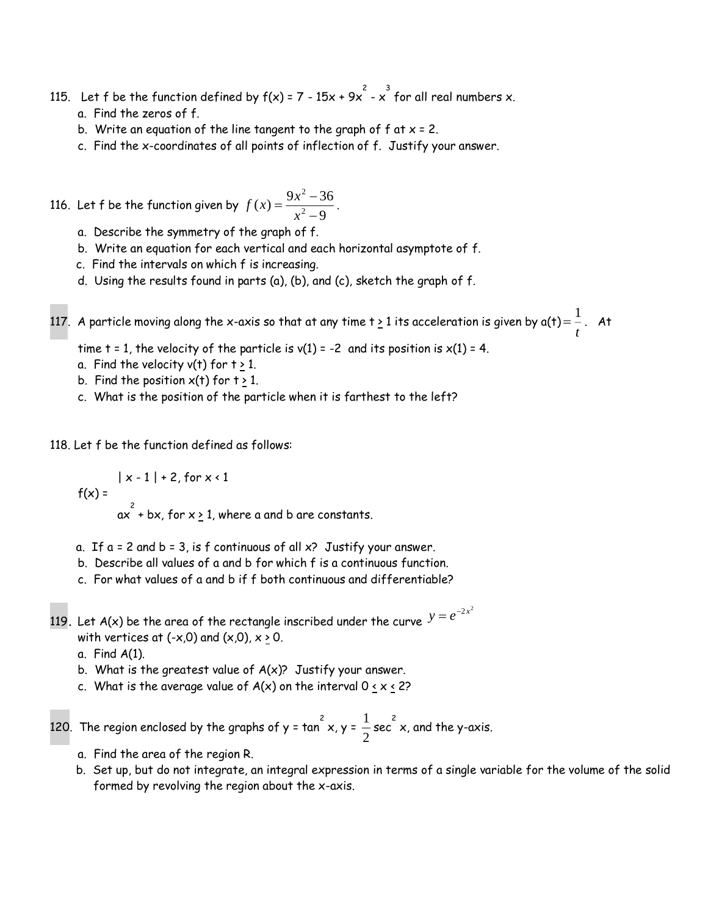115. Let f be the function defined by $f(x) = 7 - 15x + 9x^2 - x^3$ for all real numbers x.
   a. Find the zeros of f.
   b. Write an equation of the line tangent to the graph of f at x = 2.
   c. Find the x-coordinates of all points of inflection of f. Justify your answer.

116. Let f be the function given by $f(x) = \dfrac{9x^2 - 36}{x^2 - 9}$.
   a. Describe the symmetry of the graph of f.
   b. Write an equation for each vertical and each horizontal asymptote of f.
   c. Find the intervals on which f is increasing.
   d. Using the results found in parts (a), (b), and (c), sketch the graph of f.

117. A particle moving along the x-axis so that at any time $t \geq 1$ its acceleration is given by $a(t) = \dfrac{1}{t}$. At time t = 1, the velocity of the particle is v(1) = -2 and its position is x(1) = 4.
   a. Find the velocity v(t) for $t \geq 1$.
   b. Find the position x(t) for $t \geq 1$.
   c. What is the position of the particle when it is farthest to the left?

118. Let f be the function defined as follows:

$$f(x) = \begin{cases} |x - 1| + 2, & \text{for } x < 1 \\ ax^2 + bx, & \text{for } x \geq 1, \text{ where a and b are constants.} \end{cases}$$

   a. If a = 2 and b = 3, is f continuous of all x? Justify your answer.
   b. Describe all values of a and b for which f is a continuous function.
   c. For what values of a and b if f both continuous and differentiable?

119. Let A(x) be the area of the rectangle inscribed under the curve $y = e^{-2x^2}$ with vertices at (-x,0) and (x,0), $x \geq 0$.
   a. Find A(1).
   b. What is the greatest value of A(x)? Justify your answer.
   c. What is the average value of A(x) on the interval $0 \leq x \leq 2$?

120. The region enclosed by the graphs of $y = \tan^2 x$, $y = \dfrac{1}{2}\sec^2 x$, and the y-axis.
   a. Find the area of the region R.
   b. Set up, but do not integrate, an integral expression in terms of a single variable for the volume of the solid formed by revolving the region about the x-axis.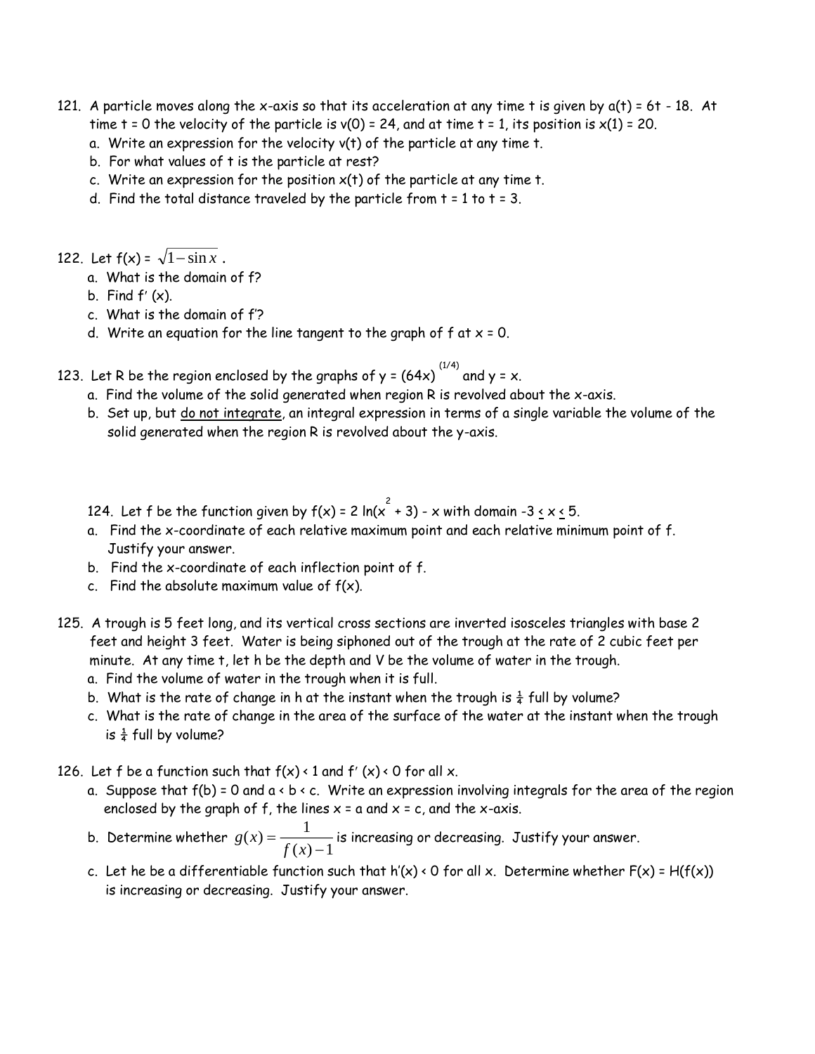121. A particle moves along the x-axis so that its acceleration at any time t is given by $a(t) = 6t - 18$. At time $t = 0$ the velocity of the particle is $v(0) = 24$, and at time $t = 1$, its position is $x(1) = 20$.
   a. Write an expression for the velocity $v(t)$ of the particle at any time t.
   b. For what values of t is the particle at rest?
   c. Write an expression for the position $x(t)$ of the particle at any time t.
   d. Find the total distance traveled by the particle from $t = 1$ to $t = 3$.

122. Let $f(x) = \sqrt{1 - \sin x}$.
   a. What is the domain of f?
   b. Find $f'(x)$.
   c. What is the domain of $f'$?
   d. Write an equation for the line tangent to the graph of f at $x = 0$.

123. Let R be the region enclosed by the graphs of $y = (64x)^{(1/4)}$ and $y = x$.
   a. Find the volume of the solid generated when region R is revolved about the x-axis.
   b. Set up, but <u>do not integrate</u>, an integral expression in terms of a single variable the volume of the solid generated when the region R is revolved about the y-axis.

124. Let f be the function given by $f(x) = 2\ln(x^2 + 3) - x$ with domain $-3 \le x \le 5$.
   a. Find the x-coordinate of each relative maximum point and each relative minimum point of f. Justify your answer.
   b. Find the x-coordinate of each inflection point of f.
   c. Find the absolute maximum value of $f(x)$.

125. A trough is 5 feet long, and its vertical cross sections are inverted isosceles triangles with base 2 feet and height 3 feet. Water is being siphoned out of the trough at the rate of 2 cubic feet per minute. At any time t, let h be the depth and V be the volume of water in the trough.
   a. Find the volume of water in the trough when it is full.
   b. What is the rate of change in h at the instant when the trough is $\frac{1}{4}$ full by volume?
   c. What is the rate of change in the area of the surface of the water at the instant when the trough is $\frac{1}{4}$ full by volume?

126. Let f be a function such that $f(x) < 1$ and $f'(x) < 0$ for all x.
   a. Suppose that $f(b) = 0$ and $a < b < c$. Write an expression involving integrals for the area of the region enclosed by the graph of f, the lines $x = a$ and $x = c$, and the x-axis.
   b. Determine whether $g(x) = \dfrac{1}{f(x) - 1}$ is increasing or decreasing. Justify your answer.
   c. Let he be a differentiable function such that $h'(x) < 0$ for all x. Determine whether $F(x) = H(f(x))$ is increasing or decreasing. Justify your answer.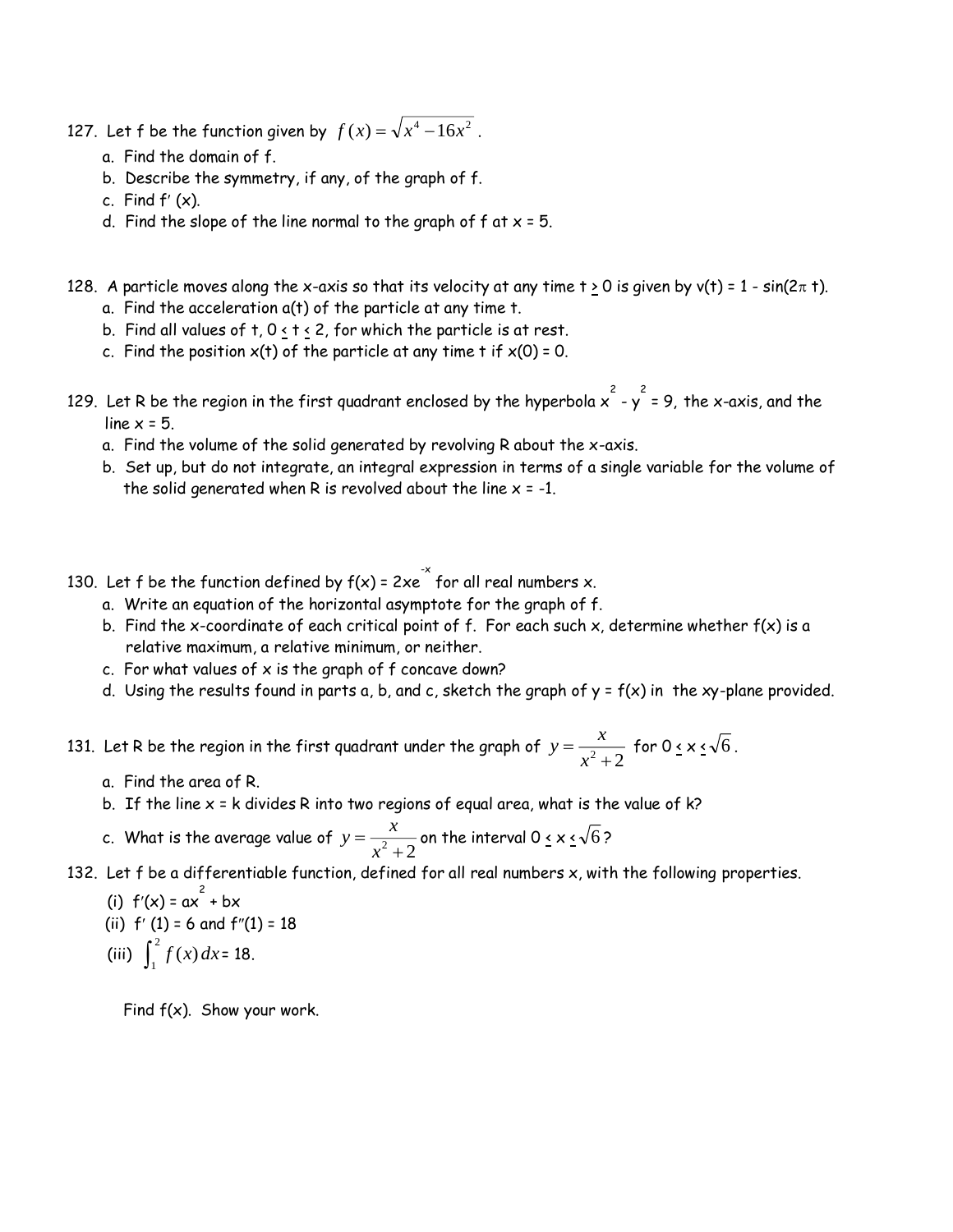127. Let f be the function given by $f(x) = \sqrt{x^4 - 16x^2}$.

   a. Find the domain of f.
   b. Describe the symmetry, if any, of the graph of f.
   c. Find $f'(x)$.
   d. Find the slope of the line normal to the graph of f at $x = 5$.

128. A particle moves along the x-axis so that its velocity at any time $t \geq 0$ is given by $v(t) = 1 - \sin(2\pi t)$.

   a. Find the acceleration $a(t)$ of the particle at any time t.
   b. Find all values of t, $0 \leq t \leq 2$, for which the particle is at rest.
   c. Find the position $x(t)$ of the particle at any time t if $x(0) = 0$.

129. Let R be the region in the first quadrant enclosed by the hyperbola $x^2 - y^2 = 9$, the x-axis, and the line $x = 5$.

   a. Find the volume of the solid generated by revolving R about the x-axis.
   b. Set up, but do not integrate, an integral expression in terms of a single variable for the volume of the solid generated when R is revolved about the line $x = -1$.

130. Let f be the function defined by $f(x) = 2xe^{-x}$ for all real numbers x.

   a. Write an equation of the horizontal asymptote for the graph of f.
   b. Find the x-coordinate of each critical point of f. For each such x, determine whether f(x) is a relative maximum, a relative minimum, or neither.
   c. For what values of x is the graph of f concave down?
   d. Using the results found in parts a, b, and c, sketch the graph of $y = f(x)$ in the xy-plane provided.

131. Let R be the region in the first quadrant under the graph of $y = \dfrac{x}{x^2 + 2}$ for $0 \leq x \leq \sqrt{6}$.

   a. Find the area of R.
   b. If the line $x = k$ divides R into two regions of equal area, what is the value of k?
   c. What is the average value of $y = \dfrac{x}{x^2 + 2}$ on the interval $0 \leq x \leq \sqrt{6}$?

132. Let f be a differentiable function, defined for all real numbers x, with the following properties.

   (i) $f'(x) = ax^2 + bx$

   (ii) $f'(1) = 6$ and $f''(1) = 18$

   (iii) $\int_1^2 f(x)\,dx = 18$.

   Find f(x). Show your work.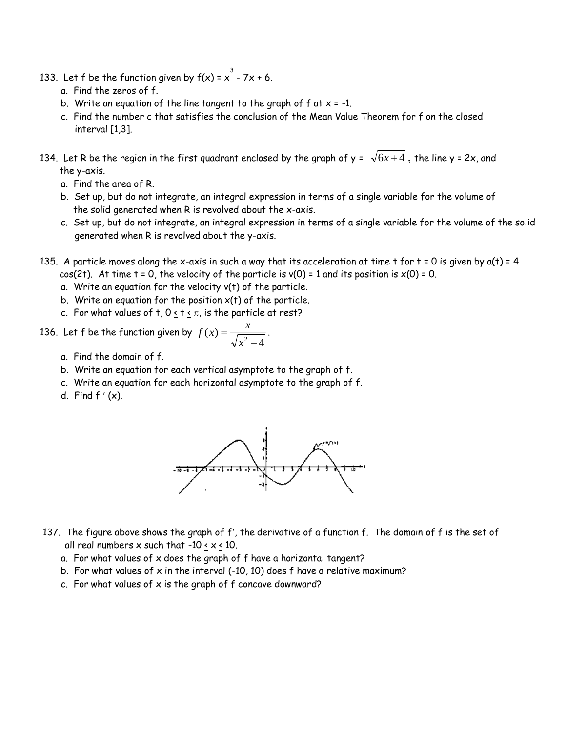133. Let f be the function given by $f(x) = x^3 - 7x + 6$.

a. Find the zeros of f.

b. Write an equation of the line tangent to the graph of f at $x = -1$.

c. Find the number c that satisfies the conclusion of the Mean Value Theorem for f on the closed interval [1,3].

134. Let R be the region in the first quadrant enclosed by the graph of $y = \sqrt{6x+4}$, the line $y = 2x$, and the y-axis.

a. Find the area of R.

b. Set up, but do not integrate, an integral expression in terms of a single variable for the volume of the solid generated when R is revolved about the x-axis.

c. Set up, but do not integrate, an integral expression in terms of a single variable for the volume of the solid generated when R is revolved about the y-axis.

135. A particle moves along the x-axis in such a way that its acceleration at time t for t = 0 is given by $a(t) = 4\cos(2t)$. At time t = 0, the velocity of the particle is $v(0) = 1$ and its position is $x(0) = 0$.

a. Write an equation for the velocity $v(t)$ of the particle.

b. Write an equation for the position $x(t)$ of the particle.

c. For what values of t, $0 \le t \le \pi$, is the particle at rest?

136. Let f be the function given by $f(x) = \dfrac{x}{\sqrt{x^2 - 4}}$.

a. Find the domain of f.

b. Write an equation for each vertical asymptote to the graph of f.

c. Write an equation for each horizontal asymptote to the graph of f.

d. Find $f'(x)$.

137. The figure above shows the graph of $f'$, the derivative of a function f. The domain of f is the set of all real numbers x such that $-10 \le x \le 10$.

a. For what values of x does the graph of f have a horizontal tangent?

b. For what values of x in the interval (-10, 10) does f have a relative maximum?

c. For what values of x is the graph of f concave downward?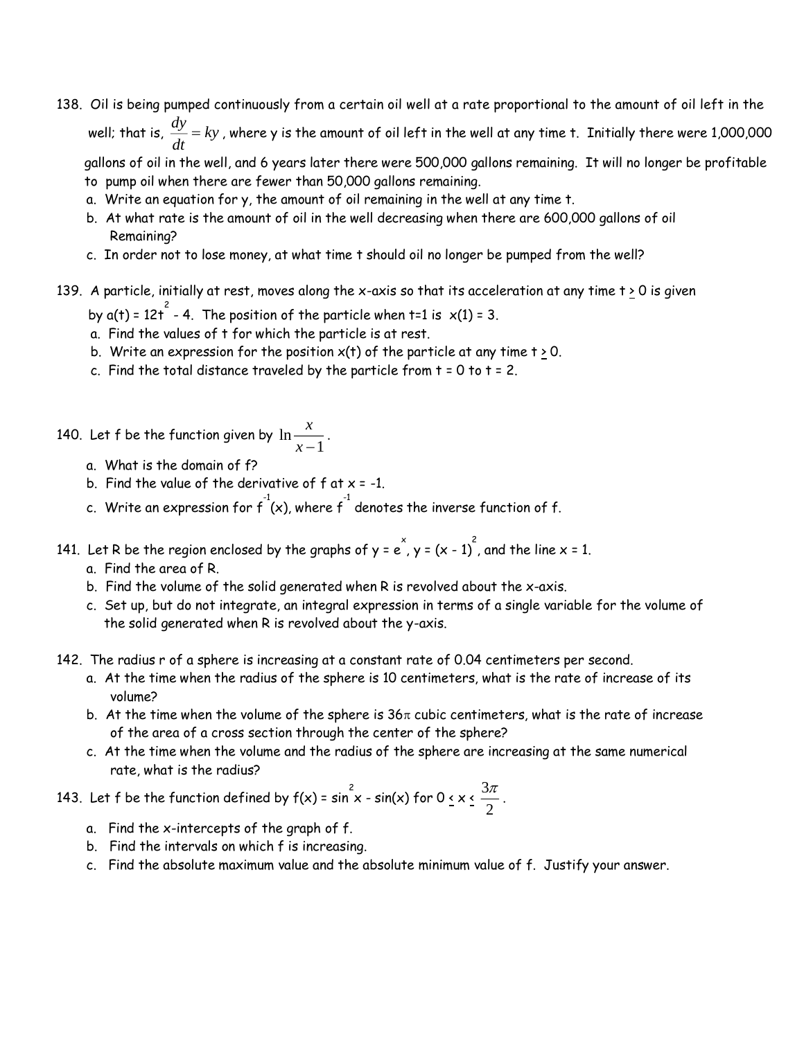138. Oil is being pumped continuously from a certain oil well at a rate proportional to the amount of oil left in the well; that is, $\frac{dy}{dt} = ky$, where y is the amount of oil left in the well at any time t. Initially there were 1,000,000 gallons of oil in the well, and 6 years later there were 500,000 gallons remaining. It will no longer be profitable to pump oil when there are fewer than 50,000 gallons remaining.

   a. Write an equation for y, the amount of oil remaining in the well at any time t.

   b. At what rate is the amount of oil in the well decreasing when there are 600,000 gallons of oil Remaining?

   c. In order not to lose money, at what time t should oil no longer be pumped from the well?

139. A particle, initially at rest, moves along the x-axis so that its acceleration at any time $t \geq 0$ is given by $a(t) = 12t^2 - 4$. The position of the particle when t=1 is $x(1) = 3$.

   a. Find the values of t for which the particle is at rest.

   b. Write an expression for the position x(t) of the particle at any time $t \geq 0$.

   c. Find the total distance traveled by the particle from t = 0 to t = 2.

140. Let f be the function given by $\ln \frac{x}{x-1}$.

   a. What is the domain of f?

   b. Find the value of the derivative of f at x = -1.

   c. Write an expression for $f^{-1}(x)$, where $f^{-1}$ denotes the inverse function of f.

141. Let R be the region enclosed by the graphs of $y = e^x$, $y = (x - 1)^2$, and the line x = 1.

   a. Find the area of R.

   b. Find the volume of the solid generated when R is revolved about the x-axis.

   c. Set up, but do not integrate, an integral expression in terms of a single variable for the volume of the solid generated when R is revolved about the y-axis.

142. The radius r of a sphere is increasing at a constant rate of 0.04 centimeters per second.

   a. At the time when the radius of the sphere is 10 centimeters, what is the rate of increase of its volume?

   b. At the time when the volume of the sphere is $36\pi$ cubic centimeters, what is the rate of increase of the area of a cross section through the center of the sphere?

   c. At the time when the volume and the radius of the sphere are increasing at the same numerical rate, what is the radius?

143. Let f be the function defined by $f(x) = \sin^2 x - \sin(x)$ for $0 \leq x \leq \frac{3\pi}{2}$.

   a. Find the x-intercepts of the graph of f.

   b. Find the intervals on which f is increasing.

   c. Find the absolute maximum value and the absolute minimum value of f. Justify your answer.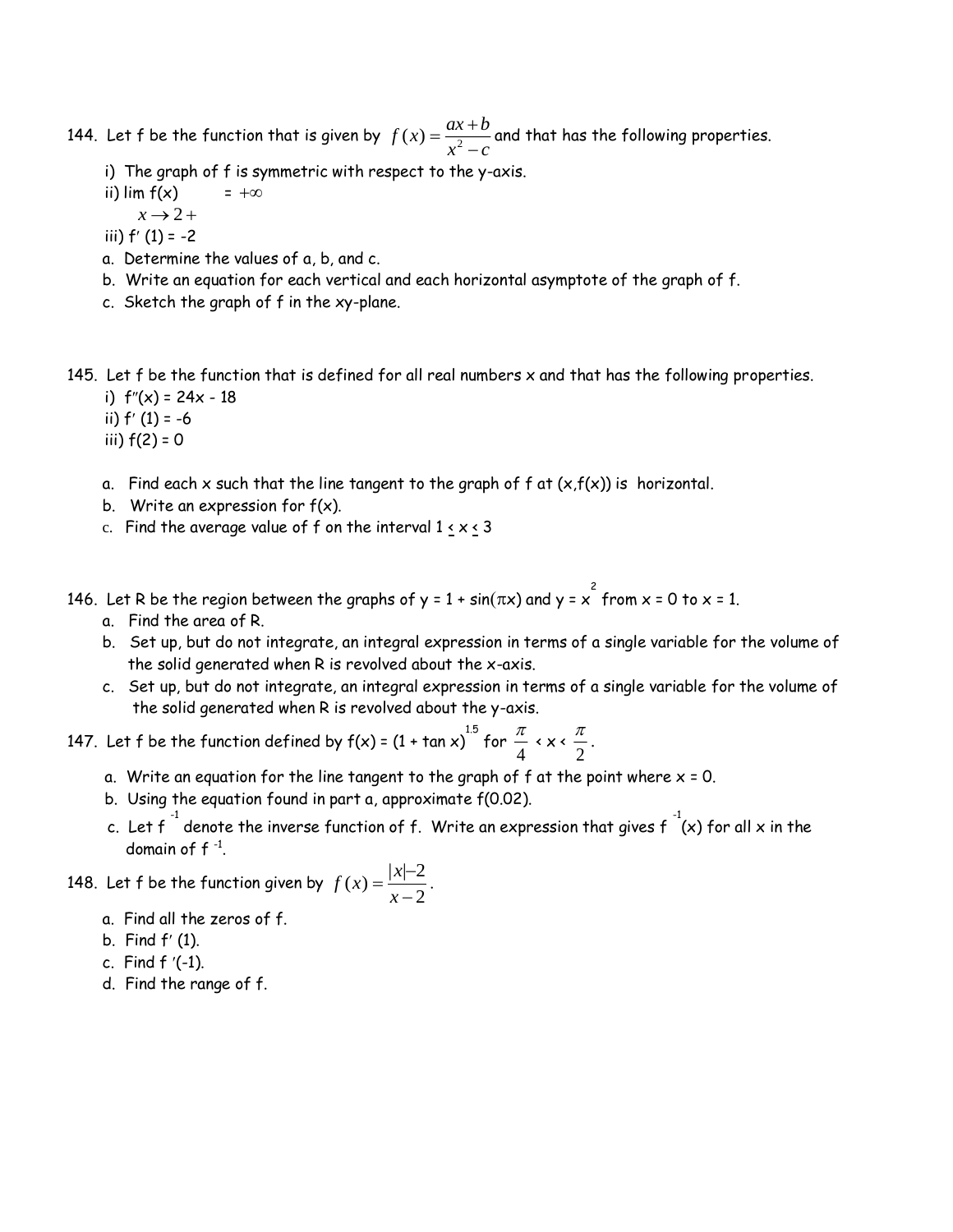144. Let f be the function that is given by $f(x) = \dfrac{ax+b}{x^2 - c}$ and that has the following properties.

   i) The graph of f is symmetric with respect to the y-axis.
   ii) $\lim\limits_{x \to 2+} f(x) = +\infty$
   iii) $f'(1) = -2$

   a. Determine the values of a, b, and c.
   b. Write an equation for each vertical and each horizontal asymptote of the graph of f.
   c. Sketch the graph of f in the xy-plane.

145. Let f be the function that is defined for all real numbers x and that has the following properties.

   i) $f''(x) = 24x - 18$
   ii) $f'(1) = -6$
   iii) $f(2) = 0$

   a. Find each x such that the line tangent to the graph of f at (x,f(x)) is horizontal.
   b. Write an expression for f(x).
   c. Find the average value of f on the interval $1 \le x \le 3$

146. Let R be the region between the graphs of $y = 1 + \sin(\pi x)$ and $y = x^2$ from x = 0 to x = 1.

   a. Find the area of R.
   b. Set up, but do not integrate, an integral expression in terms of a single variable for the volume of the solid generated when R is revolved about the x-axis.
   c. Set up, but do not integrate, an integral expression in terms of a single variable for the volume of the solid generated when R is revolved about the y-axis.

147. Let f be the function defined by $f(x) = (1 + \tan x)^{1.5}$ for $\dfrac{\pi}{4} < x < \dfrac{\pi}{2}$.

   a. Write an equation for the line tangent to the graph of f at the point where x = 0.
   b. Using the equation found in part a, approximate f(0.02).
   c. Let $f^{-1}$ denote the inverse function of f. Write an expression that gives $f^{-1}(x)$ for all x in the domain of $f^{-1}$.

148. Let f be the function given by $f(x) = \dfrac{|x| - 2}{x - 2}$.

   a. Find all the zeros of f.
   b. Find $f'(1)$.
   c. Find $f'(-1)$.
   d. Find the range of f.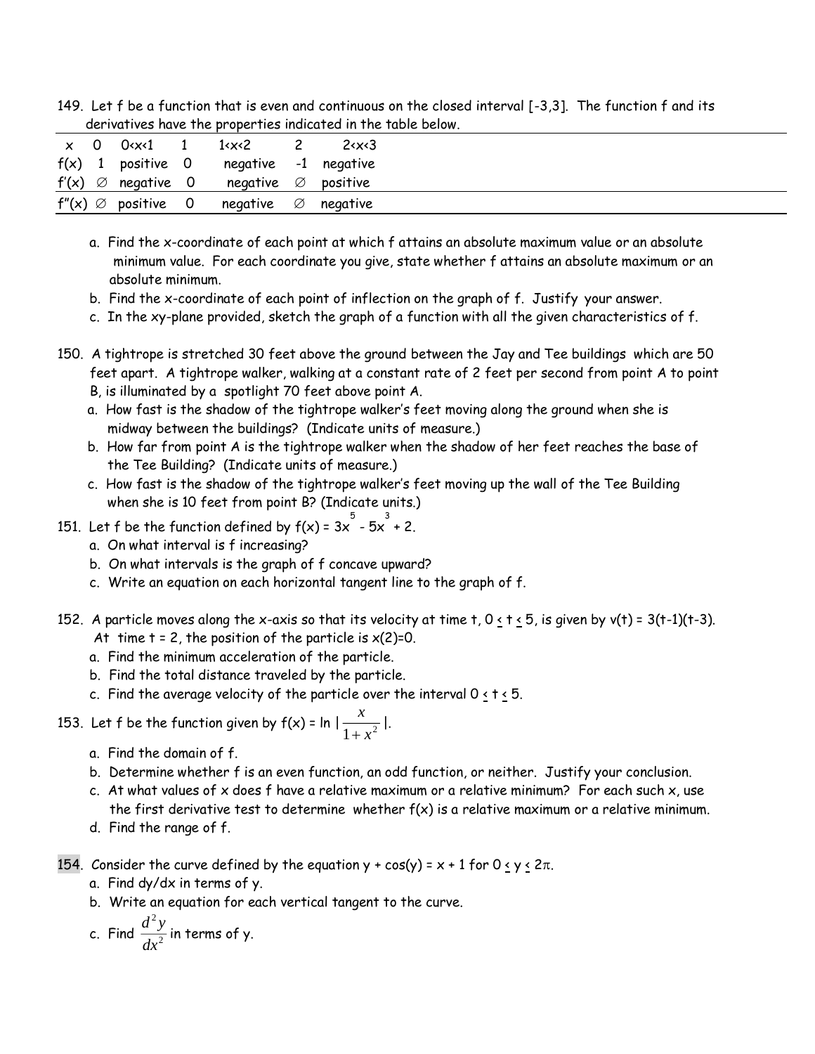149. Let f be a function that is even and continuous on the closed interval [-3,3]. The function f and its derivatives have the properties indicated in the table below.

| $x$ | 0 | $0<x<1$ | 1 | $1<x<2$ | 2 | $2<x<3$ |
|---|---|---|---|---|---|---|
| $f(x)$ | 1 | positive | 0 | negative | -1 | negative |
| $f'(x)$ | $\varnothing$ | negative | 0 | negative | $\varnothing$ | positive |
| $f''(x)$ | $\varnothing$ | positive | 0 | negative | $\varnothing$ | negative |

a. Find the x-coordinate of each point at which f attains an absolute maximum value or an absolute minimum value. For each coordinate you give, state whether f attains an absolute maximum or an absolute minimum.

b. Find the x-coordinate of each point of inflection on the graph of f. Justify your answer.

c. In the xy-plane provided, sketch the graph of a function with all the given characteristics of f.

150. A tightrope is stretched 30 feet above the ground between the Jay and Tee buildings which are 50 feet apart. A tightrope walker, walking at a constant rate of 2 feet per second from point A to point B, is illuminated by a spotlight 70 feet above point A.

a. How fast is the shadow of the tightrope walker's feet moving along the ground when she is midway between the buildings? (Indicate units of measure.)

b. How far from point A is the tightrope walker when the shadow of her feet reaches the base of the Tee Building? (Indicate units of measure.)

c. How fast is the shadow of the tightrope walker's feet moving up the wall of the Tee Building when she is 10 feet from point B? (Indicate units.)

151. Let f be the function defined by $f(x) = 3x^5 - 5x^3 + 2$.

a. On what interval is f increasing?

b. On what intervals is the graph of f concave upward?

c. Write an equation on each horizontal tangent line to the graph of f.

152. A particle moves along the x-axis so that its velocity at time t, $0 \leq t \leq 5$, is given by $v(t) = 3(t-1)(t-3)$. At time t = 2, the position of the particle is $x(2)=0$.

a. Find the minimum acceleration of the particle.

b. Find the total distance traveled by the particle.

c. Find the average velocity of the particle over the interval $0 \leq t \leq 5$.

153. Let f be the function given by $f(x) = \ln \left| \dfrac{x}{1+x^2} \right|$.

a. Find the domain of f.

b. Determine whether f is an even function, an odd function, or neither. Justify your conclusion.

c. At what values of x does f have a relative maximum or a relative minimum? For each such x, use the first derivative test to determine whether f(x) is a relative maximum or a relative minimum.

d. Find the range of f.

154. Consider the curve defined by the equation $y + \cos(y) = x + 1$ for $0 \leq y \leq 2\pi$.

a. Find dy/dx in terms of y.

b. Write an equation for each vertical tangent to the curve.

c. Find $\dfrac{d^2y}{dx^2}$ in terms of y.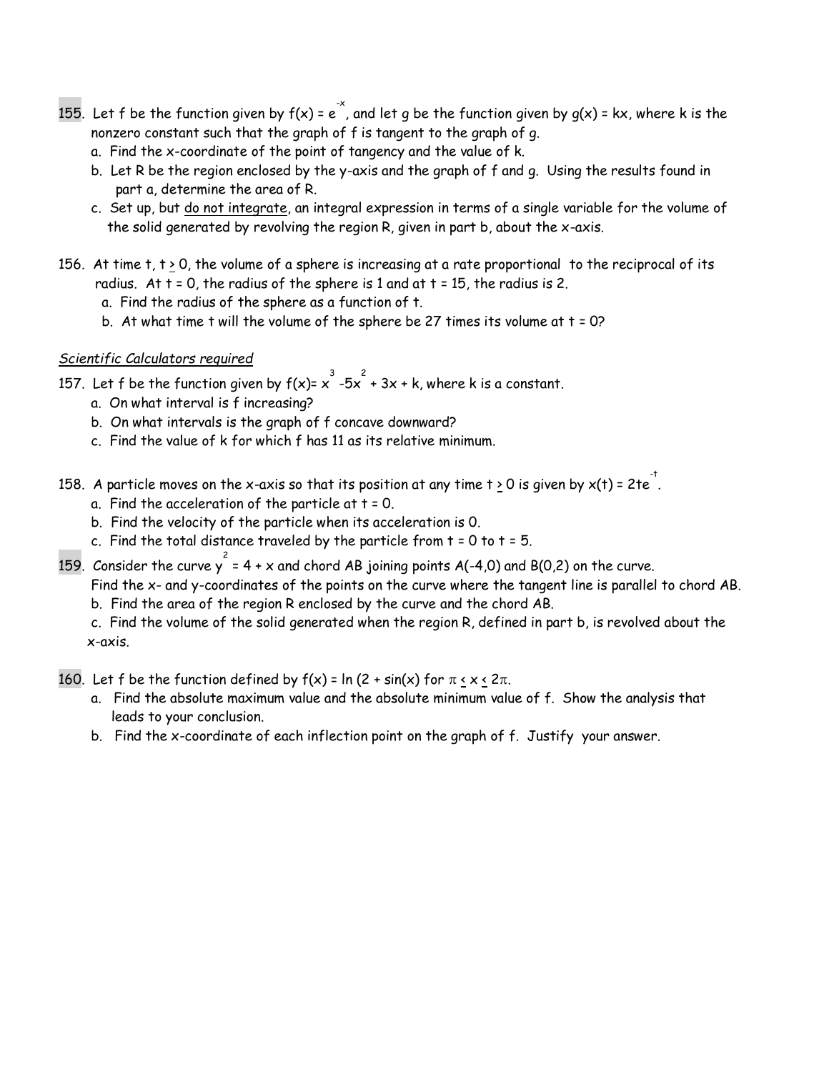155. Let f be the function given by $f(x) = e^{-x}$, and let g be the function given by $g(x) = kx$, where k is the nonzero constant such that the graph of f is tangent to the graph of g.

   a. Find the x-coordinate of the point of tangency and the value of k.

   b. Let R be the region enclosed by the y-axis and the graph of f and g. Using the results found in part a, determine the area of R.

   c. Set up, but <u>do not integrate</u>, an integral expression in terms of a single variable for the volume of the solid generated by revolving the region R, given in part b, about the x-axis.

156. At time t, $t \geq 0$, the volume of a sphere is increasing at a rate proportional to the reciprocal of its radius. At $t = 0$, the radius of the sphere is 1 and at $t = 15$, the radius is 2.

   a. Find the radius of the sphere as a function of t.

   b. At what time t will the volume of the sphere be 27 times its volume at $t = 0$?

*<u>Scientific Calculators required</u>*

157. Let f be the function given by $f(x) = x^3 - 5x^2 + 3x + k$, where k is a constant.

   a. On what interval is f increasing?

   b. On what intervals is the graph of f concave downward?

   c. Find the value of k for which f has 11 as its relative minimum.

158. A particle moves on the x-axis so that its position at any time $t \geq 0$ is given by $x(t) = 2te^{-t}$.

   a. Find the acceleration of the particle at $t = 0$.

   b. Find the velocity of the particle when its acceleration is 0.

   c. Find the total distance traveled by the particle from $t = 0$ to $t = 5$.

159. Consider the curve $y^2 = 4 + x$ and chord AB joining points $A(-4,0)$ and $B(0,2)$ on the curve.

   Find the x- and y-coordinates of the points on the curve where the tangent line is parallel to chord AB.

   b. Find the area of the region R enclosed by the curve and the chord AB.

   c. Find the volume of the solid generated when the region R, defined in part b, is revolved about the x-axis.

160. Let f be the function defined by $f(x) = \ln(2 + \sin(x))$ for $\pi \leq x \leq 2\pi$.

   a. Find the absolute maximum value and the absolute minimum value of f. Show the analysis that leads to your conclusion.

   b. Find the x-coordinate of each inflection point on the graph of f. Justify your answer.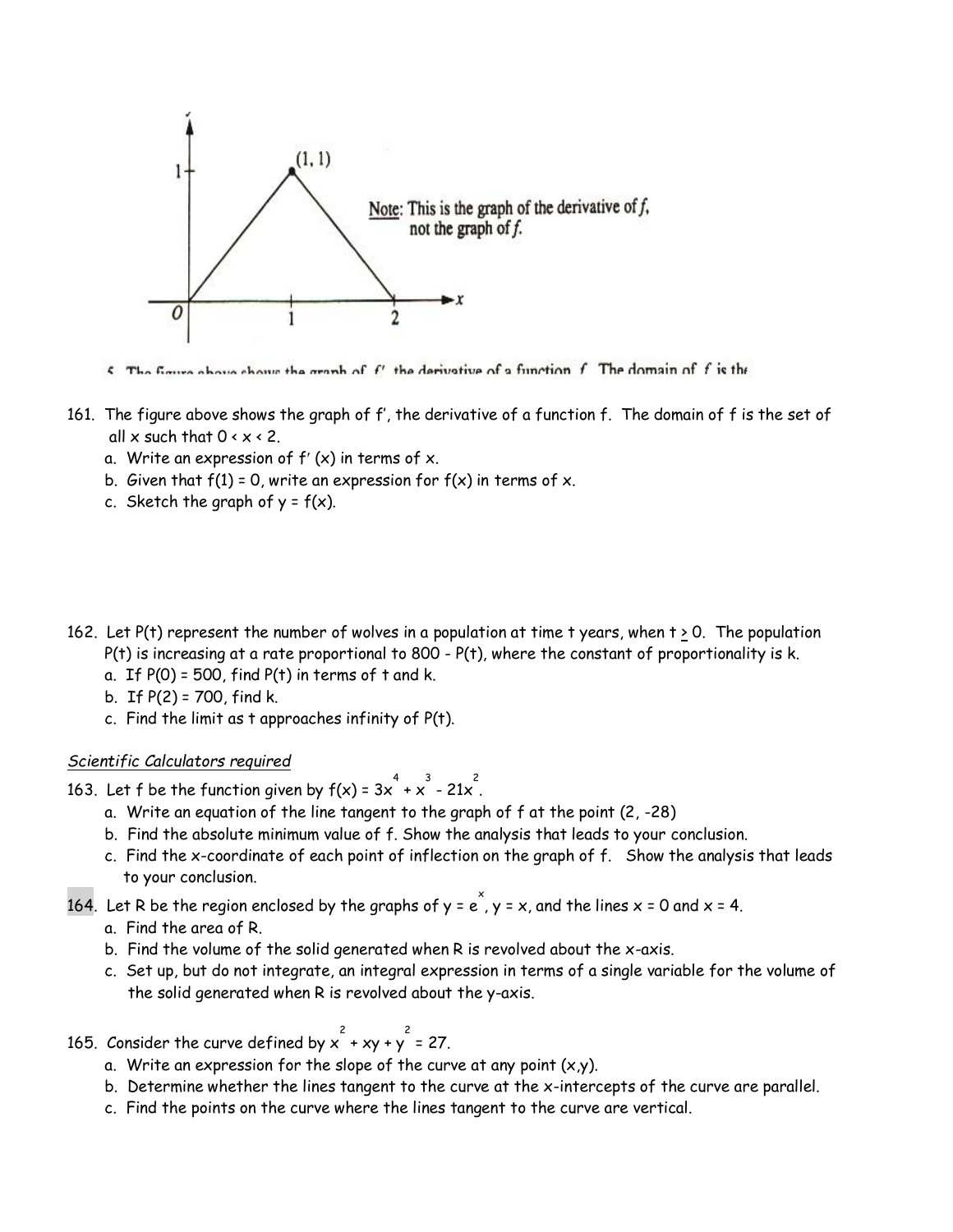161. The figure above shows the graph of f', the derivative of a function f. The domain of f is the set of all x such that 0 < x < 2.
    a. Write an expression of f' (x) in terms of x.
    b. Given that f(1) = 0, write an expression for f(x) in terms of x.
    c. Sketch the graph of y = f(x).

162. Let P(t) represent the number of wolves in a population at time t years, when $t \geq 0$. The population P(t) is increasing at a rate proportional to 800 - P(t), where the constant of proportionality is k.
    a. If P(0) = 500, find P(t) in terms of t and k.
    b. If P(2) = 700, find k.
    c. Find the limit as t approaches infinity of P(t).

*Scientific Calculators required*

163. Let f be the function given by $f(x) = 3x^4 + x^3 - 21x^2$.
    a. Write an equation of the line tangent to the graph of f at the point (2, -28)
    b. Find the absolute minimum value of f. Show the analysis that leads to your conclusion.
    c. Find the x-coordinate of each point of inflection on the graph of f. Show the analysis that leads to your conclusion.

164. Let R be the region enclosed by the graphs of $y = e^x$, y = x, and the lines x = 0 and x = 4.
    a. Find the area of R.
    b. Find the volume of the solid generated when R is revolved about the x-axis.
    c. Set up, but do not integrate, an integral expression in terms of a single variable for the volume of the solid generated when R is revolved about the y-axis.

165. Consider the curve defined by $x^2 + xy + y^2 = 27$.
    a. Write an expression for the slope of the curve at any point (x,y).
    b. Determine whether the lines tangent to the curve at the x-intercepts of the curve are parallel.
    c. Find the points on the curve where the lines tangent to the curve are vertical.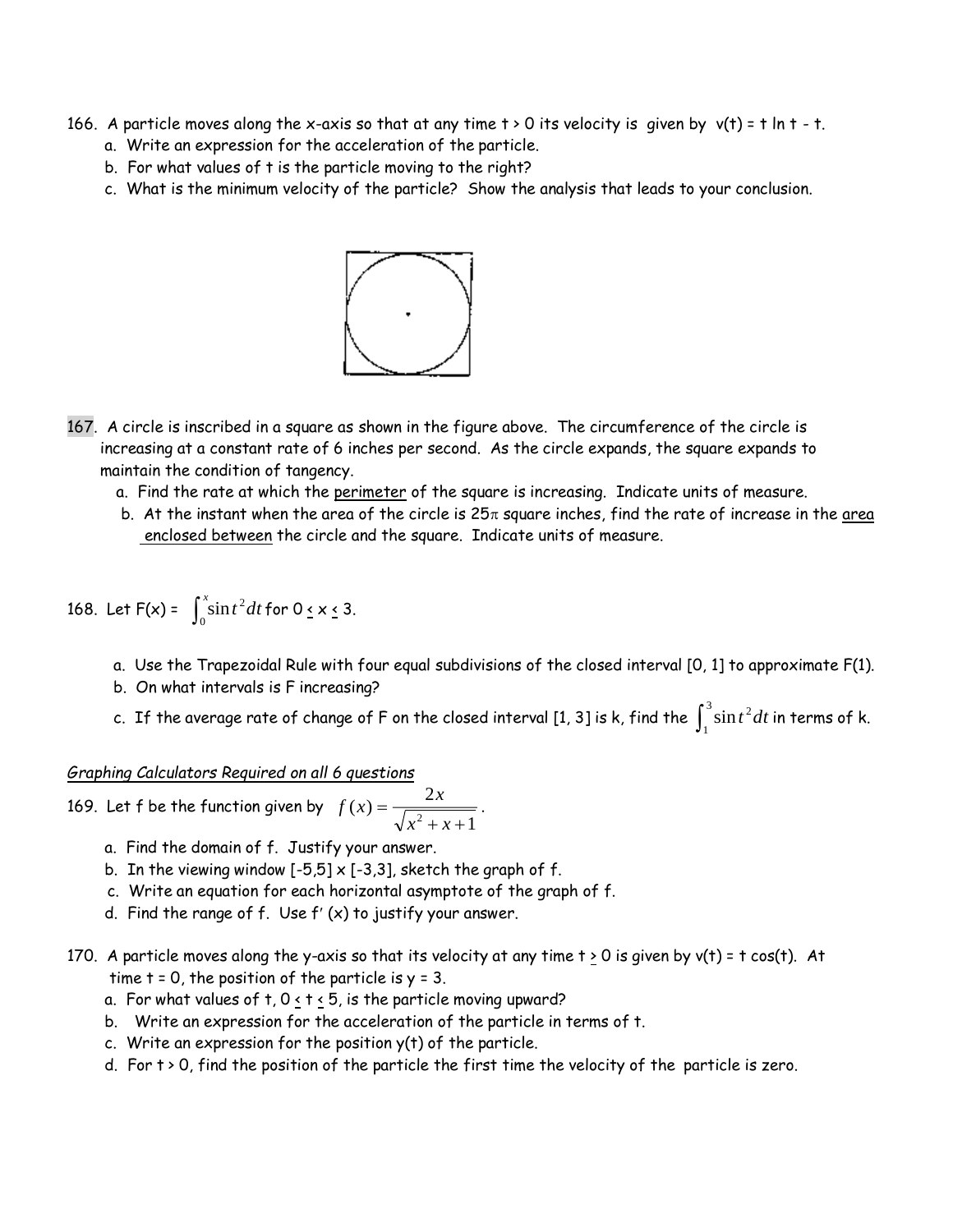166. A particle moves along the x-axis so that at any time $t > 0$ its velocity is given by $v(t) = t \ln t - t$.
   a. Write an expression for the acceleration of the particle.
   b. For what values of t is the particle moving to the right?
   c. What is the minimum velocity of the particle? Show the analysis that leads to your conclusion.

167. A circle is inscribed in a square as shown in the figure above. The circumference of the circle is increasing at a constant rate of 6 inches per second. As the circle expands, the square expands to maintain the condition of tangency.
   a. Find the rate at which the perimeter of the square is increasing. Indicate units of measure.
   b. At the instant when the area of the circle is $25\pi$ square inches, find the rate of increase in the area enclosed between the circle and the square. Indicate units of measure.

168. Let $F(x) = \int_0^x \sin t^2 \, dt$ for $0 \le x \le 3$.
   a. Use the Trapezoidal Rule with four equal subdivisions of the closed interval [0, 1] to approximate F(1).
   b. On what intervals is F increasing?
   c. If the average rate of change of F on the closed interval [1, 3] is k, find the $\int_1^3 \sin t^2 \, dt$ in terms of k.

*Graphing Calculators Required on all 6 questions*

169. Let f be the function given by $f(x) = \dfrac{2x}{\sqrt{x^2 + x + 1}}$.
   a. Find the domain of f. Justify your answer.
   b. In the viewing window $[-5,5] \times [-3,3]$, sketch the graph of f.
   c. Write an equation for each horizontal asymptote of the graph of f.
   d. Find the range of f. Use $f'(x)$ to justify your answer.

170. A particle moves along the y-axis so that its velocity at any time $t \ge 0$ is given by $v(t) = t \cos(t)$. At time $t = 0$, the position of the particle is $y = 3$.
   a. For what values of t, $0 \le t \le 5$, is the particle moving upward?
   b. Write an expression for the acceleration of the particle in terms of t.
   c. Write an expression for the position y(t) of the particle.
   d. For $t > 0$, find the position of the particle the first time the velocity of the particle is zero.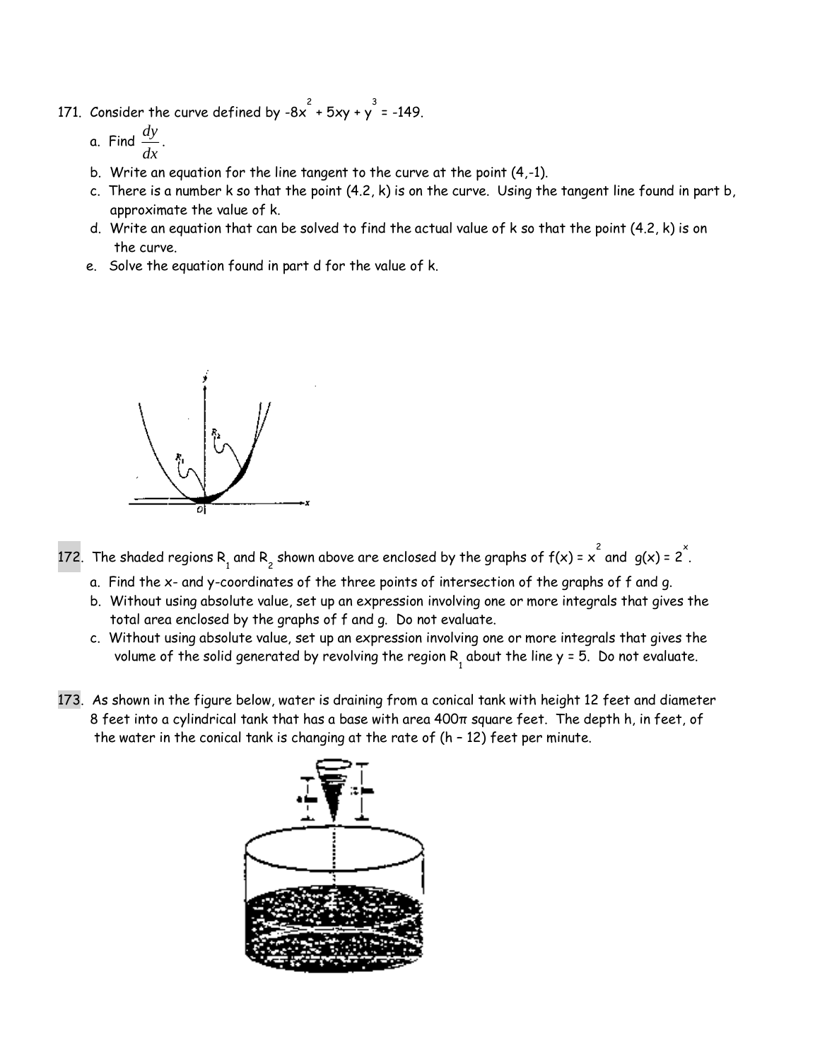171. Consider the curve defined by $-8x^2 + 5xy + y^3 = -149$.

   a. Find $\frac{dy}{dx}$.
   b. Write an equation for the line tangent to the curve at the point (4,-1).
   c. There is a number k so that the point (4.2, k) is on the curve. Using the tangent line found in part b, approximate the value of k.
   d. Write an equation that can be solved to find the actual value of k so that the point (4.2, k) is on the curve.
   e. Solve the equation found in part d for the value of k.

172. The shaded regions $R_1$ and $R_2$ shown above are enclosed by the graphs of $f(x) = x^2$ and $g(x) = 2^x$.

   a. Find the x- and y-coordinates of the three points of intersection of the graphs of f and g.
   b. Without using absolute value, set up an expression involving one or more integrals that gives the total area enclosed by the graphs of f and g. Do not evaluate.
   c. Without using absolute value, set up an expression involving one or more integrals that gives the volume of the solid generated by revolving the region $R_1$ about the line y = 5. Do not evaluate.

173. As shown in the figure below, water is draining from a conical tank with height 12 feet and diameter 8 feet into a cylindrical tank that has a base with area 400π square feet. The depth h, in feet, of the water in the conical tank is changing at the rate of (h – 12) feet per minute.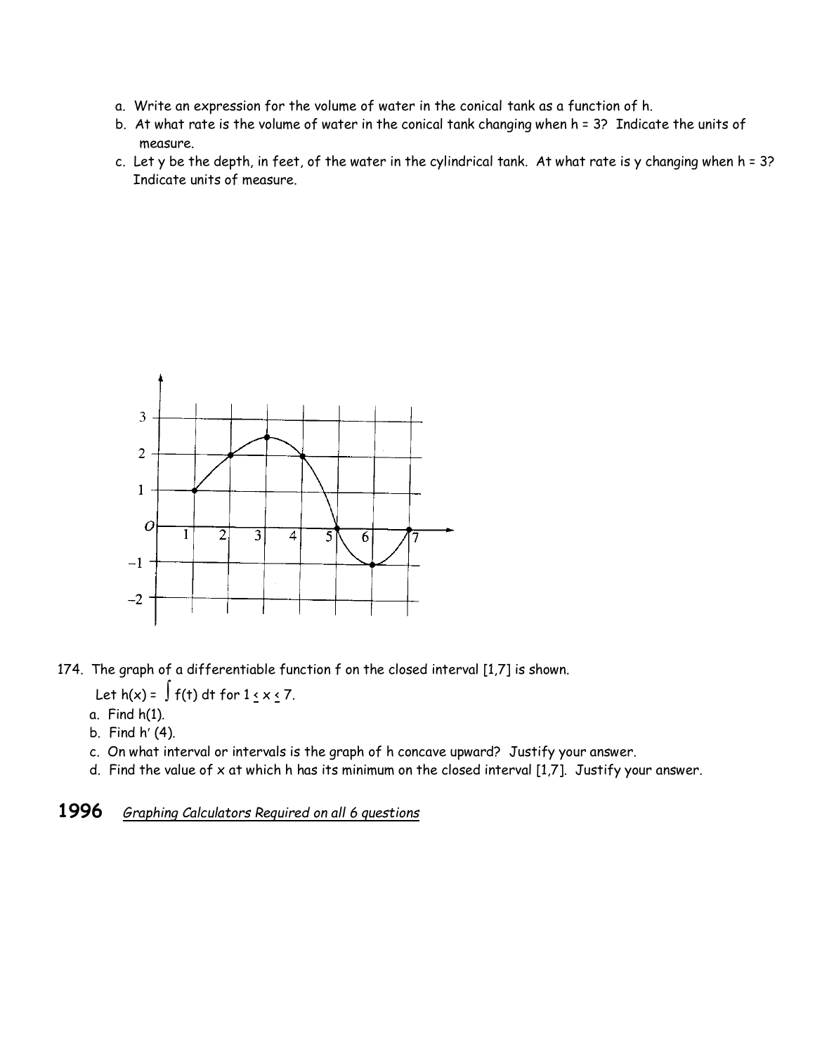a. Write an expression for the volume of water in the conical tank as a function of h.

b. At what rate is the volume of water in the conical tank changing when h = 3? Indicate the units of measure.

c. Let y be the depth, in feet, of the water in the cylindrical tank. At what rate is y changing when h = 3? Indicate units of measure.

174. The graph of a differentiable function f on the closed interval [1,7] is shown.

Let $h(x) = \int f(t)\,dt$ for $1 \leq x \leq 7$.

a. Find h(1).

b. Find $h'(4)$.

c. On what interval or intervals is the graph of h concave upward? Justify your answer.

d. Find the value of x at which h has its minimum on the closed interval [1,7]. Justify your answer.

## 1996 *Graphing Calculators Required on all 6 questions*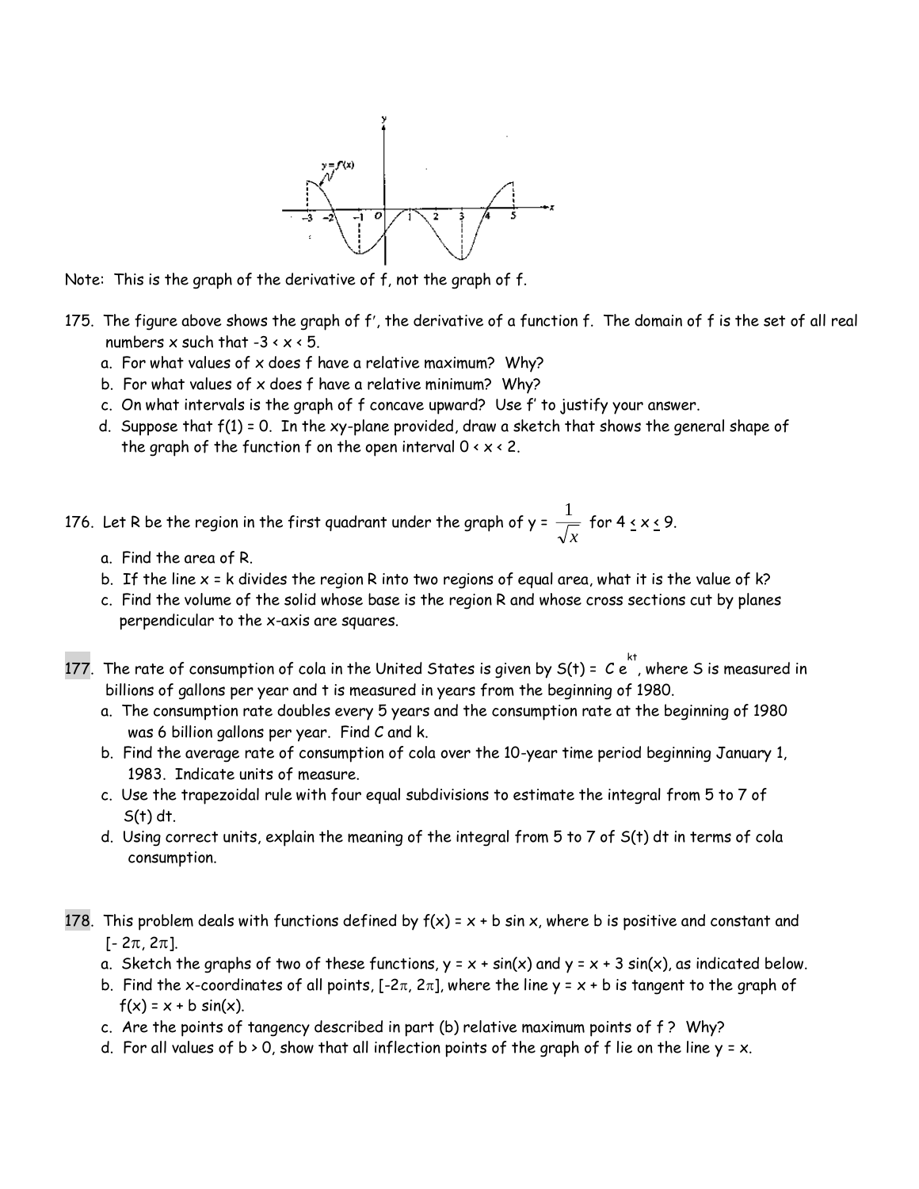Note: This is the graph of the derivative of f, not the graph of f.

175. The figure above shows the graph of f′, the derivative of a function f. The domain of f is the set of all real numbers x such that -3 < x < 5.
   a. For what values of x does f have a relative maximum? Why?
   b. For what values of x does f have a relative minimum? Why?
   c. On what intervals is the graph of f concave upward? Use f′ to justify your answer.
   d. Suppose that f(1) = 0. In the xy-plane provided, draw a sketch that shows the general shape of the graph of the function f on the open interval 0 < x < 2.

176. Let R be the region in the first quadrant under the graph of $y = \frac{1}{\sqrt{x}}$ for $4 \le x \le 9$.
   a. Find the area of R.
   b. If the line x = k divides the region R into two regions of equal area, what it is the value of k?
   c. Find the volume of the solid whose base is the region R and whose cross sections cut by planes perpendicular to the x-axis are squares.

177. The rate of consumption of cola in the United States is given by $S(t) = C e^{kt}$, where S is measured in billions of gallons per year and t is measured in years from the beginning of 1980.
   a. The consumption rate doubles every 5 years and the consumption rate at the beginning of 1980 was 6 billion gallons per year. Find C and k.
   b. Find the average rate of consumption of cola over the 10-year time period beginning January 1, 1983. Indicate units of measure.
   c. Use the trapezoidal rule with four equal subdivisions to estimate the integral from 5 to 7 of S(t) dt.
   d. Using correct units, explain the meaning of the integral from 5 to 7 of S(t) dt in terms of cola consumption.

178. This problem deals with functions defined by f(x) = x + b sin x, where b is positive and constant and $[-2\pi, 2\pi]$.
   a. Sketch the graphs of two of these functions, y = x + sin(x) and y = x + 3 sin(x), as indicated below.
   b. Find the x-coordinates of all points, $[-2\pi, 2\pi]$, where the line y = x + b is tangent to the graph of f(x) = x + b sin(x).
   c. Are the points of tangency described in part (b) relative maximum points of f ? Why?
   d. For all values of b > 0, show that all inflection points of the graph of f lie on the line y = x.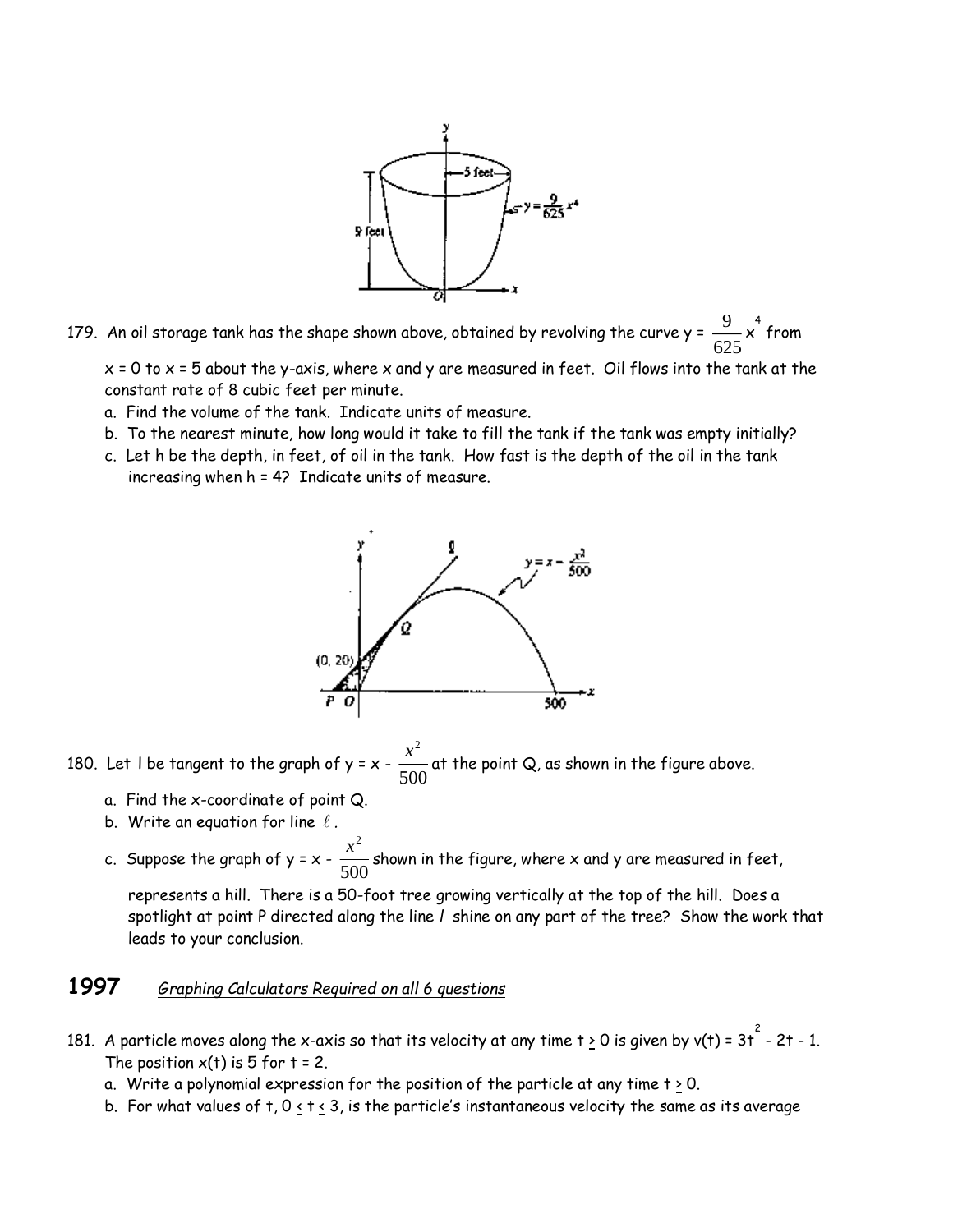179. An oil storage tank has the shape shown above, obtained by revolving the curve $y = \frac{9}{625}x^4$ from $x = 0$ to $x = 5$ about the y-axis, where x and y are measured in feet. Oil flows into the tank at the constant rate of 8 cubic feet per minute.

   a. Find the volume of the tank. Indicate units of measure.
   b. To the nearest minute, how long would it take to fill the tank if the tank was empty initially?
   c. Let h be the depth, in feet, of oil in the tank. How fast is the depth of the oil in the tank increasing when h = 4? Indicate units of measure.

180. Let l be tangent to the graph of $y = x - \frac{x^2}{500}$ at the point Q, as shown in the figure above.

   a. Find the x-coordinate of point Q.
   b. Write an equation for line $\ell$.
   c. Suppose the graph of $y = x - \frac{x^2}{500}$ shown in the figure, where x and y are measured in feet, represents a hill. There is a 50-foot tree growing vertically at the top of the hill. Does a spotlight at point P directed along the line l shine on any part of the tree? Show the work that leads to your conclusion.

## 1997 *Graphing Calculators Required on all 6 questions*

181. A particle moves along the x-axis so that its velocity at any time $t \geq 0$ is given by $v(t) = 3t^2 - 2t - 1$. The position x(t) is 5 for t = 2.

   a. Write a polynomial expression for the position of the particle at any time $t \geq 0$.
   b. For what values of t, $0 \leq t \leq 3$, is the particle's instantaneous velocity the same as its average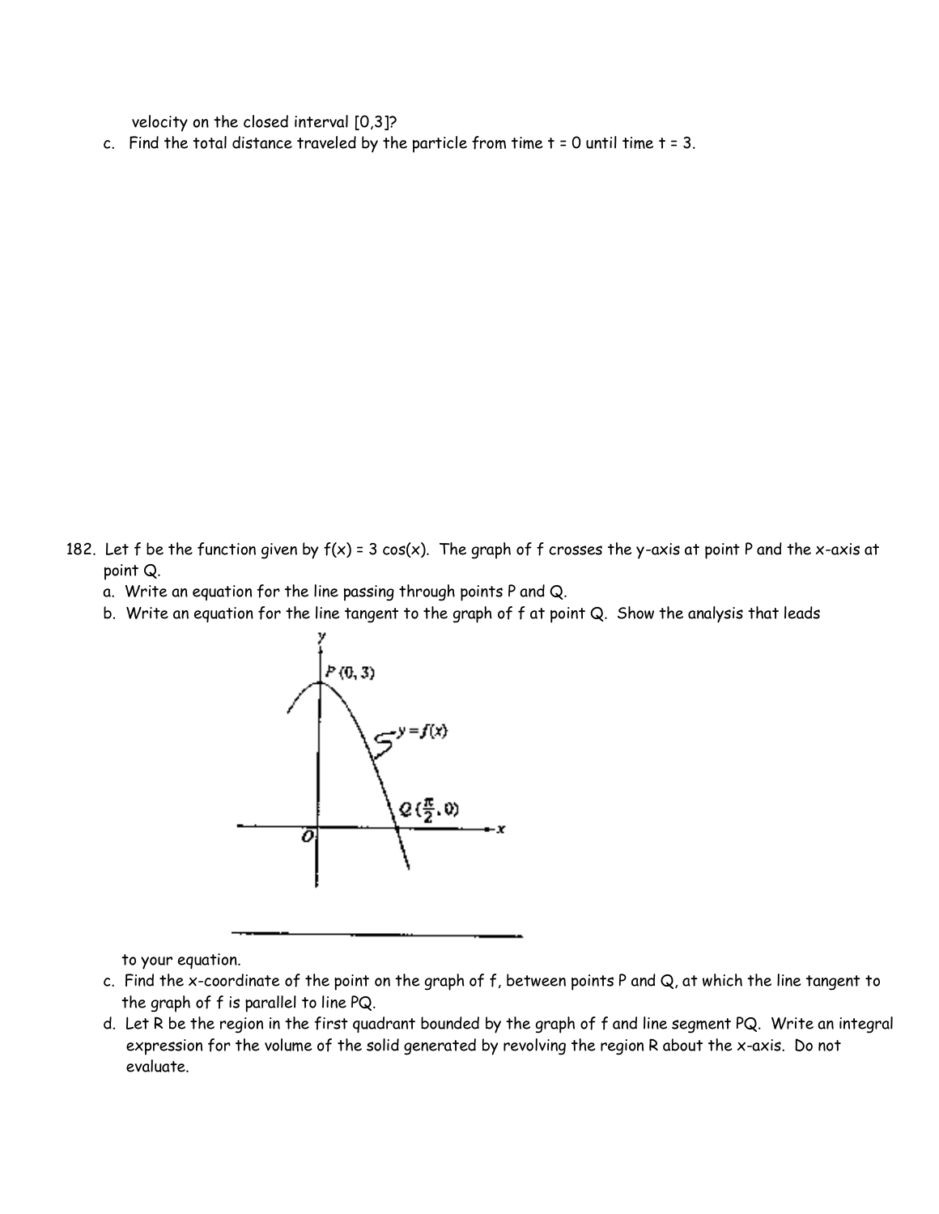velocity on the closed interval [0,3]?

c. Find the total distance traveled by the particle from time t = 0 until time t = 3.

182. Let f be the function given by $f(x) = 3\cos(x)$. The graph of f crosses the y-axis at point P and the x-axis at point Q.

a. Write an equation for the line passing through points P and Q.

b. Write an equation for the line tangent to the graph of f at point Q. Show the analysis that leads to your equation.

c. Find the x-coordinate of the point on the graph of f, between points P and Q, at which the line tangent to the graph of f is parallel to line PQ.

d. Let R be the region in the first quadrant bounded by the graph of f and line segment PQ. Write an integral expression for the volume of the solid generated by revolving the region R about the x-axis. Do not evaluate.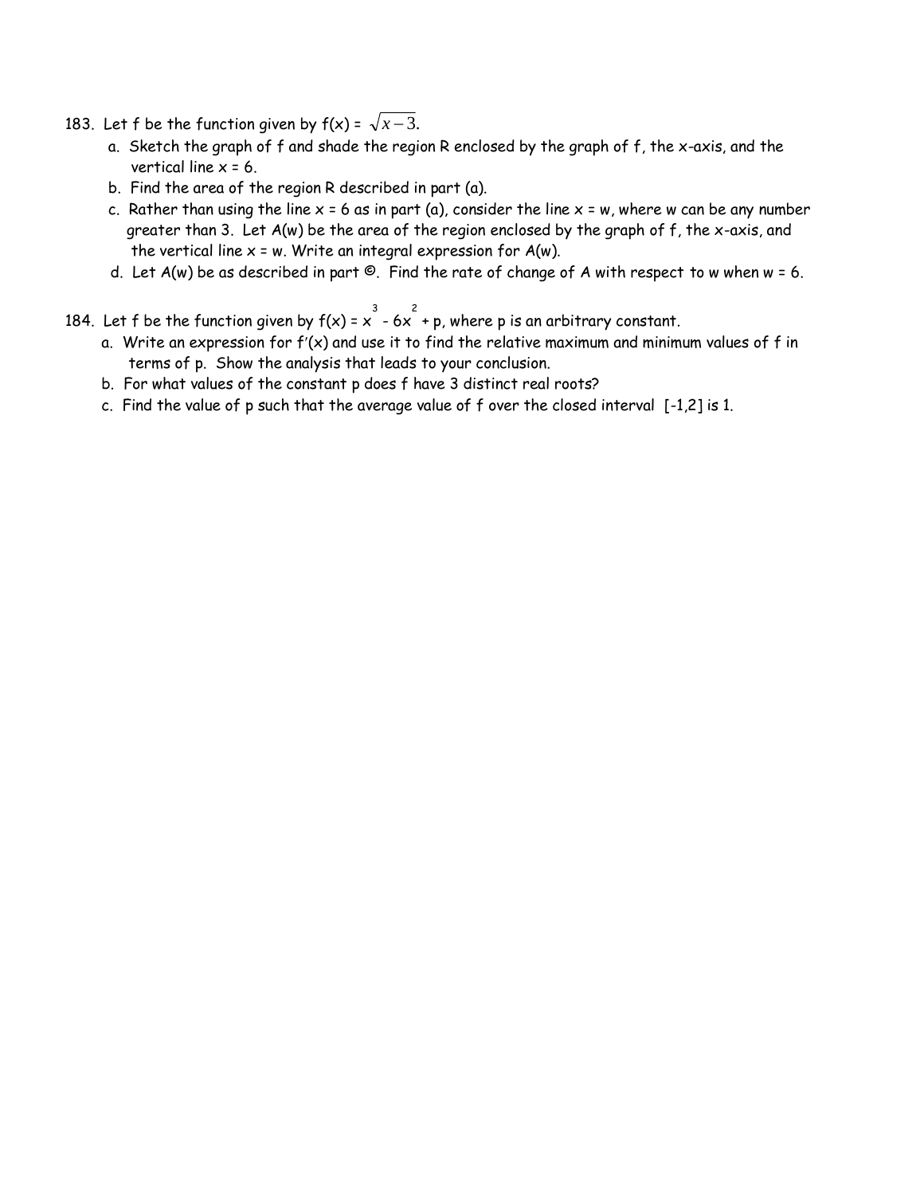183. Let f be the function given by f(x) = $\sqrt{x-3}$.

   a. Sketch the graph of f and shade the region R enclosed by the graph of f, the x-axis, and the vertical line x = 6.
   b. Find the area of the region R described in part (a).
   c. Rather than using the line x = 6 as in part (a), consider the line x = w, where w can be any number greater than 3. Let A(w) be the area of the region enclosed by the graph of f, the x-axis, and the vertical line x = w. Write an integral expression for A(w).
   d. Let A(w) be as described in part ©. Find the rate of change of A with respect to w when w = 6.

184. Let f be the function given by f(x) = $x^3 - 6x^2 + p$, where p is an arbitrary constant.

   a. Write an expression for f′(x) and use it to find the relative maximum and minimum values of f in terms of p. Show the analysis that leads to your conclusion.
   b. For what values of the constant p does f have 3 distinct real roots?
   c. Find the value of p such that the average value of f over the closed interval [-1,2] is 1.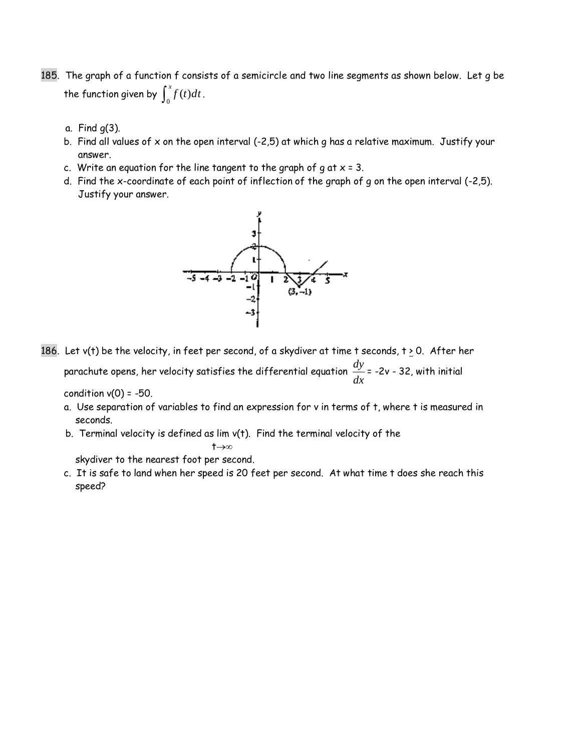185. The graph of a function f consists of a semicircle and two line segments as shown below. Let g be the function given by $\int_0^x f(t)dt$.

a. Find g(3).
b. Find all values of x on the open interval (-2,5) at which g has a relative maximum. Justify your answer.
c. Write an equation for the line tangent to the graph of g at x = 3.
d. Find the x-coordinate of each point of inflection of the graph of g on the open interval (-2,5). Justify your answer.

186. Let v(t) be the velocity, in feet per second, of a skydiver at time t seconds, $t \geq 0$. After her parachute opens, her velocity satisfies the differential equation $\frac{dy}{dx} = -2v - 32$, with initial condition v(0) = -50.

a. Use separation of variables to find an expression for v in terms of t, where t is measured in seconds.
b. Terminal velocity is defined as $\lim_{t \to \infty} v(t)$. Find the terminal velocity of the skydiver to the nearest foot per second.
c. It is safe to land when her speed is 20 feet per second. At what time t does she reach this speed?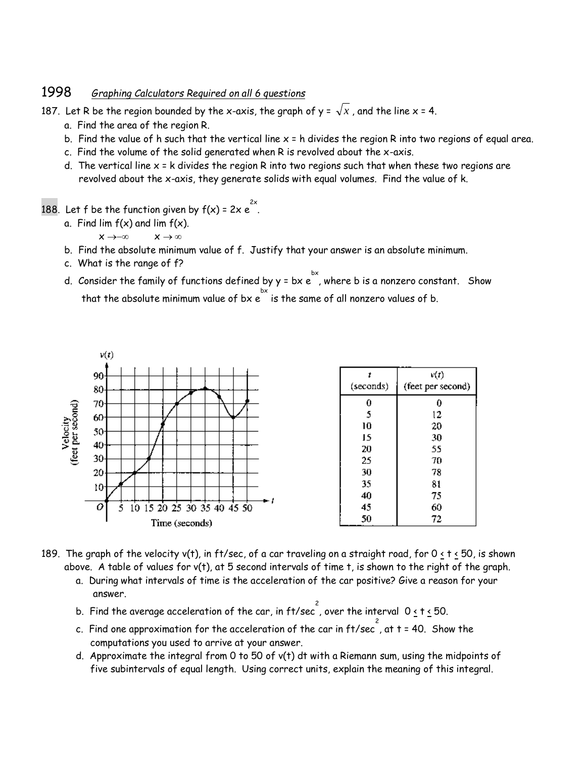# 1998 *Graphing Calculators Required on all 6 questions*

187. Let R be the region bounded by the x-axis, the graph of $y = \sqrt{x}$, and the line $x = 4$.
   a. Find the area of the region R.
   b. Find the value of h such that the vertical line $x = h$ divides the region R into two regions of equal area.
   c. Find the volume of the solid generated when R is revolved about the x-axis.
   d. The vertical line $x = k$ divides the region R into two regions such that when these two regions are revolved about the x-axis, they generate solids with equal volumes. Find the value of k.

188. Let f be the function given by $f(x) = 2xe^{2x}$.
   a. Find $\lim_{x \to -\infty} f(x)$ and $\lim_{x \to \infty} f(x)$.
   b. Find the absolute minimum value of f. Justify that your answer is an absolute minimum.
   c. What is the range of f?
   d. Consider the family of functions defined by $y = bxe^{bx}$, where b is a nonzero constant. Show that the absolute minimum value of $bxe^{bx}$ is the same of all nonzero values of b.

| $t$ (seconds) | $v(t)$ (feet per second) |
|---|---|
| 0 | 0 |
| 5 | 12 |
| 10 | 20 |
| 15 | 30 |
| 20 | 55 |
| 25 | 70 |
| 30 | 78 |
| 35 | 81 |
| 40 | 75 |
| 45 | 60 |
| 50 | 72 |

189. The graph of the velocity $v(t)$, in ft/sec, of a car traveling on a straight road, for $0 \le t \le 50$, is shown above. A table of values for $v(t)$, at 5 second intervals of time t, is shown to the right of the graph.
   a. During what intervals of time is the acceleration of the car positive? Give a reason for your answer.
   b. Find the average acceleration of the car, in ft/sec$^2$, over the interval $0 \le t \le 50$.
   c. Find one approximation for the acceleration of the car in ft/sec$^2$, at $t = 40$. Show the computations you used to arrive at your answer.
   d. Approximate the integral from 0 to 50 of $v(t)\,dt$ with a Riemann sum, using the midpoints of five subintervals of equal length. Using correct units, explain the meaning of this integral.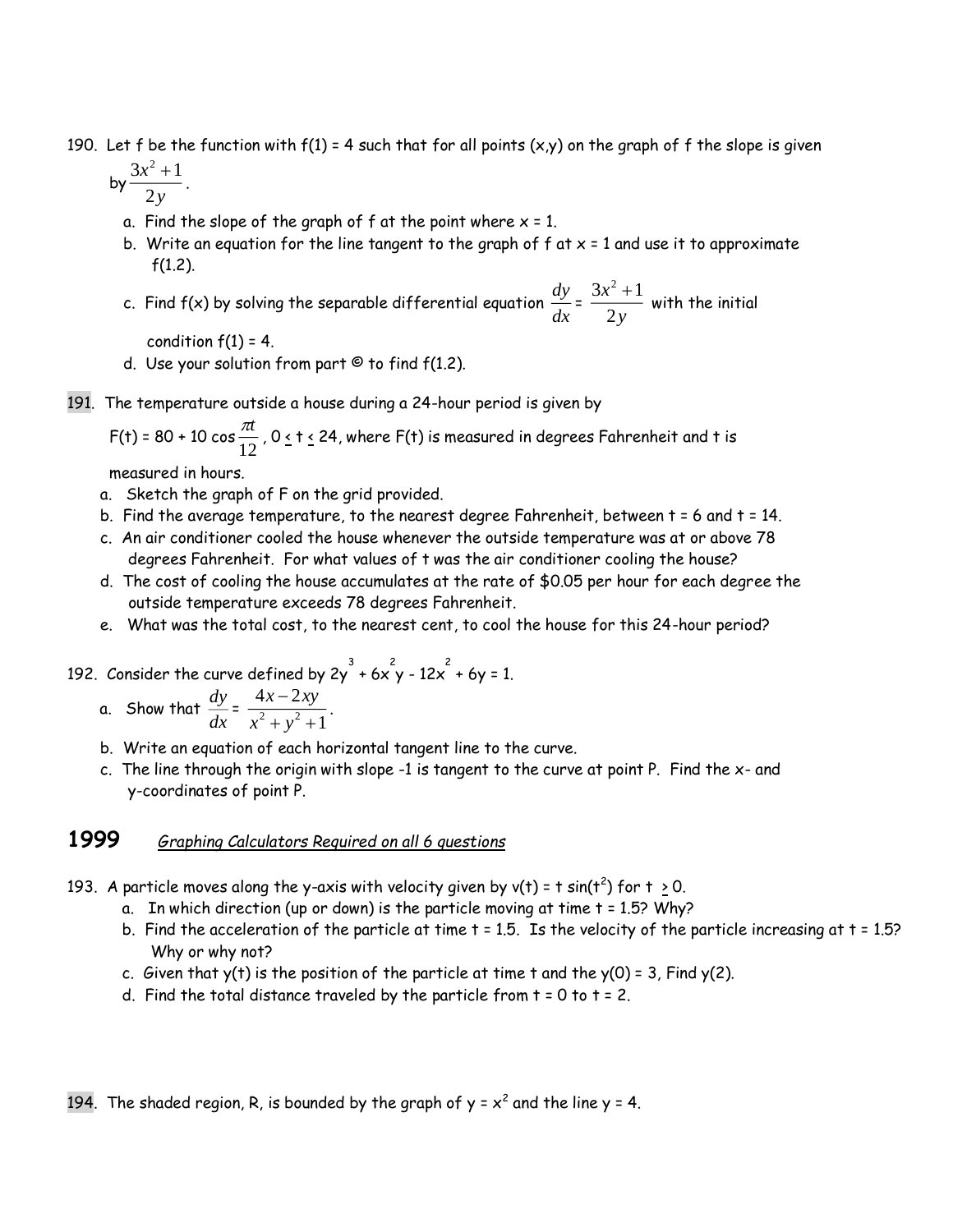190. Let f be the function with f(1) = 4 such that for all points (x,y) on the graph of f the slope is given by $\frac{3x^2+1}{2y}$.

   a. Find the slope of the graph of f at the point where x = 1.
   b. Write an equation for the line tangent to the graph of f at x = 1 and use it to approximate f(1.2).
   c. Find f(x) by solving the separable differential equation $\frac{dy}{dx} = \frac{3x^2+1}{2y}$ with the initial condition f(1) = 4.
   d. Use your solution from part © to find f(1.2).

191. The temperature outside a house during a 24-hour period is given by $F(t) = 80 + 10\cos\frac{\pi t}{12}$, $0 \le t \le 24$, where F(t) is measured in degrees Fahrenheit and t is measured in hours.

   a. Sketch the graph of F on the grid provided.
   b. Find the average temperature, to the nearest degree Fahrenheit, between t = 6 and t = 14.
   c. An air conditioner cooled the house whenever the outside temperature was at or above 78 degrees Fahrenheit. For what values of t was the air conditioner cooling the house?
   d. The cost of cooling the house accumulates at the rate of $0.05 per hour for each degree the outside temperature exceeds 78 degrees Fahrenheit.
   e. What was the total cost, to the nearest cent, to cool the house for this 24-hour period?

192. Consider the curve defined by $2y^3 + 6x^2y - 12x^2 + 6y = 1$.

   a. Show that $\frac{dy}{dx} = \frac{4x-2xy}{x^2+y^2+1}$.
   b. Write an equation of each horizontal tangent line to the curve.
   c. The line through the origin with slope -1 is tangent to the curve at point P. Find the x- and y-coordinates of point P.

## 1999 *Graphing Calculators Required on all 6 questions*

193. A particle moves along the y-axis with velocity given by $v(t) = t\sin(t^2)$ for $t \ge 0$.

   a. In which direction (up or down) is the particle moving at time t = 1.5? Why?
   b. Find the acceleration of the particle at time t = 1.5. Is the velocity of the particle increasing at t = 1.5? Why or why not?
   c. Given that y(t) is the position of the particle at time t and the y(0) = 3, Find y(2).
   d. Find the total distance traveled by the particle from t = 0 to t = 2.

194. The shaded region, R, is bounded by the graph of $y = x^2$ and the line y = 4.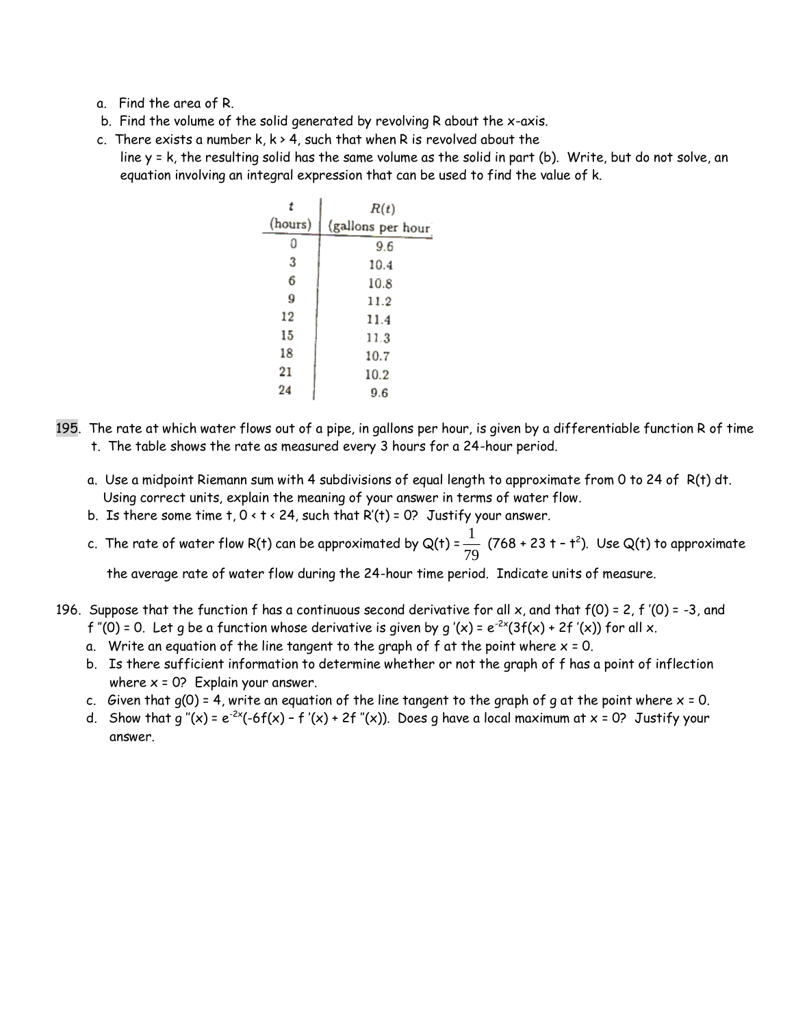a. Find the area of R.

b. Find the volume of the solid generated by revolving R about the x-axis.

c. There exists a number k, k > 4, such that when R is revolved about the line y = k, the resulting solid has the same volume as the solid in part (b). Write, but do not solve, an equation involving an integral expression that can be used to find the value of k.

| $t$ (hours) | $R(t)$ (gallons per hour) |
|---|---|
| 0 | 9.6 |
| 3 | 10.4 |
| 6 | 10.8 |
| 9 | 11.2 |
| 12 | 11.4 |
| 15 | 11.3 |
| 18 | 10.7 |
| 21 | 10.2 |
| 24 | 9.6 |

195. The rate at which water flows out of a pipe, in gallons per hour, is given by a differentiable function R of time t. The table shows the rate as measured every 3 hours for a 24-hour period.

a. Use a midpoint Riemann sum with 4 subdivisions of equal length to approximate from 0 to 24 of R(t) dt. Using correct units, explain the meaning of your answer in terms of water flow.

b. Is there some time t, $0 < t < 24$, such that $R'(t) = 0$? Justify your answer.

c. The rate of water flow R(t) can be approximated by $Q(t) = \dfrac{1}{79}(768 + 23t - t^2)$. Use Q(t) to approximate the average rate of water flow during the 24-hour time period. Indicate units of measure.

196. Suppose that the function f has a continuous second derivative for all x, and that $f(0) = 2$, $f'(0) = -3$, and $f''(0) = 0$. Let g be a function whose derivative is given by $g'(x) = e^{-2x}(3f(x) + 2f'(x))$ for all x.

a. Write an equation of the line tangent to the graph of f at the point where x = 0.

b. Is there sufficient information to determine whether or not the graph of f has a point of inflection where x = 0? Explain your answer.

c. Given that $g(0) = 4$, write an equation of the line tangent to the graph of g at the point where x = 0.

d. Show that $g''(x) = e^{-2x}(-6f(x) - f'(x) + 2f''(x))$. Does g have a local maximum at x = 0? Justify your answer.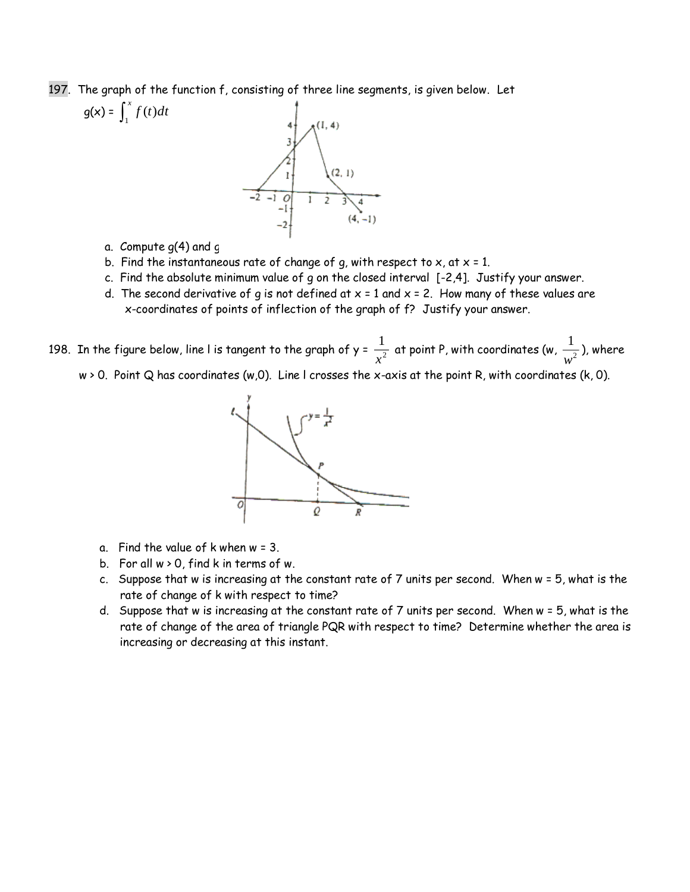197. The graph of the function f, consisting of three line segments, is given below. Let

$g(x) = \int_1^x f(t)dt$

a. Compute g(4) and g
b. Find the instantaneous rate of change of g, with respect to x, at x = 1.
c. Find the absolute minimum value of g on the closed interval [-2,4]. Justify your answer.
d. The second derivative of g is not defined at x = 1 and x = 2. How many of these values are x-coordinates of points of inflection of the graph of f? Justify your answer.

198. In the figure below, line l is tangent to the graph of $y = \frac{1}{x^2}$ at point P, with coordinates $(w, \frac{1}{w^2})$, where w > 0. Point Q has coordinates (w,0). Line l crosses the x-axis at the point R, with coordinates (k, 0).

a. Find the value of k when w = 3.
b. For all w > 0, find k in terms of w.
c. Suppose that w is increasing at the constant rate of 7 units per second. When w = 5, what is the rate of change of k with respect to time?
d. Suppose that w is increasing at the constant rate of 7 units per second. When w = 5, what is the rate of change of the area of triangle PQR with respect to time? Determine whether the area is increasing or decreasing at this instant.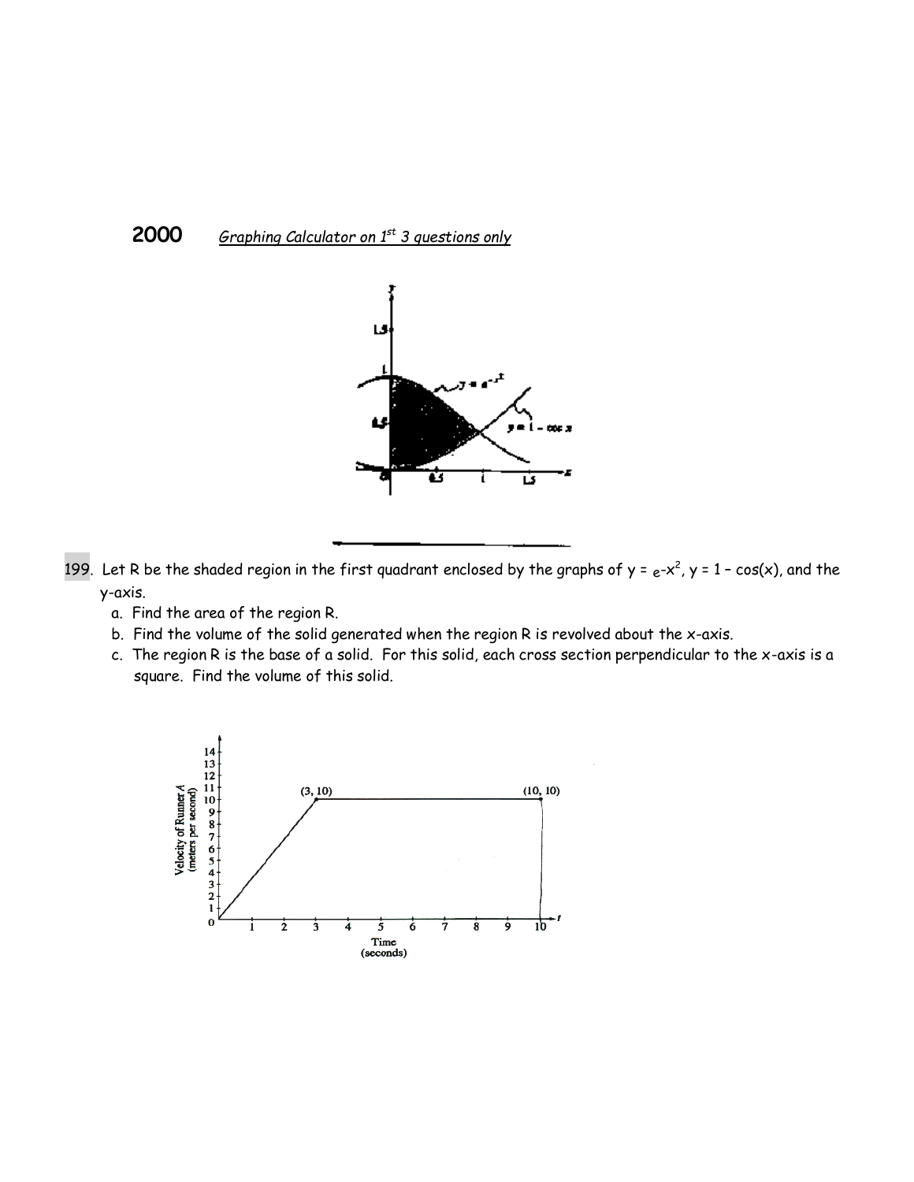## 2000 *Graphing Calculator on 1st 3 questions only*

199. Let R be the shaded region in the first quadrant enclosed by the graphs of $y = e^{-x^2}$, $y = 1 - \cos(x)$, and the y-axis.

  a. Find the area of the region R.

  b. Find the volume of the solid generated when the region R is revolved about the x-axis.

  c. The region R is the base of a solid. For this solid, each cross section perpendicular to the x-axis is a square. Find the volume of this solid.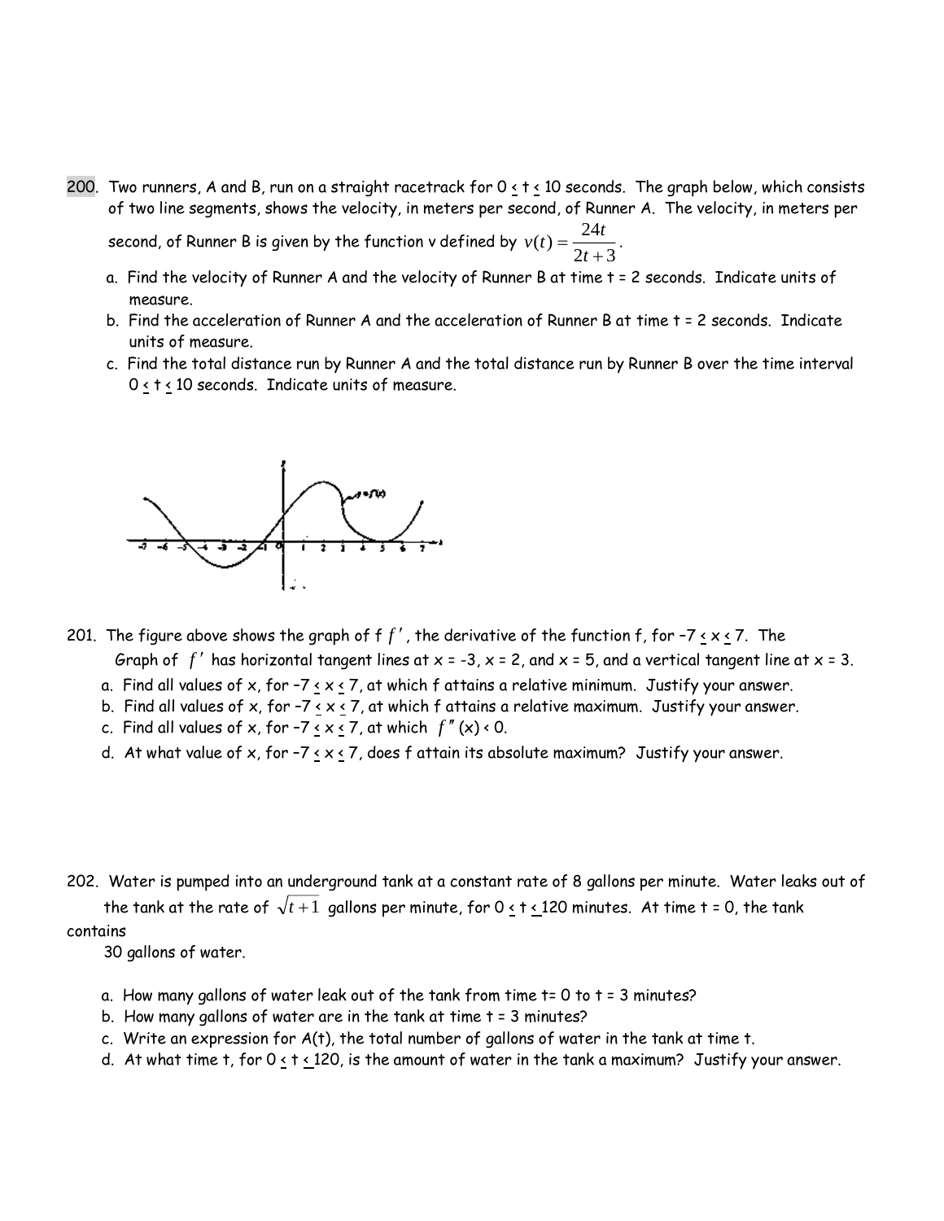200. Two runners, A and B, run on a straight racetrack for $0 \leq t \leq 10$ seconds. The graph below, which consists of two line segments, shows the velocity, in meters per second, of Runner A. The velocity, in meters per second, of Runner B is given by the function v defined by $v(t) = \dfrac{24t}{2t+3}$.

a. Find the velocity of Runner A and the velocity of Runner B at time t = 2 seconds. Indicate units of measure.

b. Find the acceleration of Runner A and the acceleration of Runner B at time t = 2 seconds. Indicate units of measure.

c. Find the total distance run by Runner A and the total distance run by Runner B over the time interval $0 \leq t \leq 10$ seconds. Indicate units of measure.

201. The figure above shows the graph of f $f'$, the derivative of the function f, for $-7 \leq x \leq 7$. The Graph of $f'$ has horizontal tangent lines at x = -3, x = 2, and x = 5, and a vertical tangent line at x = 3.

a. Find all values of x, for $-7 \leq x \leq 7$, at which f attains a relative minimum. Justify your answer.

b. Find all values of x, for $-7 \leq x \leq 7$, at which f attains a relative maximum. Justify your answer.

c. Find all values of x, for $-7 \leq x \leq 7$, at which $f''(x) < 0$.

d. At what value of x, for $-7 \leq x \leq 7$, does f attain its absolute maximum? Justify your answer.

202. Water is pumped into an underground tank at a constant rate of 8 gallons per minute. Water leaks out of the tank at the rate of $\sqrt{t+1}$ gallons per minute, for $0 \leq t \leq 120$ minutes. At time t = 0, the tank contains 30 gallons of water.

a. How many gallons of water leak out of the tank from time t= 0 to t = 3 minutes?

b. How many gallons of water are in the tank at time t = 3 minutes?

c. Write an expression for A(t), the total number of gallons of water in the tank at time t.

d. At what time t, for $0 \leq t \leq 120$, is the amount of water in the tank a maximum? Justify your answer.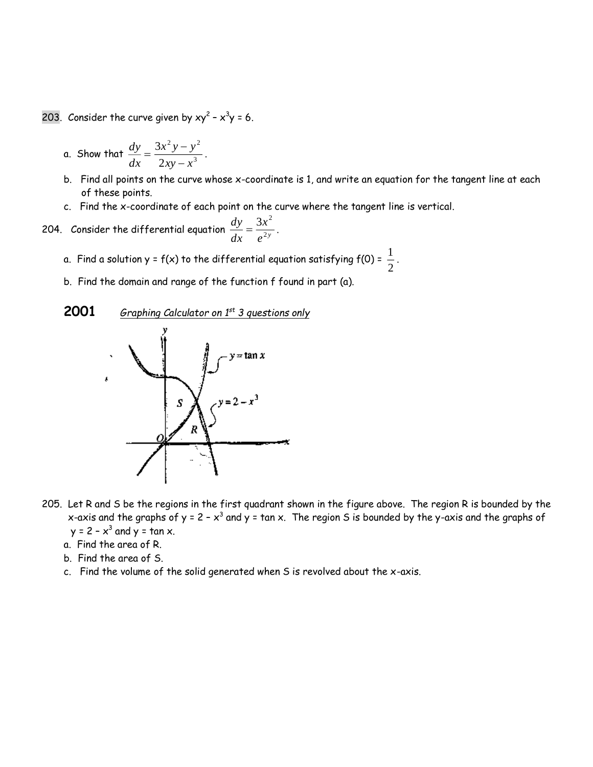203. Consider the curve given by $xy^2 - x^3y = 6$.

a. Show that $\dfrac{dy}{dx} = \dfrac{3x^2y - y^2}{2xy - x^3}$.

b. Find all points on the curve whose x-coordinate is 1, and write an equation for the tangent line at each of these points.

c. Find the x-coordinate of each point on the curve where the tangent line is vertical.

204. Consider the differential equation $\dfrac{dy}{dx} = \dfrac{3x^2}{e^{2y}}$.

a. Find a solution $y = f(x)$ to the differential equation satisfying $f(0) = \dfrac{1}{2}$.

b. Find the domain and range of the function f found in part (a).

## 2001 *Graphing Calculator on 1st 3 questions only*

205. Let R and S be the regions in the first quadrant shown in the figure above. The region R is bounded by the x-axis and the graphs of $y = 2 - x^3$ and $y = \tan x$. The region S is bounded by the y-axis and the graphs of $y = 2 - x^3$ and $y = \tan x$.

a. Find the area of R.

b. Find the area of S.

c. Find the volume of the solid generated when S is revolved about the x-axis.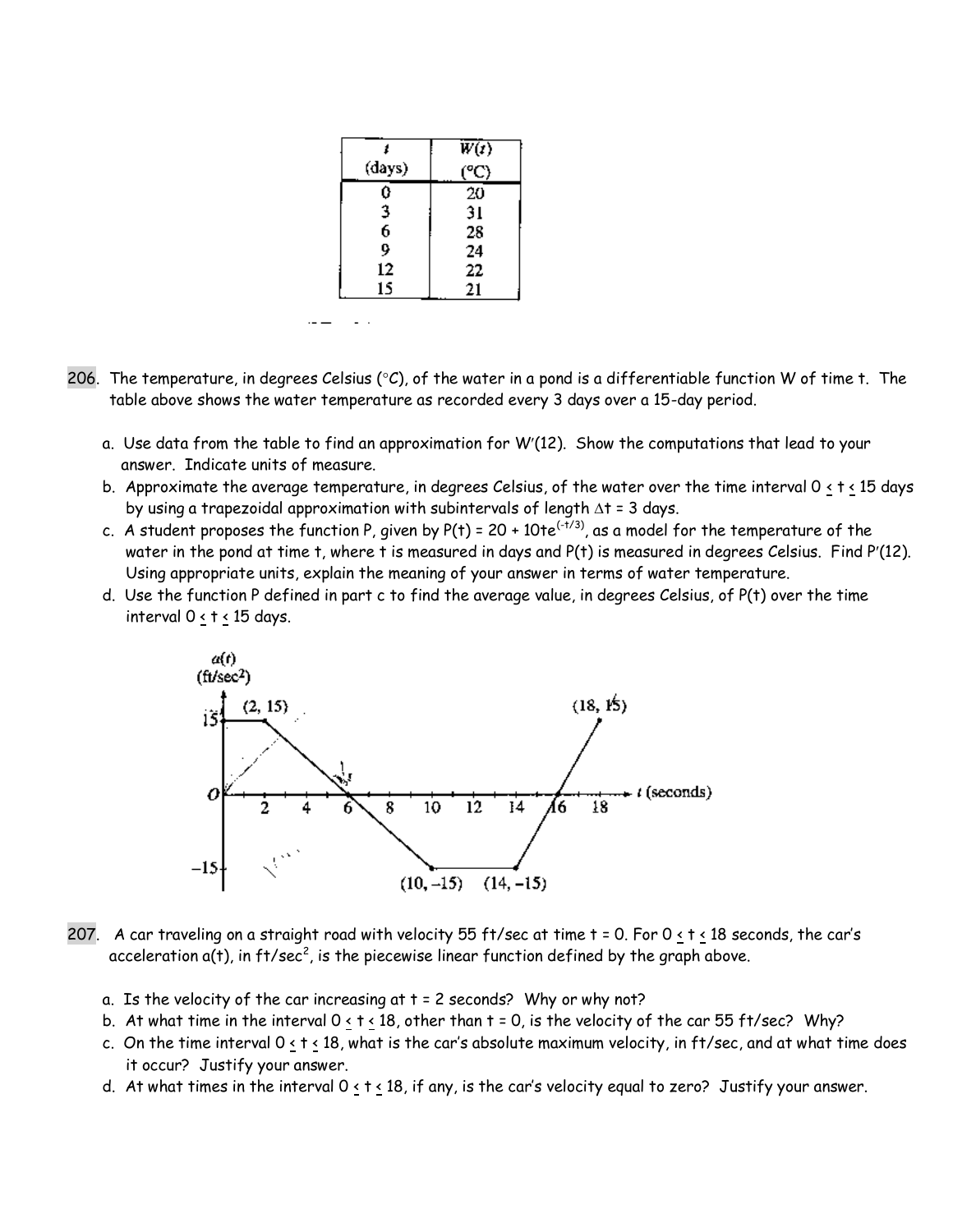| $t$ (days) | $W(t)$ (°C) |
|---|---|
| 0 | 20 |
| 3 | 31 |
| 6 | 28 |
| 9 | 24 |
| 12 | 22 |
| 15 | 21 |

206. The temperature, in degrees Celsius (°C), of the water in a pond is a differentiable function W of time t. The table above shows the water temperature as recorded every 3 days over a 15-day period.

a. Use data from the table to find an approximation for $W'(12)$. Show the computations that lead to your answer. Indicate units of measure.

b. Approximate the average temperature, in degrees Celsius, of the water over the time interval $0 \le t \le 15$ days by using a trapezoidal approximation with subintervals of length $\Delta t = 3$ days.

c. A student proposes the function P, given by $P(t) = 20 + 10te^{(-t/3)}$, as a model for the temperature of the water in the pond at time t, where t is measured in days and $P(t)$ is measured in degrees Celsius. Find $P'(12)$. Using appropriate units, explain the meaning of your answer in terms of water temperature.

d. Use the function P defined in part c to find the average value, in degrees Celsius, of $P(t)$ over the time interval $0 \le t \le 15$ days.

207. A car traveling on a straight road with velocity 55 ft/sec at time t = 0. For $0 \le t \le 18$ seconds, the car's acceleration $a(t)$, in ft/sec$^2$, is the piecewise linear function defined by the graph above.

a. Is the velocity of the car increasing at t = 2 seconds? Why or why not?

b. At what time in the interval $0 \le t \le 18$, other than t = 0, is the velocity of the car 55 ft/sec? Why?

c. On the time interval $0 \le t \le 18$, what is the car's absolute maximum velocity, in ft/sec, and at what time does it occur? Justify your answer.

d. At what times in the interval $0 \le t \le 18$, if any, is the car's velocity equal to zero? Justify your answer.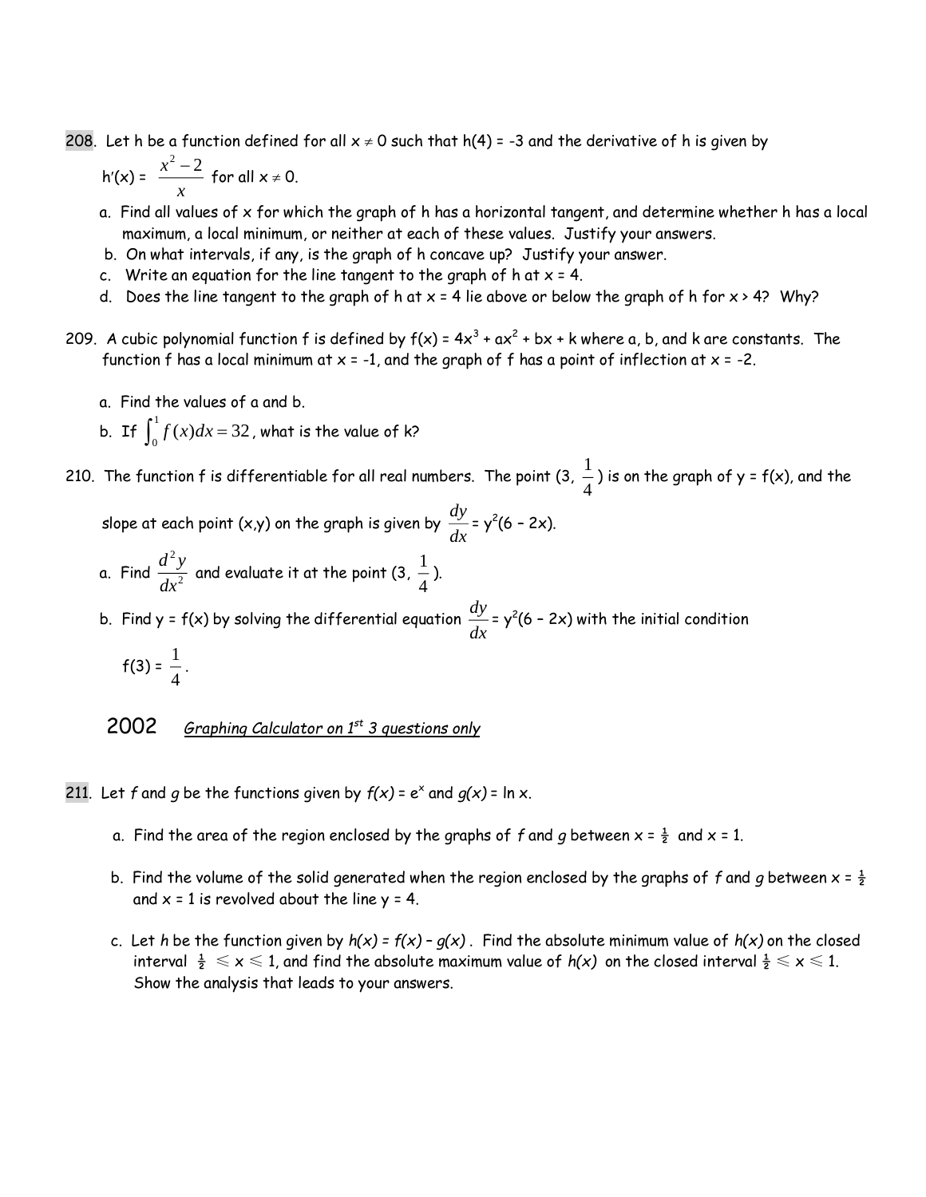208. Let h be a function defined for all $x \neq 0$ such that h(4) = -3 and the derivative of h is given by

$h'(x) = \dfrac{x^2 - 2}{x}$ for all $x \neq 0$.

a. Find all values of x for which the graph of h has a horizontal tangent, and determine whether h has a local maximum, a local minimum, or neither at each of these values. Justify your answers.

b. On what intervals, if any, is the graph of h concave up? Justify your answer.

c. Write an equation for the line tangent to the graph of h at x = 4.

d. Does the line tangent to the graph of h at x = 4 lie above or below the graph of h for x > 4? Why?

209. A cubic polynomial function f is defined by $f(x) = 4x^3 + ax^2 + bx + k$ where a, b, and k are constants. The function f has a local minimum at x = -1, and the graph of f has a point of inflection at x = -2.

a. Find the values of a and b.

b. If $\int_0^1 f(x)dx = 32$, what is the value of k?

210. The function f is differentiable for all real numbers. The point (3, $\frac{1}{4}$) is on the graph of y = f(x), and the slope at each point (x,y) on the graph is given by $\dfrac{dy}{dx} = y^2(6 - 2x)$.

a. Find $\dfrac{d^2y}{dx^2}$ and evaluate it at the point (3, $\frac{1}{4}$).

b. Find y = f(x) by solving the differential equation $\dfrac{dy}{dx} = y^2(6 - 2x)$ with the initial condition f(3) = $\frac{1}{4}$.

## 2002 *Graphing Calculator on 1st 3 questions only*

211. Let *f* and *g* be the functions given by *f(x)* = $e^x$ and *g(x)* = ln x.

a. Find the area of the region enclosed by the graphs of *f* and *g* between x = ½ and x = 1.

b. Find the volume of the solid generated when the region enclosed by the graphs of *f* and *g* between x = ½ and x = 1 is revolved about the line y = 4.

c. Let *h* be the function given by *h(x) = f(x) – g(x)*. Find the absolute minimum value of *h(x)* on the closed interval $\frac{1}{2} \leq x \leq 1$, and find the absolute maximum value of *h(x)* on the closed interval $\frac{1}{2} \leq x \leq 1$. Show the analysis that leads to your answers.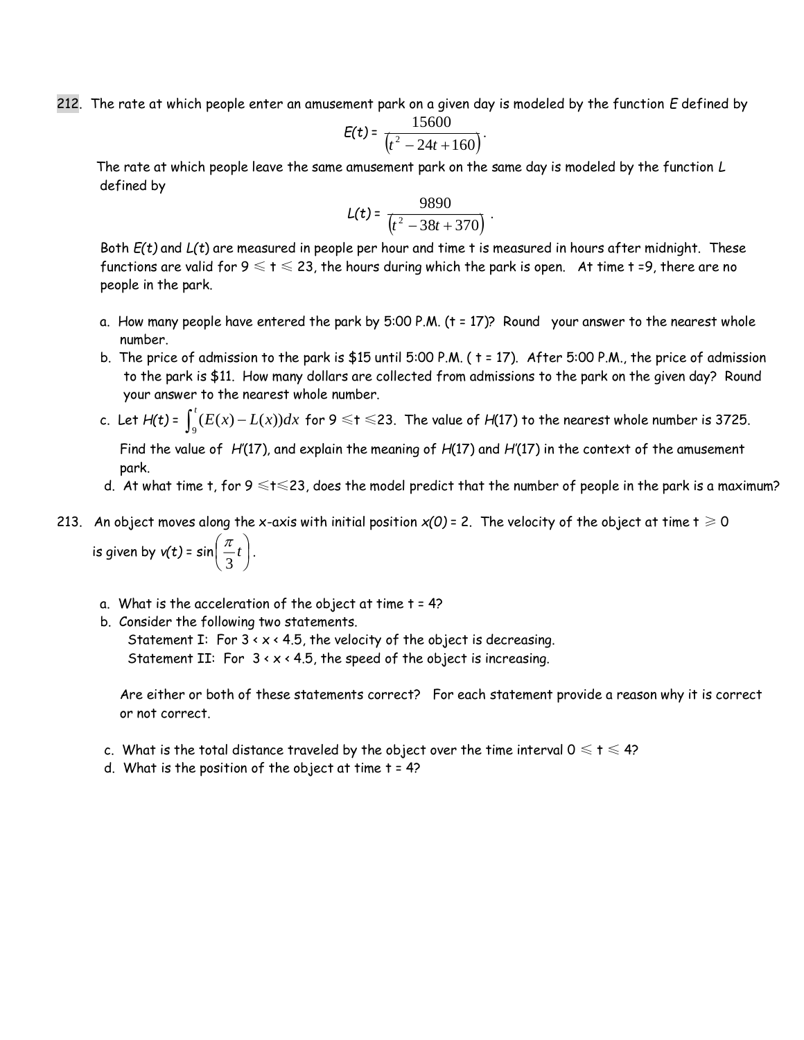212. The rate at which people enter an amusement park on a given day is modeled by the function $E$ defined by

$$E(t) = \frac{15600}{(t^2 - 24t + 160)}.$$

The rate at which people leave the same amusement park on the same day is modeled by the function $L$ defined by

$$L(t) = \frac{9890}{(t^2 - 38t + 370)}.$$

Both $E(t)$ and $L(t)$ are measured in people per hour and time t is measured in hours after midnight. These functions are valid for $9 \leq t \leq 23$, the hours during which the park is open. At time t =9, there are no people in the park.

a. How many people have entered the park by 5:00 P.M. (t = 17)? Round your answer to the nearest whole number.

b. The price of admission to the park is \$15 until 5:00 P.M. ( t = 17). After 5:00 P.M., the price of admission to the park is \$11. How many dollars are collected from admissions to the park on the given day? Round your answer to the nearest whole number.

c. Let $H(t) = \int_9^t (E(x) - L(x))dx$ for $9 \leq t \leq 23$. The value of $H(17)$ to the nearest whole number is 3725.

   Find the value of $H'(17)$, and explain the meaning of $H(17)$ and $H'(17)$ in the context of the amusement park.

d. At what time t, for $9 \leq t \leq 23$, does the model predict that the number of people in the park is a maximum?

213. An object moves along the x-axis with initial position $x(0) = 2$. The velocity of the object at time $t \geq 0$ is given by $v(t) = \sin\left(\frac{\pi}{3}t\right)$.

a. What is the acceleration of the object at time t = 4?

b. Consider the following two statements.

   Statement I: For $3 < x < 4.5$, the velocity of the object is decreasing.

   Statement II: For $3 < x < 4.5$, the speed of the object is increasing.

   Are either or both of these statements correct? For each statement provide a reason why it is correct or not correct.

c. What is the total distance traveled by the object over the time interval $0 \leq t \leq 4$?

d. What is the position of the object at time t = 4?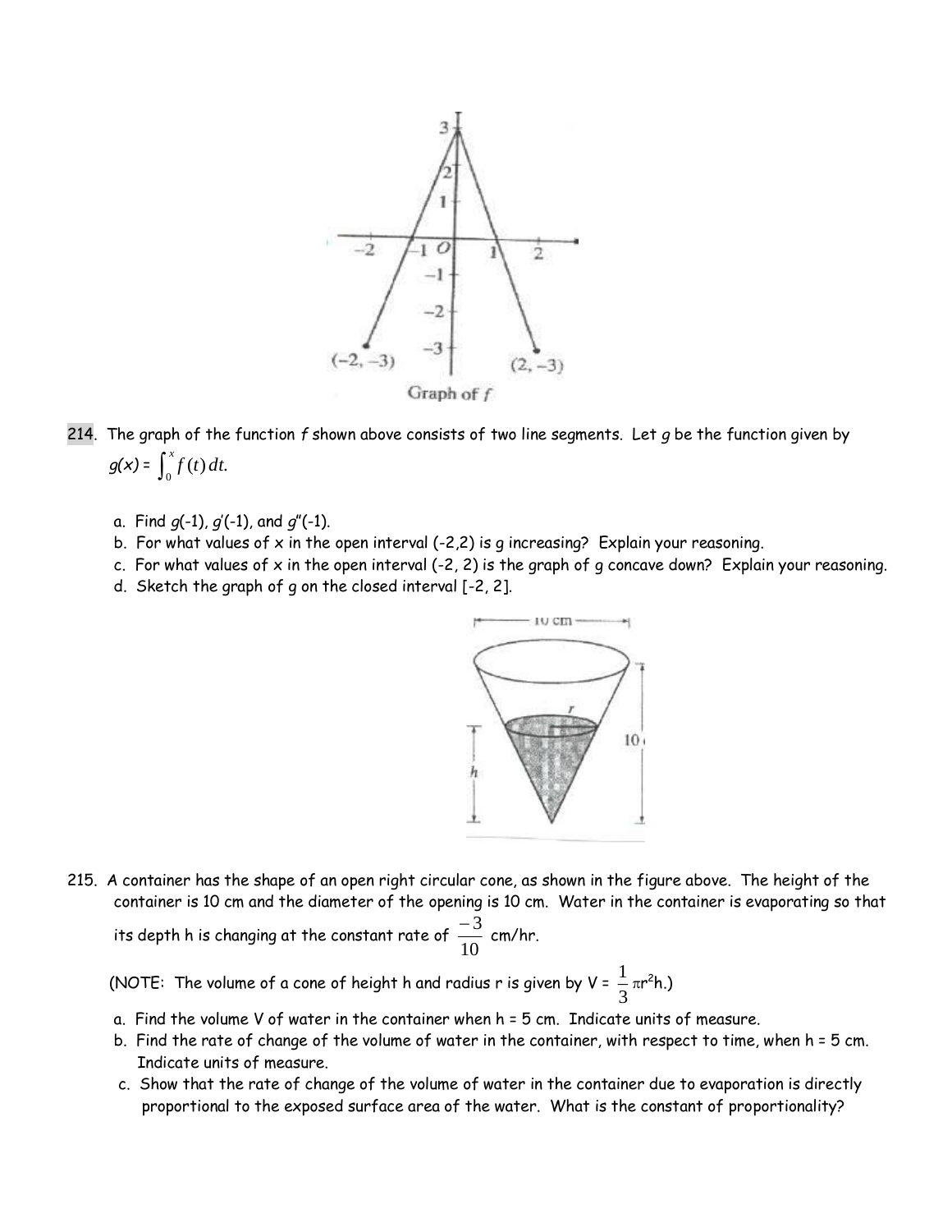214. The graph of the function *f* shown above consists of two line segments. Let *g* be the function given by $g(x) = \int_0^x f(t)\,dt$.

a. Find $g(-1)$, $g'(-1)$, and $g''(-1)$.
b. For what values of x in the open interval (-2,2) is g increasing? Explain your reasoning.
c. For what values of x in the open interval (-2, 2) is the graph of g concave down? Explain your reasoning.
d. Sketch the graph of g on the closed interval [-2, 2].

215. A container has the shape of an open right circular cone, as shown in the figure above. The height of the container is 10 cm and the diameter of the opening is 10 cm. Water in the container is evaporating so that its depth h is changing at the constant rate of $\frac{-3}{10}$ cm/hr.

(NOTE: The volume of a cone of height h and radius r is given by $V = \frac{1}{3}\pi r^2 h$.)

a. Find the volume V of water in the container when h = 5 cm. Indicate units of measure.
b. Find the rate of change of the volume of water in the container, with respect to time, when h = 5 cm. Indicate units of measure.
c. Show that the rate of change of the volume of water in the container due to evaporation is directly proportional to the exposed surface area of the water. What is the constant of proportionality?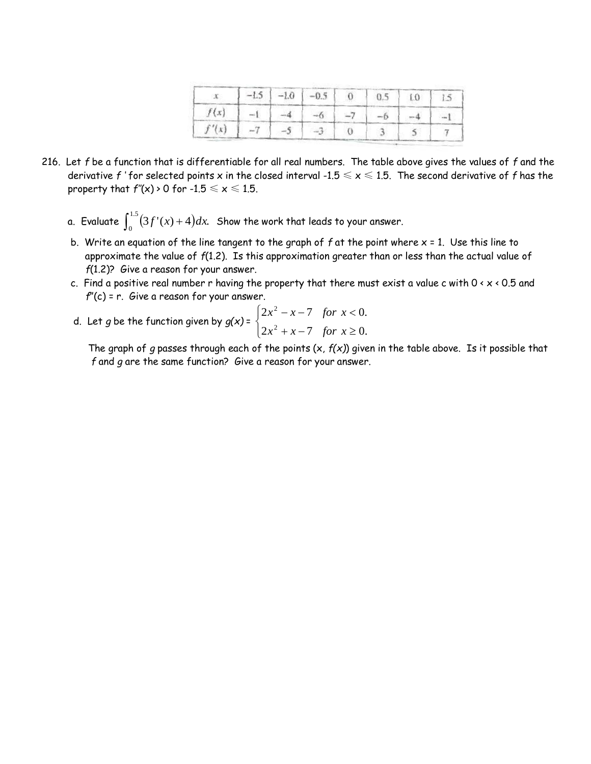| $x$ | $-1.5$ | $-1.0$ | $-0.5$ | $0$ | $0.5$ | $1.0$ | $1.5$ |
|---|---|---|---|---|---|---|---|
| $f(x)$ | $-1$ | $-4$ | $-6$ | $-7$ | $-6$ | $-4$ | $-1$ |
| $f'(x)$ | $-7$ | $-5$ | $-3$ | $0$ | $3$ | $5$ | $7$ |

216. Let $f$ be a function that is differentiable for all real numbers. The table above gives the values of $f$ and the derivative $f'$ for selected points $x$ in the closed interval $-1.5 \leq x \leq 1.5$. The second derivative of $f$ has the property that $f''(x) > 0$ for $-1.5 \leq x \leq 1.5$.

a. Evaluate $\int_0^{1.5} (3f'(x) + 4)dx$. Show the work that leads to your answer.

b. Write an equation of the line tangent to the graph of $f$ at the point where $x = 1$. Use this line to approximate the value of $f(1.2)$. Is this approximation greater than or less than the actual value of $f(1.2)$? Give a reason for your answer.

c. Find a positive real number $r$ having the property that there must exist a value $c$ with $0 < x < 0.5$ and $f''(c) = r$. Give a reason for your answer.

d. Let $g$ be the function given by $g(x) = \begin{cases} 2x^2 - x - 7 & \text{for } x < 0. \\ 2x^2 + x - 7 & \text{for } x \geq 0. \end{cases}$

The graph of $g$ passes through each of the points $(x, f(x))$ given in the table above. Is it possible that $f$ and $g$ are the same function? Give a reason for your answer.